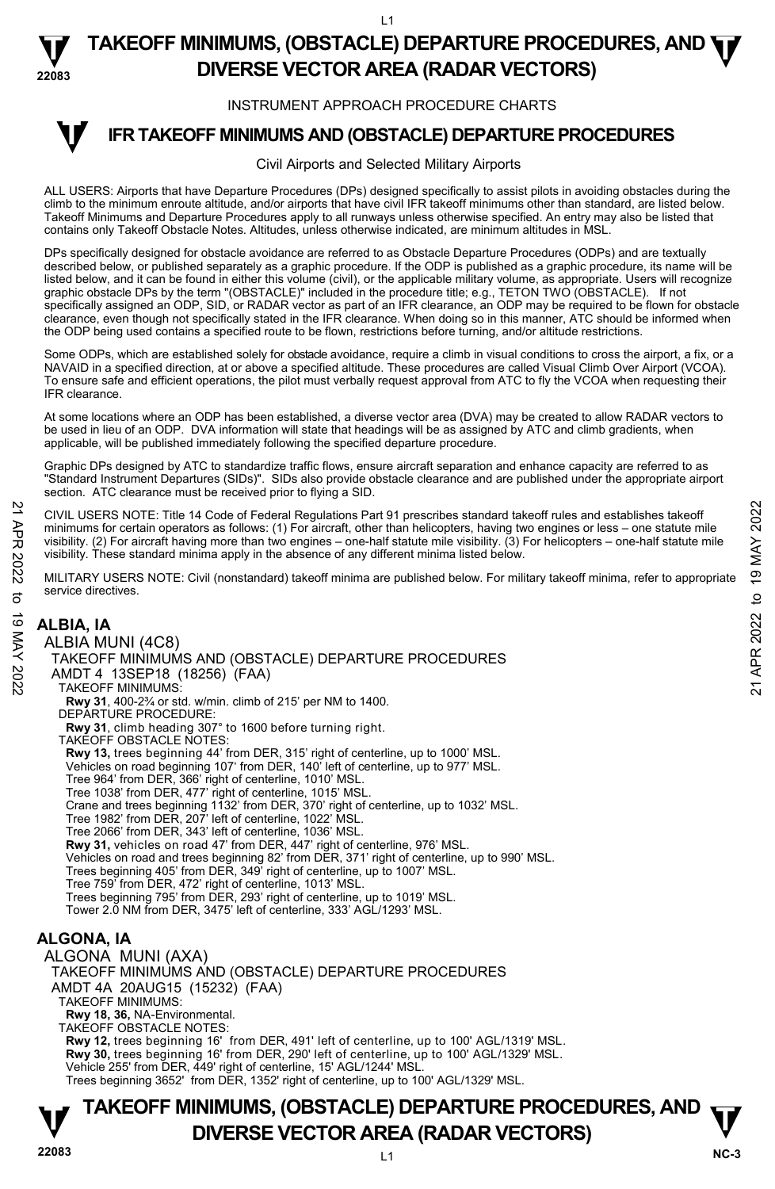# TAKEOFF MINIMUMS, (OBSTACLE) DEPARTURE PROCEDURES, AND DIVERSE VECTOR AREA (RADAR VECTORS)

INSTRUMENT APPROACH PROCEDURE CHARTS

## IFR TAKEOFF MINIMUMS AND (OBSTACLE) DEPARTURE PROCEDURES

Civil Airports and Selected Military Airports

ALL USERS: Airports that have Departure Procedures (DPs) designed specifically to assist pilots in avoiding obstacles during the climb to the minimum enroute altitude, and/or airports that have civil IFR takeoff minimums other than standard, are listed below. Takeoff Minimums and Departure Procedures apply to all runways unless otherwise specified. An entry may also be listed that contains only Takeoff Obstacle Notes. Altitudes, unless otherwise indicated, are minimum altitudes in MSL.

DPs specifically designed for obstacle avoidance are referred to as Obstacle Departure Procedures (ODPs) and are textually described below, or published separately as a graphic procedure. If the ODP is published as a graphic procedure, its name will be listed below, and it can be found in either this volume (civil), or the applicable military volume, as appropriate. Users will recognize graphic obstacle DPs by the term "(OBSTACLE)" included in the procedure title; e.g., TETON TWO (OBSTACLE). If not specifically assigned an ODP, SID, or RADAR vector as part of an IFR clearance, an ODP may be required to be flown for obstacle clearance, even though not specifically stated in the IFR clearance. When doing so in this manner, ATC should be informed when the ODP being used contains a specified route to be flown, restrictions before turning, and/or altitude restrictions.

Some ODPs, which are established solely for obstacle avoidance, require a climb in visual conditions to cross the airport, a fix, or a NAVAID in a specified direction, at or above a specified altitude. These procedures are called Visual Climb Over Airport (VCOA). To ensure safe and efficient operations, the pilot must verbally request approval from ATC to fly the VCOA when requesting their IFR clearance.

At some locations where an ODP has been established, a diverse vector area (DVA) may be created to allow RADAR vectors to be used in lieu of an ODP. DVA information will state that headings will be as assigned by ATC and climb gradients, when applicable, will be published immediately following the specified departure procedure.

Graphic DPs designed by ATC to standardize traffic flows, ensure aircraft separation and enhance capacity are referred to as "Standard Instrument Departures (SIDs)". SIDs also provide obstacle clearance and are published under the appropriate airport section. ATC clearance must be received prior to flying a SID.

CIVIL USERS NOTE: Title 14 Code of Federal Regulations Part 91 prescribes standard takeoff rules and establishes takeoff minimums for certain operators as follows: (1) For aircraft, other than helicopters, having two engines or less – one statute mile visibility. (2) For aircraft having more than two engines – one-half statute mile visibility. (3) For helicopters – one-half statute mile visibility. These standard minima apply in the absence of any different minima listed below.

MILITARY USERS NOTE: Civil (nonstandard) takeoff minima are published below. For military takeoff minima, refer to appropriate service directives.

### ALBIA, IA

ALBIA MUNI (4C8)
TAKEOFF MINIMUMS AND (OBSTACLE) DEPARTURE PROCEDURES
AMDT 4 13SEP18 (18256) (FAA)
TAKEOFF MINIMUMS:
**Rwy 31**, 400-2¾ or std. w/min. climb of 215' per NM to 1400.
DEPARTURE PROCEDURE:
**Rwy 31**, climb heading 307° to 1600 before turning right.
TAKEOFF OBSTACLE NOTES:
**Rwy 13,** trees beginning 44' from DER, 315' right of centerline, up to 1000' MSL.
Vehicles on road beginning 107' from DER, 140' left of centerline, up to 977' MSL.
Tree 964' from DER, 366' right of centerline, 1010' MSL.
Tree 1038' from DER, 477' right of centerline, 1015' MSL.
Crane and trees beginning 1132' from DER, 370' right of centerline, up to 1032' MSL.
Tree 1982' from DER, 207' left of centerline, 1022' MSL.
Tree 2066' from DER, 343' left of centerline, 1036' MSL.
**Rwy 31,** vehicles on road 47' from DER, 447' right of centerline, 976' MSL.
Vehicles on road and trees beginning 82' from DER, 371' right of centerline, up to 990' MSL.
Trees beginning 405' from DER, 349' right of centerline, up to 1007' MSL.
Tree 759' from DER, 472' right of centerline, 1013' MSL.
Trees beginning 795' from DER, 293' right of centerline, up to 1019' MSL.
Tower 2.0 NM from DER, 3475' left of centerline, 333' AGL/1293' MSL.

### ALGONA, IA

ALGONA MUNI (AXA)
TAKEOFF MINIMUMS AND (OBSTACLE) DEPARTURE PROCEDURES
AMDT 4A 20AUG15 (15232) (FAA)
TAKEOFF MINIMUMS:
**Rwy 18, 36,** NA-Environmental.
TAKEOFF OBSTACLE NOTES:
**Rwy 12,** trees beginning 16' from DER, 491' left of centerline, up to 100' AGL/1319' MSL.
**Rwy 30,** trees beginning 16' from DER, 290' left of centerline, up to 100' AGL/1329' MSL.
Vehicle 255' from DER, 449' right of centerline, 15' AGL/1244' MSL.
Trees beginning 3652' from DER, 1352' right of centerline, up to 100' AGL/1329' MSL.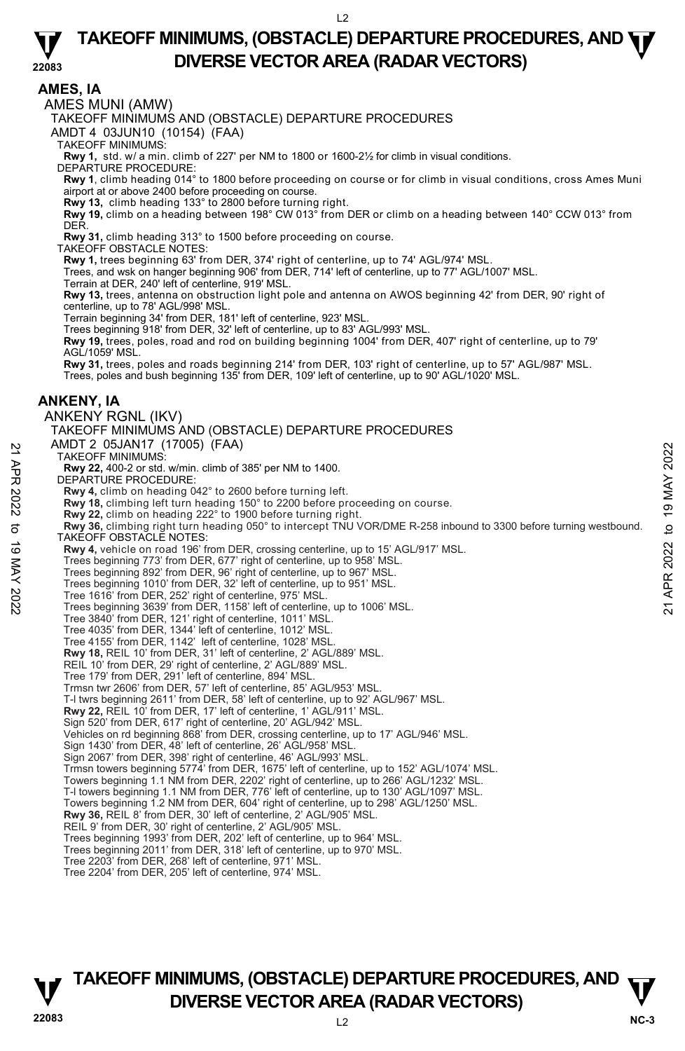## AMES, IA

AMES MUNI (AMW)

TAKEOFF MINIMUMS AND (OBSTACLE) DEPARTURE PROCEDURES

AMDT 4 03JUN10 (10154) (FAA)

TAKEOFF MINIMUMS:

**Rwy 1,** std. w/ a min. climb of 227' per NM to 1800 or 1600-2½ for climb in visual conditions.

DEPARTURE PROCEDURE:

**Rwy 1**, climb heading 014° to 1800 before proceeding on course or for climb in visual conditions, cross Ames Muni airport at or above 2400 before proceeding on course.

**Rwy 13,** climb heading 133° to 2800 before turning right.

**Rwy 19,** climb on a heading between 198° CW 013° from DER or climb on a heading between 140° CCW 013° from DER.

**Rwy 31,** climb heading 313° to 1500 before proceeding on course.

TAKEOFF OBSTACLE NOTES:

**Rwy 1,** trees beginning 63' from DER, 374' right of centerline, up to 74' AGL/974' MSL.

Trees, and wsk on hanger beginning 906' from DER, 714' left of centerline, up to 77' AGL/1007' MSL.

Terrain at DER, 240' left of centerline, 919' MSL.

**Rwy 13,** trees, antenna on obstruction light pole and antenna on AWOS beginning 42' from DER, 90' right of centerline, up to 78' AGL/998' MSL.

Terrain beginning 34' from DER, 181' left of centerline, 923' MSL.

Trees beginning 918' from DER, 32' left of centerline, up to 83' AGL/993' MSL.

**Rwy 19,** trees, poles, road and rod on building beginning 1004' from DER, 407' right of centerline, up to 79' AGL/1059' MSL.

**Rwy 31,** trees, poles and roads beginning 214' from DER, 103' right of centerline, up to 57' AGL/987' MSL.

Trees, poles and bush beginning 135' from DER, 109' left of centerline, up to 90' AGL/1020' MSL.

## ANKENY, IA

ANKENY RGNL (IKV)

TAKEOFF MINIMUMS AND (OBSTACLE) DEPARTURE PROCEDURES

AMDT 2 05JAN17 (17005) (FAA)

TAKEOFF MINIMUMS:

**Rwy 22,** 400-2 or std. w/min. climb of 385' per NM to 1400.

DEPARTURE PROCEDURE:

**Rwy 4,** climb on heading 042° to 2600 before turning left.

**Rwy 18,** climbing left turn heading 150° to 2200 before proceeding on course.

**Rwy 22,** climb on heading 222° to 1900 before turning right.

**Rwy 36,** climbing right turn heading 050° to intercept TNU VOR/DME R-258 inbound to 3300 before turning westbound.

TAKEOFF OBSTACLE NOTES:

**Rwy 4,** vehicle on road 196' from DER, crossing centerline, up to 15' AGL/917' MSL.

Trees beginning 773' from DER, 677' right of centerline, up to 958' MSL.

Trees beginning 892' from DER, 96' right of centerline, up to 967' MSL.

Trees beginning 1010' from DER, 32' left of centerline, up to 951' MSL.

Tree 1616' from DER, 252' right of centerline, 975' MSL.

Trees beginning 3639' from DER, 1158' left of centerline, up to 1006' MSL.

Tree 3840' from DER, 121' right of centerline, 1011' MSL.

Tree 4035' from DER, 1344' left of centerline, 1012' MSL.

Tree 4155' from DER, 1142' left of centerline, 1028' MSL.

**Rwy 18,** REIL 10' from DER, 31' left of centerline, 2' AGL/889' MSL.

REIL 10' from DER, 29' right of centerline, 2' AGL/889' MSL.

Tree 179' from DER, 291' left of centerline, 894' MSL.

Trmsn twr 2606' from DER, 57' left of centerline, 85' AGL/953' MSL.

T-l twrs beginning 2611' from DER, 58' left of centerline, up to 92' AGL/967' MSL.

**Rwy 22,** REIL 10' from DER, 17' left of centerline, 1' AGL/911' MSL.

Sign 520' from DER, 617' right of centerline, 20' AGL/942' MSL.

Vehicles on rd beginning 868' from DER, crossing centerline, up to 17' AGL/946' MSL.

Sign 1430' from DER, 48' left of centerline, 26' AGL/958' MSL.

Sign 2067' from DER, 398' right of centerline, 46' AGL/993' MSL.

Trmsn towers beginning 5774' from DER, 1675' left of centerline, up to 152' AGL/1074' MSL.

Towers beginning 1.1 NM from DER, 2202' right of centerline, up to 266' AGL/1232' MSL.

T-l towers beginning 1.1 NM from DER, 776' left of centerline, up to 130' AGL/1097' MSL.

Towers beginning 1.2 NM from DER, 604' right of centerline, up to 298' AGL/1250' MSL.

**Rwy 36,** REIL 8' from DER, 30' left of centerline, 2' AGL/905' MSL.

REIL 9' from DER, 30' right of centerline, 2' AGL/905' MSL.

Trees beginning 1993' from DER, 202' left of centerline, up to 964' MSL.

Trees beginning 2011' from DER, 318' left of centerline, up to 970' MSL.

Tree 2203' from DER, 268' left of centerline, 971' MSL.

Tree 2204' from DER, 205' left of centerline, 974' MSL.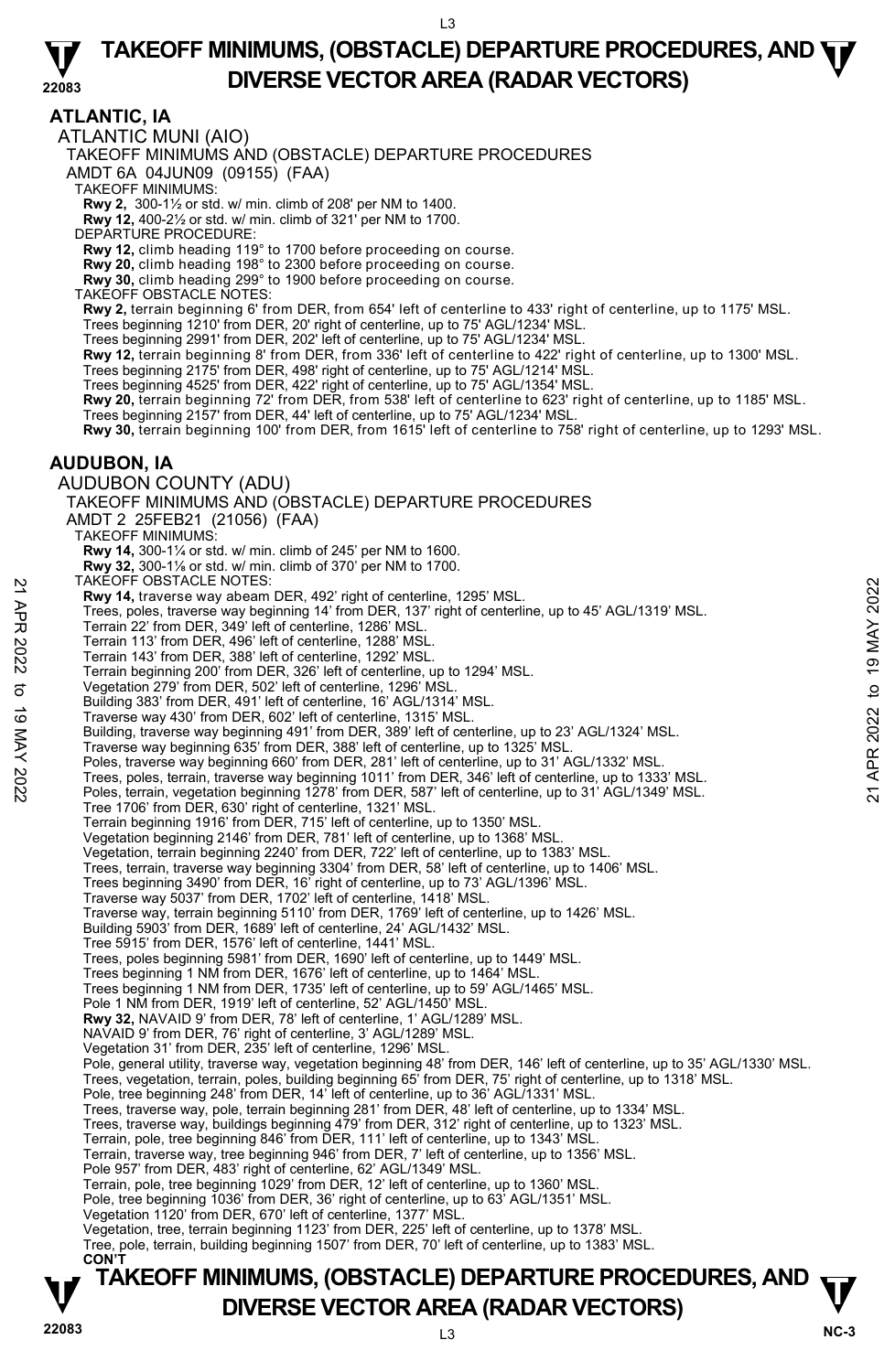# TAKEOFF MINIMUMS, (OBSTACLE) DEPARTURE PROCEDURES, AND DIVERSE VECTOR AREA (RADAR VECTORS)

## ATLANTIC, IA

### ATLANTIC MUNI (AIO)

TAKEOFF MINIMUMS AND (OBSTACLE) DEPARTURE PROCEDURES
AMDT 6A 04JUN09 (09155) (FAA)

TAKEOFF MINIMUMS:
**Rwy 2,** 300-1½ or std. w/ min. climb of 208' per NM to 1400.
**Rwy 12,** 400-2½ or std. w/ min. climb of 321' per NM to 1700.

DEPARTURE PROCEDURE:
**Rwy 12,** climb heading 119° to 1700 before proceeding on course.
**Rwy 20,** climb heading 198° to 2300 before proceeding on course.
**Rwy 30,** climb heading 299° to 1900 before proceeding on course.

TAKEOFF OBSTACLE NOTES:
**Rwy 2,** terrain beginning 6' from DER, from 654' left of centerline to 433' right of centerline, up to 1175' MSL.
Trees beginning 1210' from DER, 20' right of centerline, up to 75' AGL/1234' MSL.
Trees beginning 2991' from DER, 202' left of centerline, up to 75' AGL/1234' MSL.
**Rwy 12,** terrain beginning 8' from DER, from 336' left of centerline to 422' right of centerline, up to 1300' MSL.
Trees beginning 2175' from DER, 498' right of centerline, up to 75' AGL/1214' MSL.
Trees beginning 4525' from DER, 422' right of centerline, up to 75' AGL/1354' MSL.
**Rwy 20,** terrain beginning 72' from DER, from 538' left of centerline to 623' right of centerline, up to 1185' MSL.
Trees beginning 2157' from DER, 44' left of centerline, up to 75' AGL/1234' MSL.
**Rwy 30,** terrain beginning 100' from DER, from 1615' left of centerline to 758' right of centerline, up to 1293' MSL.

## AUDUBON, IA

### AUDUBON COUNTY (ADU)

TAKEOFF MINIMUMS AND (OBSTACLE) DEPARTURE PROCEDURES
AMDT 2 25FEB21 (21056) (FAA)

TAKEOFF MINIMUMS:
**Rwy 14,** 300-1¼ or std. w/ min. climb of 245' per NM to 1600.
**Rwy 32,** 300-1⅞ or std. w/ min. climb of 370' per NM to 1700.

TAKEOFF OBSTACLE NOTES:
**Rwy 14,** traverse way abeam DER, 492' right of centerline, 1295' MSL.
Trees, poles, traverse way beginning 14' from DER, 137' right of centerline, up to 45' AGL/1319' MSL.
Terrain 22' from DER, 349' left of centerline, 1286' MSL.
Terrain 113' from DER, 496' left of centerline, 1288' MSL.
Terrain 143' from DER, 388' left of centerline, 1292' MSL.
Terrain beginning 200' from DER, 326' left of centerline, up to 1294' MSL.
Vegetation 279' from DER, 502' left of centerline, 1296' MSL.
Building 383' from DER, 491' left of centerline, 16' AGL/1314' MSL.
Traverse way 430' from DER, 602' left of centerline, 1315' MSL.
Building, traverse way beginning 491' from DER, 389' left of centerline, up to 23' AGL/1324' MSL.
Traverse way beginning 635' from DER, 388' left of centerline, up to 1325' MSL.
Poles, traverse way beginning 660' from DER, 281' left of centerline, up to 31' AGL/1332' MSL.
Trees, poles, terrain, traverse way beginning 1011' from DER, 346' left of centerline, up to 1333' MSL.
Poles, terrain, vegetation beginning 1278' from DER, 587' left of centerline, up to 31' AGL/1349' MSL.
Tree 1706' from DER, 630' right of centerline, 1321' MSL.
Terrain beginning 1916' from DER, 715' left of centerline, up to 1350' MSL.
Vegetation beginning 2146' from DER, 781' left of centerline, up to 1368' MSL.
Vegetation, terrain beginning 2240' from DER, 722' left of centerline, up to 1383' MSL.
Trees, terrain, traverse way beginning 3304' from DER, 58' left of centerline, up to 1406' MSL.
Trees beginning 3490' from DER, 16' right of centerline, up to 73' AGL/1396' MSL.
Traverse way 5037' from DER, 1702' left of centerline, 1418' MSL.
Traverse way, terrain beginning 5110' from DER, 1769' left of centerline, up to 1426' MSL.
Building 5903' from DER, 1689' left of centerline, 24' AGL/1432' MSL.
Tree 5915' from DER, 1576' left of centerline, 1441' MSL.
Trees, poles beginning 5981' from DER, 1690' left of centerline, up to 1449' MSL.
Trees beginning 1 NM from DER, 1676' left of centerline, up to 1464' MSL.
Trees beginning 1 NM from DER, 1735' left of centerline, up to 59' AGL/1465' MSL.
Pole 1 NM from DER, 1919' left of centerline, 52' AGL/1450' MSL.
**Rwy 32,** NAVAID 9' from DER, 78' left of centerline, 1' AGL/1289' MSL.
NAVAID 9' from DER, 76' right of centerline, 3' AGL/1289' MSL.
Vegetation 31' from DER, 235' left of centerline, 1296' MSL.
Pole, general utility, traverse way, vegetation beginning 48' from DER, 146' left of centerline, up to 35' AGL/1330' MSL.
Trees, vegetation, terrain, poles, building beginning 65' from DER, 75' right of centerline, up to 1318' MSL.
Pole, tree beginning 248' from DER, 14' left of centerline, up to 36' AGL/1331' MSL.
Trees, traverse way, pole, terrain beginning 281' from DER, 48' left of centerline, up to 1334' MSL.
Trees, traverse way, buildings beginning 479' from DER, 312' right of centerline, up to 1323' MSL.
Terrain, pole, tree beginning 846' from DER, 111' left of centerline, up to 1343' MSL.
Terrain, traverse way, tree beginning 946' from DER, 7' left of centerline, up to 1356' MSL.
Pole 957' from DER, 483' right of centerline, 62' AGL/1349' MSL.
Terrain, pole, tree beginning 1029' from DER, 12' left of centerline, up to 1360' MSL.
Pole, tree beginning 1036' from DER, 36' right of centerline, up to 63' AGL/1351' MSL.
Vegetation 1120' from DER, 670' left of centerline, 1377' MSL.
Vegetation, tree, terrain beginning 1123' from DER, 225' left of centerline, up to 1378' MSL.
Tree, pole, terrain, building beginning 1507' from DER, 70' left of centerline, up to 1383' MSL.
**CON'T**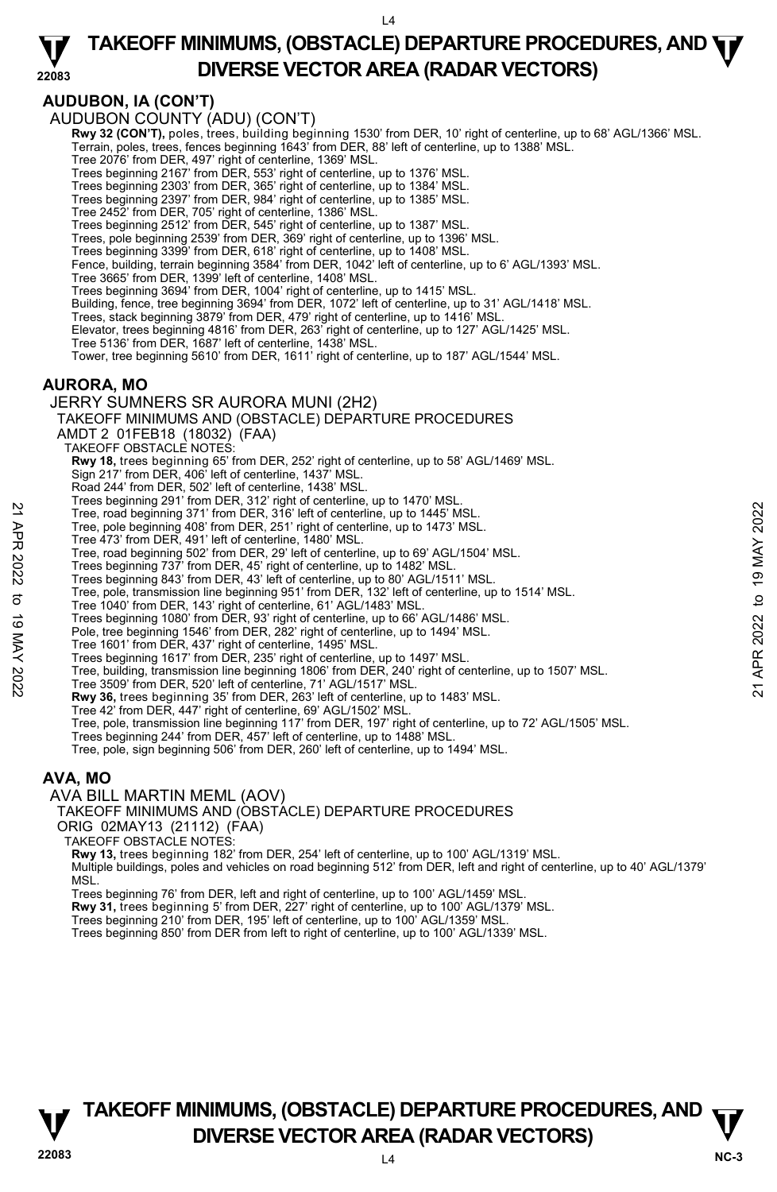## AUDUBON, IA (CON'T)

AUDUBON COUNTY (ADU) (CON'T)

**Rwy 32 (CON'T),** poles, trees, building beginning 1530' from DER, 10' right of centerline, up to 68' AGL/1366' MSL.
Terrain, poles, trees, fences beginning 1643' from DER, 88' left of centerline, up to 1388' MSL.
Tree 2076' from DER, 497' right of centerline, 1369' MSL.
Trees beginning 2167' from DER, 553' right of centerline, up to 1376' MSL.
Trees beginning 2303' from DER, 365' right of centerline, up to 1384' MSL.
Trees beginning 2397' from DER, 984' right of centerline, up to 1385' MSL.
Tree 2452' from DER, 705' right of centerline, 1386' MSL.
Trees beginning 2512' from DER, 545' right of centerline, up to 1387' MSL.
Trees, pole beginning 2539' from DER, 369' right of centerline, up to 1396' MSL.
Trees beginning 3399' from DER, 618' right of centerline, up to 1408' MSL.
Fence, building, terrain beginning 3584' from DER, 1042' left of centerline, up to 6' AGL/1393' MSL.
Tree 3665' from DER, 1399' left of centerline, 1408' MSL.
Trees beginning 3694' from DER, 1004' right of centerline, up to 1415' MSL.
Building, fence, tree beginning 3694' from DER, 1072' left of centerline, up to 31' AGL/1418' MSL.
Trees, stack beginning 3879' from DER, 479' right of centerline, up to 1416' MSL.
Elevator, trees beginning 4816' from DER, 263' right of centerline, up to 127' AGL/1425' MSL.
Tree 5136' from DER, 1687' left of centerline, 1438' MSL.
Tower, tree beginning 5610' from DER, 1611' right of centerline, up to 187' AGL/1544' MSL.

## AURORA, MO

JERRY SUMNERS SR AURORA MUNI (2H2)
TAKEOFF MINIMUMS AND (OBSTACLE) DEPARTURE PROCEDURES
AMDT 2 01FEB18 (18032) (FAA)
TAKEOFF OBSTACLE NOTES:

**Rwy 18,** trees beginning 65' from DER, 252' right of centerline, up to 58' AGL/1469' MSL.
Sign 217' from DER, 406' left of centerline, 1437' MSL.
Road 244' from DER, 502' left of centerline, 1438' MSL.
Trees beginning 291' from DER, 312' right of centerline, up to 1470' MSL.
Tree, road beginning 371' from DER, 316' left of centerline, up to 1445' MSL.
Tree, pole beginning 408' from DER, 251' right of centerline, up to 1473' MSL.
Tree 473' from DER, 491' left of centerline, 1480' MSL.
Tree, road beginning 502' from DER, 29' left of centerline, up to 69' AGL/1504' MSL.
Trees beginning 737' from DER, 45' right of centerline, up to 1482' MSL.
Trees beginning 843' from DER, 43' left of centerline, up to 80' AGL/1511' MSL.
Tree, pole, transmission line beginning 951' from DER, 132' left of centerline, up to 1514' MSL.
Tree 1040' from DER, 143' right of centerline, 61' AGL/1483' MSL.
Trees beginning 1080' from DER, 93' right of centerline, up to 66' AGL/1486' MSL.
Pole, tree beginning 1546' from DER, 282' right of centerline, up to 1494' MSL.
Tree 1601' from DER, 437' right of centerline, 1495' MSL.
Trees beginning 1617' from DER, 235' right of centerline, up to 1497' MSL.
Tree, building, transmission line beginning 1806' from DER, 240' right of centerline, up to 1507' MSL.
Tree 3509' from DER, 520' left of centerline, 71' AGL/1517' MSL.
**Rwy 36,** trees beginning 35' from DER, 263' left of centerline, up to 1483' MSL.
Tree 42' from DER, 447' right of centerline, 69' AGL/1502' MSL.
Tree, pole, transmission line beginning 117' from DER, 197' right of centerline, up to 72' AGL/1505' MSL.
Trees beginning 244' from DER, 457' left of centerline, up to 1488' MSL.
Tree, pole, sign beginning 506' from DER, 260' left of centerline, up to 1494' MSL.

## AVA, MO

AVA BILL MARTIN MEML (AOV)
TAKEOFF MINIMUMS AND (OBSTACLE) DEPARTURE PROCEDURES
ORIG 02MAY13 (21112) (FAA)
TAKEOFF OBSTACLE NOTES:

**Rwy 13,** trees beginning 182' from DER, 254' left of centerline, up to 100' AGL/1319' MSL.
Multiple buildings, poles and vehicles on road beginning 512' from DER, left and right of centerline, up to 40' AGL/1379' MSL.
Trees beginning 76' from DER, left and right of centerline, up to 100' AGL/1459' MSL.
**Rwy 31,** trees beginning 5' from DER, 227' right of centerline, up to 100' AGL/1379' MSL.
Trees beginning 210' from DER, 195' left of centerline, up to 100' AGL/1359' MSL.
Trees beginning 850' from DER from left to right of centerline, up to 100' AGL/1339' MSL.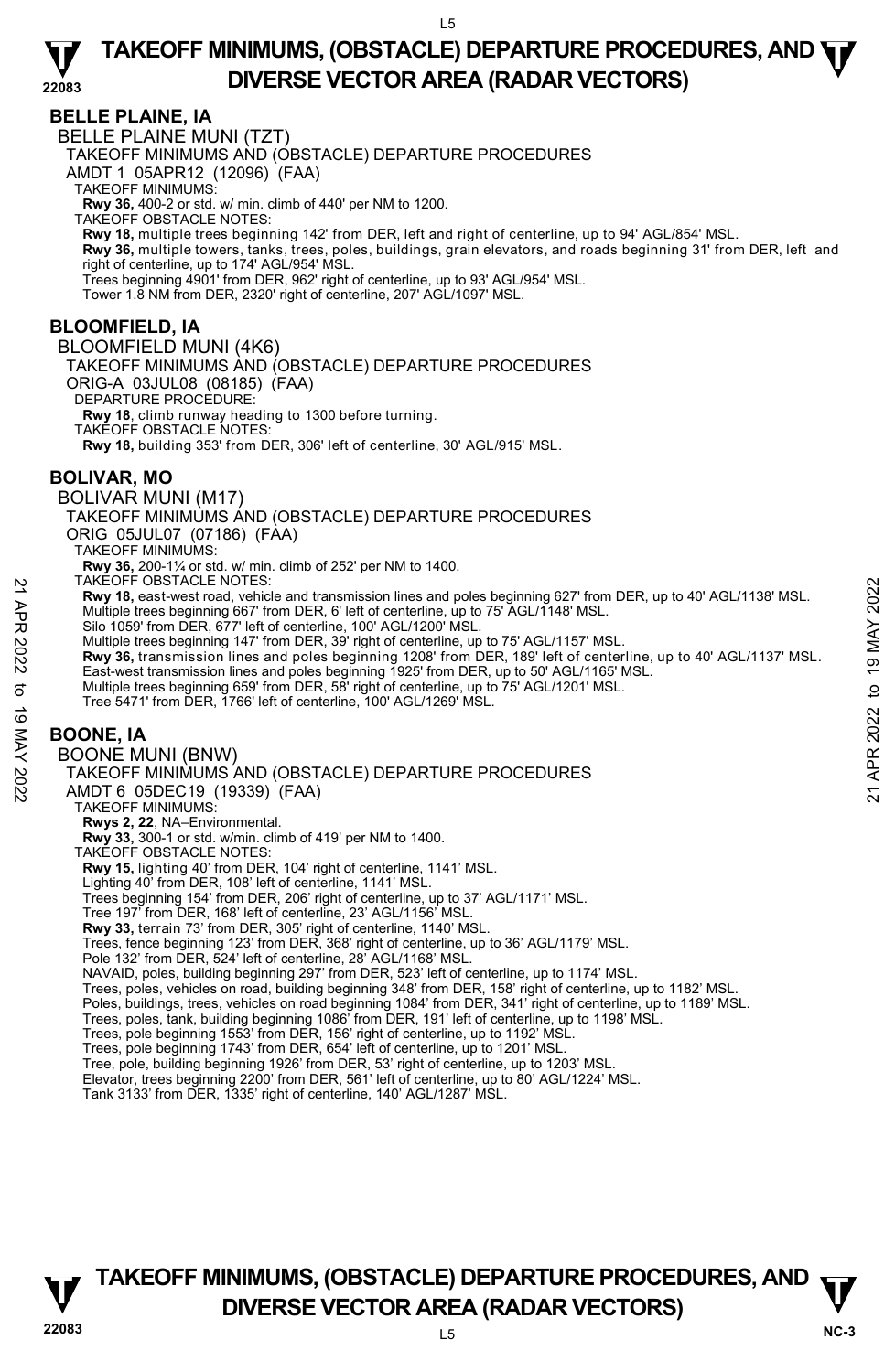## BELLE PLAINE, IA

BELLE PLAINE MUNI (TZT)

TAKEOFF MINIMUMS AND (OBSTACLE) DEPARTURE PROCEDURES

AMDT 1 05APR12 (12096) (FAA)

TAKEOFF MINIMUMS:

**Rwy 36,** 400-2 or std. w/ min. climb of 440' per NM to 1200.

TAKEOFF OBSTACLE NOTES:

**Rwy 18,** multiple trees beginning 142' from DER, left and right of centerline, up to 94' AGL/854' MSL.

**Rwy 36,** multiple towers, tanks, trees, poles, buildings, grain elevators, and roads beginning 31' from DER, left and right of centerline, up to 174' AGL/954' MSL.

Trees beginning 4901' from DER, 962' right of centerline, up to 93' AGL/954' MSL.

Tower 1.8 NM from DER, 2320' right of centerline, 207' AGL/1097' MSL.

## BLOOMFIELD, IA

BLOOMFIELD MUNI (4K6)

TAKEOFF MINIMUMS AND (OBSTACLE) DEPARTURE PROCEDURES

ORIG-A 03JUL08 (08185) (FAA)

DEPARTURE PROCEDURE:

**Rwy 18**, climb runway heading to 1300 before turning.

TAKEOFF OBSTACLE NOTES:

**Rwy 18,** building 353' from DER, 306' left of centerline, 30' AGL/915' MSL.

## BOLIVAR, MO

BOLIVAR MUNI (M17)

TAKEOFF MINIMUMS AND (OBSTACLE) DEPARTURE PROCEDURES

ORIG 05JUL07 (07186) (FAA)

TAKEOFF MINIMUMS:

**Rwy 36,** 200-1¼ or std. w/ min. climb of 252' per NM to 1400.

TAKEOFF OBSTACLE NOTES:

**Rwy 18,** east-west road, vehicle and transmission lines and poles beginning 627' from DER, up to 40' AGL/1138' MSL.

Multiple trees beginning 667' from DER, 6' left of centerline, up to 75' AGL/1148' MSL.

Silo 1059' from DER, 677' left of centerline, 100' AGL/1200' MSL.

Multiple trees beginning 147' from DER, 39' right of centerline, up to 75' AGL/1157' MSL.

**Rwy 36,** transmission lines and poles beginning 1208' from DER, 189' left of centerline, up to 40' AGL/1137' MSL.

East-west transmission lines and poles beginning 1925' from DER, up to 50' AGL/1165' MSL.

Multiple trees beginning 659' from DER, 58' right of centerline, up to 75' AGL/1201' MSL.

Tree 5471' from DER, 1766' left of centerline, 100' AGL/1269' MSL.

## BOONE, IA

BOONE MUNI (BNW)

TAKEOFF MINIMUMS AND (OBSTACLE) DEPARTURE PROCEDURES

AMDT 6 05DEC19 (19339) (FAA)

TAKEOFF MINIMUMS:

**Rwys 2, 22**, NA–Environmental.

**Rwy 33,** 300-1 or std. w/min. climb of 419' per NM to 1400.

TAKEOFF OBSTACLE NOTES:

**Rwy 15,** lighting 40' from DER, 104' right of centerline, 1141' MSL.

Lighting 40' from DER, 108' left of centerline, 1141' MSL.

Trees beginning 154' from DER, 206' right of centerline, up to 37' AGL/1171' MSL.

Tree 197' from DER, 168' left of centerline, 23' AGL/1156' MSL.

**Rwy 33,** terrain 73' from DER, 305' right of centerline, 1140' MSL.

Trees, fence beginning 123' from DER, 368' right of centerline, up to 36' AGL/1179' MSL.

Pole 132' from DER, 524' left of centerline, 28' AGL/1168' MSL.

NAVAID, poles, building beginning 297' from DER, 523' left of centerline, up to 1174' MSL.

Trees, poles, vehicles on road, building beginning 348' from DER, 158' right of centerline, up to 1182' MSL.

Poles, buildings, trees, vehicles on road beginning 1084' from DER, 341' right of centerline, up to 1189' MSL.

Trees, poles, tank, building beginning 1086' from DER, 191' left of centerline, up to 1198' MSL.

Trees, pole beginning 1553' from DER, 156' right of centerline, up to 1192' MSL.

Trees, pole beginning 1743' from DER, 654' left of centerline, up to 1201' MSL.

Tree, pole, building beginning 1926' from DER, 53' right of centerline, up to 1203' MSL.

Elevator, trees beginning 2200' from DER, 561' left of centerline, up to 80' AGL/1224' MSL.

Tank 3133' from DER, 1335' right of centerline, 140' AGL/1287' MSL.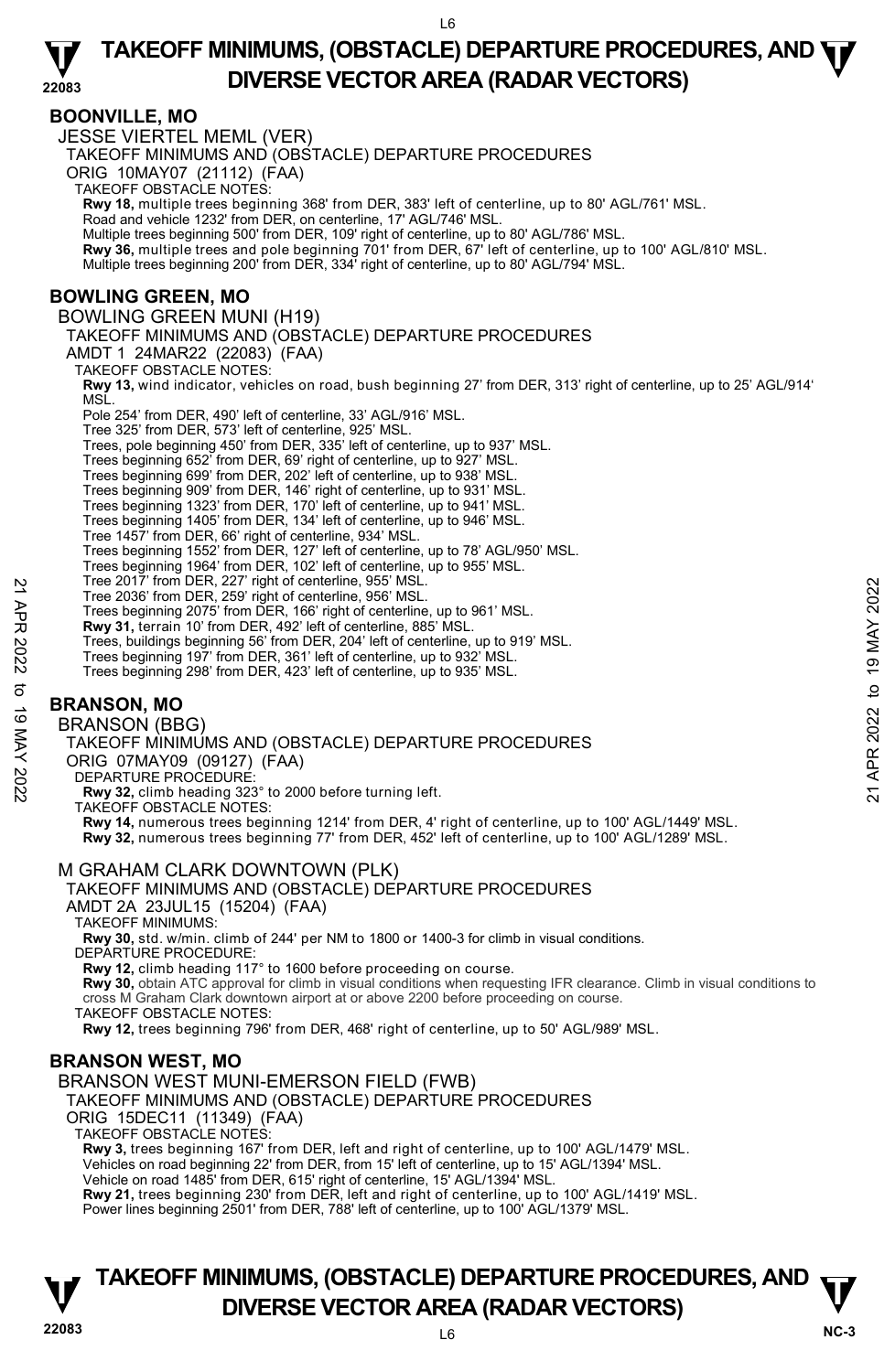## BOONVILLE, MO

JESSE VIERTEL MEML (VER)

TAKEOFF MINIMUMS AND (OBSTACLE) DEPARTURE PROCEDURES

ORIG 10MAY07 (21112) (FAA)

TAKEOFF OBSTACLE NOTES:

**Rwy 18,** multiple trees beginning 368' from DER, 383' left of centerline, up to 80' AGL/761' MSL.
Road and vehicle 1232' from DER, on centerline, 17' AGL/746' MSL.
Multiple trees beginning 500' from DER, 109' right of centerline, up to 80' AGL/786' MSL.
**Rwy 36,** multiple trees and pole beginning 701' from DER, 67' left of centerline, up to 100' AGL/810' MSL.
Multiple trees beginning 200' from DER, 334' right of centerline, up to 80' AGL/794' MSL.

## BOWLING GREEN, MO

BOWLING GREEN MUNI (H19)

TAKEOFF MINIMUMS AND (OBSTACLE) DEPARTURE PROCEDURES

AMDT 1 24MAR22 (22083) (FAA)

TAKEOFF OBSTACLE NOTES:

**Rwy 13,** wind indicator, vehicles on road, bush beginning 27' from DER, 313' right of centerline, up to 25' AGL/914' MSL.
Pole 254' from DER, 490' left of centerline, 33' AGL/916' MSL.
Tree 325' from DER, 573' left of centerline, 925' MSL.
Trees, pole beginning 450' from DER, 335' left of centerline, up to 937' MSL.
Trees beginning 652' from DER, 69' right of centerline, up to 927' MSL.
Trees beginning 699' from DER, 202' left of centerline, up to 938' MSL.
Trees beginning 909' from DER, 146' right of centerline, up to 931' MSL.
Trees beginning 1323' from DER, 170' left of centerline, up to 941' MSL.
Trees beginning 1405' from DER, 134' left of centerline, up to 946' MSL.
Tree 1457' from DER, 66' right of centerline, 934' MSL.
Trees beginning 1552' from DER, 127' left of centerline, up to 78' AGL/950' MSL.
Trees beginning 1964' from DER, 102' left of centerline, up to 955' MSL.
Tree 2017' from DER, 227' right of centerline, 955' MSL.
Tree 2036' from DER, 259' right of centerline, 956' MSL.
Trees beginning 2075' from DER, 166' right of centerline, up to 961' MSL.
**Rwy 31,** terrain 10' from DER, 492' left of centerline, 885' MSL.
Trees, buildings beginning 56' from DER, 204' left of centerline, up to 919' MSL.
Trees beginning 197' from DER, 361' left of centerline, up to 932' MSL.
Trees beginning 298' from DER, 423' left of centerline, up to 935' MSL.

## BRANSON, MO

BRANSON (BBG)

TAKEOFF MINIMUMS AND (OBSTACLE) DEPARTURE PROCEDURES

ORIG 07MAY09 (09127) (FAA)

DEPARTURE PROCEDURE:

**Rwy 32,** climb heading 323° to 2000 before turning left.

TAKEOFF OBSTACLE NOTES:

**Rwy 14,** numerous trees beginning 1214' from DER, 4' right of centerline, up to 100' AGL/1449' MSL.
**Rwy 32,** numerous trees beginning 77' from DER, 452' left of centerline, up to 100' AGL/1289' MSL.

M GRAHAM CLARK DOWNTOWN (PLK)

TAKEOFF MINIMUMS AND (OBSTACLE) DEPARTURE PROCEDURES

AMDT 2A 23JUL15 (15204) (FAA)

TAKEOFF MINIMUMS:

**Rwy 30,** std. w/min. climb of 244' per NM to 1800 or 1400-3 for climb in visual conditions.

DEPARTURE PROCEDURE:

**Rwy 12,** climb heading 117° to 1600 before proceeding on course.
**Rwy 30,** obtain ATC approval for climb in visual conditions when requesting IFR clearance. Climb in visual conditions to cross M Graham Clark downtown airport at or above 2200 before proceeding on course.

TAKEOFF OBSTACLE NOTES:

**Rwy 12,** trees beginning 796' from DER, 468' right of centerline, up to 50' AGL/989' MSL.

## BRANSON WEST, MO

BRANSON WEST MUNI-EMERSON FIELD (FWB)

TAKEOFF MINIMUMS AND (OBSTACLE) DEPARTURE PROCEDURES

ORIG 15DEC11 (11349) (FAA)

TAKEOFF OBSTACLE NOTES:

**Rwy 3,** trees beginning 167' from DER, left and right of centerline, up to 100' AGL/1479' MSL.
Vehicles on road beginning 22' from DER, from 15' left of centerline, up to 15' AGL/1394' MSL.
Vehicle on road 1485' from DER, 615' right of centerline, 15' AGL/1394' MSL.
**Rwy 21,** trees beginning 230' from DER, left and right of centerline, up to 100' AGL/1419' MSL.
Power lines beginning 2501' from DER, 788' left of centerline, up to 100' AGL/1379' MSL.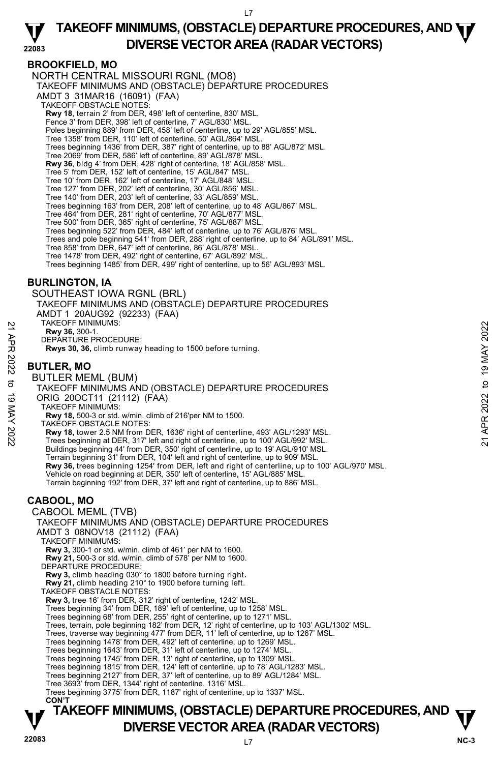## BROOKFIELD, MO

NORTH CENTRAL MISSOURI RGNL (MO8)

TAKEOFF MINIMUMS AND (OBSTACLE) DEPARTURE PROCEDURES

AMDT 3 31MAR16 (16091) (FAA)

TAKEOFF OBSTACLE NOTES:

**Rwy 18**, terrain 2' from DER, 498' left of centerline, 830' MSL.
Fence 3' from DER, 398' left of centerline, 7' AGL/830' MSL.
Poles beginning 889' from DER, 458' left of centerline, up to 29' AGL/855' MSL.
Tree 1358' from DER, 110' left of centerline, 50' AGL/864' MSL.
Trees beginning 1436' from DER, 387' right of centerline, up to 88' AGL/872' MSL.
Tree 2069' from DER, 586' left of centerline, 89' AGL/878' MSL.
**Rwy 36**, bldg 4' from DER, 428' right of centerline, 18' AGL/858' MSL.
Tree 5' from DER, 152' left of centerline, 15' AGL/847' MSL.
Tree 10' from DER, 162' left of centerline, 17' AGL/848' MSL.
Tree 127' from DER, 202' left of centerline, 30' AGL/856' MSL.
Tree 140' from DER, 203' left of centerline, 33' AGL/859' MSL.
Trees beginning 163' from DER, 208' left of centerline, up to 48' AGL/867' MSL.
Tree 464' from DER, 281' right of centerline, 70' AGL/877' MSL.
Tree 500' from DER, 365' right of centerline, 75' AGL/887' MSL.
Trees beginning 522' from DER, 484' left of centerline, up to 76' AGL/876' MSL.
Trees and pole beginning 541' from DER, 288' right of centerline, up to 84' AGL/891' MSL.
Tree 858' from DER, 647' left of centerline, 86' AGL/878' MSL.
Tree 1478' from DER, 492' right of centerline, 67' AGL/892' MSL.
Trees beginning 1485' from DER, 499' right of centerline, up to 56' AGL/893' MSL.

## BURLINGTON, IA

SOUTHEAST IOWA RGNL (BRL)

TAKEOFF MINIMUMS AND (OBSTACLE) DEPARTURE PROCEDURES

AMDT 1 20AUG92 (92233) (FAA)

TAKEOFF MINIMUMS:

**Rwy 36,** 300-1.

DEPARTURE PROCEDURE:

**Rwys 30, 36,** climb runway heading to 1500 before turning.

## BUTLER, MO

BUTLER MEML (BUM)

TAKEOFF MINIMUMS AND (OBSTACLE) DEPARTURE PROCEDURES

ORIG 20OCT11 (21112) (FAA)

TAKEOFF MINIMUMS:

**Rwy 18,** 500-3 or std. w/min. climb of 216'per NM to 1500.

TAKEOFF OBSTACLE NOTES:

**Rwy 18,** tower 2.5 NM from DER, 1636' right of centerline, 493' AGL/1293' MSL.
Trees beginning at DER, 317' left and right of centerline, up to 100' AGL/992' MSL.
Buildings beginning 44' from DER, 350' right of centerline, up to 19' AGL/910' MSL.
Terrain beginning 31' from DER, 104' left and right of centerline, up to 909' MSL.
**Rwy 36,** trees beginning 1254' from DER, left and right of centerline, up to 100' AGL/970' MSL.
Vehicle on road beginning at DER, 350' left of centerline, 15' AGL/885' MSL.
Terrain beginning 192' from DER, 37' left and right of centerline, up to 886' MSL.

## CABOOL, MO

CABOOL MEML (TVB)

TAKEOFF MINIMUMS AND (OBSTACLE) DEPARTURE PROCEDURES

AMDT 3 08NOV18 (21112) (FAA)

TAKEOFF MINIMUMS:

**Rwy 3,** 300-1 or std. w/min. climb of 461' per NM to 1600.
**Rwy 21,** 500-3 or std. w/min. climb of 578' per NM to 1600.

DEPARTURE PROCEDURE:

**Rwy 3,** climb heading 030° to 1800 before turning right.
**Rwy 21,** climb heading 210° to 1900 before turning left.

TAKEOFF OBSTACLE NOTES:

**Rwy 3,** tree 16' from DER, 312' right of centerline, 1242' MSL.
Trees beginning 34' from DER, 189' left of centerline, up to 1258' MSL.
Trees beginning 68' from DER, 255' right of centerline, up to 1271' MSL.
Trees, terrain, pole beginning 182' from DER, 12' right of centerline, up to 103' AGL/1302' MSL.
Trees, traverse way beginning 477' from DER, 11' left of centerline, up to 1267' MSL.
Trees beginning 1478' from DER, 492' left of centerline, up to 1269' MSL.
Trees beginning 1643' from DER, 31' left of centerline, up to 1274' MSL.
Trees beginning 1745' from DER, 13' right of centerline, up to 1309' MSL.
Trees beginning 1815' from DER, 124' left of centerline, up to 78' AGL/1283' MSL.
Trees beginning 2127' from DER, 37' left of centerline, up to 89' AGL/1284' MSL.
Tree 3693' from DER, 1344' right of centerline, 1316' MSL.
Trees beginning 3775' from DER, 1187' right of centerline, up to 1337' MSL.

**CON'T**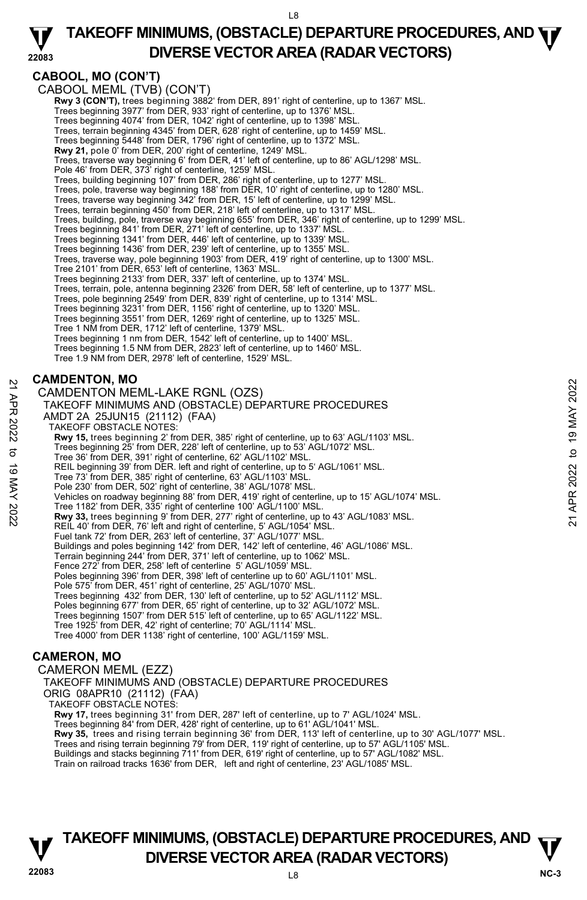## CABOOL, MO (CON'T)

CABOOL MEML (TVB) (CON'T)

**Rwy 3 (CON'T),** trees beginning 3882' from DER, 891' right of centerline, up to 1367' MSL.
Trees beginning 3977' from DER, 933' right of centerline, up to 1376' MSL.
Trees beginning 4074' from DER, 1042' right of centerline, up to 1398' MSL.
Trees, terrain beginning 4345' from DER, 628' right of centerline, up to 1459' MSL.
Trees beginning 5448' from DER, 1796' right of centerline, up to 1372' MSL.
**Rwy 21,** pole 0' from DER, 200' right of centerline, 1249' MSL.
Trees, traverse way beginning 6' from DER, 41' left of centerline, up to 86' AGL/1298' MSL.
Pole 46' from DER, 373' right of centerline, 1259' MSL.
Trees, building beginning 107' from DER, 286' right of centerline, up to 1277' MSL.
Trees, pole, traverse way beginning 188' from DER, 10' right of centerline, up to 1280' MSL.
Trees, traverse way beginning 342' from DER, 15' left of centerline, up to 1299' MSL.
Trees, terrain beginning 450' from DER, 218' left of centerline, up to 1317' MSL.
Trees, building, pole, traverse way beginning 655' from DER, 346' right of centerline, up to 1299' MSL.
Trees beginning 841' from DER, 271' left of centerline, up to 1337' MSL.
Trees beginning 1341' from DER, 446' left of centerline, up to 1339' MSL.
Trees beginning 1436' from DER, 239' left of centerline, up to 1355' MSL.
Trees, traverse way, pole beginning 1903' from DER, 419' right of centerline, up to 1300' MSL.
Tree 2101' from DER, 653' left of centerline, 1363' MSL.
Trees beginning 2133' from DER, 337' left of centerline, up to 1374' MSL.
Trees, terrain, pole, antenna beginning 2326' from DER, 58' left of centerline, up to 1377' MSL.
Trees, pole beginning 2549' from DER, 839' right of centerline, up to 1314' MSL.
Trees beginning 3231' from DER, 1156' right of centerline, up to 1320' MSL.
Trees beginning 3551' from DER, 1269' right of centerline, up to 1325' MSL.
Tree 1 NM from DER, 1712' left of centerline, 1379' MSL.
Trees beginning 1 nm from DER, 1542' left of centerline, up to 1400' MSL.
Trees beginning 1.5 NM from DER, 2823' left of centerline, up to 1460' MSL.
Tree 1.9 NM from DER, 2978' left of centerline, 1529' MSL.

## CAMDENTON, MO

CAMDENTON MEML-LAKE RGNL (OZS)
TAKEOFF MINIMUMS AND (OBSTACLE) DEPARTURE PROCEDURES
AMDT 2A 25JUN15 (21112) (FAA)
TAKEOFF OBSTACLE NOTES:

**Rwy 15,** trees beginning 2' from DER, 385' right of centerline, up to 63' AGL/1103' MSL.
Trees beginning 25' from DER, 228' left of centerline, up to 53' AGL/1072' MSL.
Tree 36' from DER, 391' right of centerline, 62' AGL/1102' MSL.
REIL beginning 39' from DER. left and right of centerline, up to 5' AGL/1061' MSL.
Tree 73' from DER, 385' right of centerline, 63' AGL/1103' MSL.
Pole 230' from DER, 502' right of centerline, 38' AGL/1078' MSL.
Vehicles on roadway beginning 88' from DER, 419' right of centerline, up to 15' AGL/1074' MSL.
Tree 1182' from DER, 335' right of centerline 100' AGL/1100' MSL.
**Rwy 33,** trees beginning 9' from DER, 277' right of centerline, up to 43' AGL/1083' MSL.
REIL 40' from DER, 76' left and right of centerline, 5' AGL/1054' MSL.
Fuel tank 72' from DER, 263' left of centerline, 37' AGL/1077' MSL.
Buildings and poles beginning 142' from DER, 142' left of centerline, 46' AGL/1086' MSL.
Terrain beginning 244' from DER, 371' left of centerline, up to 1062' MSL.
Fence 272' from DER, 258' left of centerline 5' AGL/1059' MSL.
Poles beginning 396' from DER, 398' left of centerline up to 60' AGL/1101' MSL.
Pole 575' from DER, 451' right of centerline, 25' AGL/1070' MSL.
Trees beginning 432' from DER, 130' left of centerline, up to 52' AGL/1112' MSL.
Poles beginning 677' from DER, 65' right of centerline, up to 32' AGL/1072' MSL.
Trees beginning 1507' from DER 515' left of centerline, up to 65' AGL/1122' MSL.
Tree 1925' from DER, 42' right of centerline; 70' AGL/1114' MSL.
Tree 4000' from DER 1138' right of centerline, 100' AGL/1159' MSL.

## CAMERON, MO

CAMERON MEML (EZZ)
TAKEOFF MINIMUMS AND (OBSTACLE) DEPARTURE PROCEDURES
ORIG 08APR10 (21112) (FAA)
TAKEOFF OBSTACLE NOTES:

**Rwy 17,** trees beginning 31' from DER, 287' left of centerline, up to 7' AGL/1024' MSL.
Trees beginning 84' from DER, 428' right of centerline, up to 61' AGL/1041' MSL.
**Rwy 35,** trees and rising terrain beginning 36' from DER, 113' left of centerline, up to 30' AGL/1077' MSL.
Trees and rising terrain beginning 79' from DER, 119' right of centerline, up to 57' AGL/1105' MSL.
Buildings and stacks beginning 711' from DER, 619' right of centerline, up to 57' AGL/1082' MSL.
Train on railroad tracks 1636' from DER, left and right of centerline, 23' AGL/1085' MSL.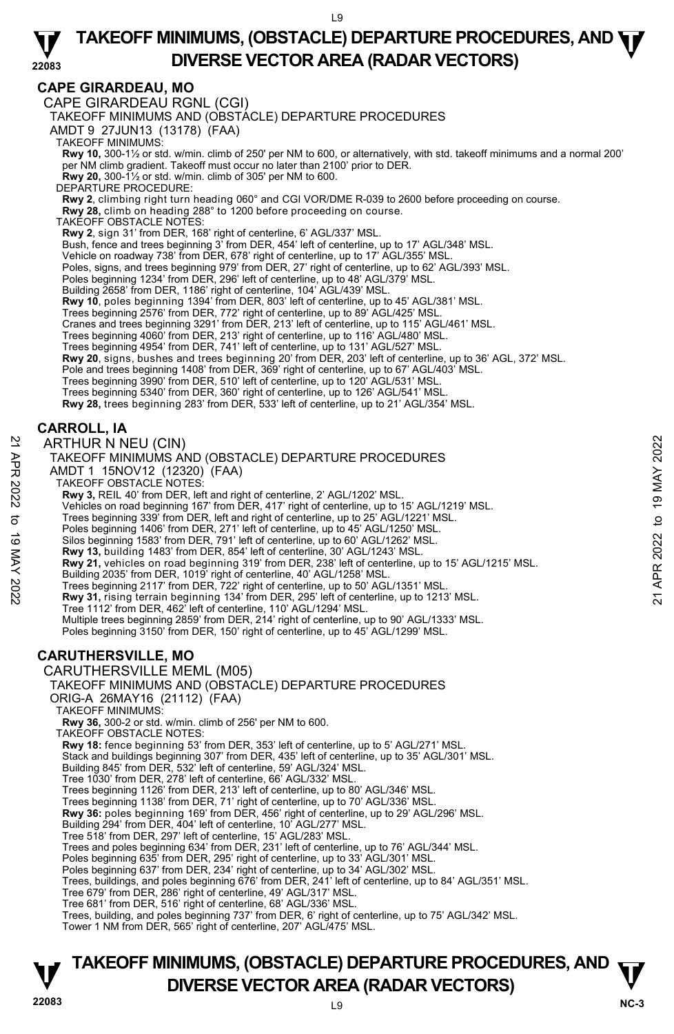## CAPE GIRARDEAU, MO

CAPE GIRARDEAU RGNL (CGI)

TAKEOFF MINIMUMS AND (OBSTACLE) DEPARTURE PROCEDURES

AMDT 9 27JUN13 (13178) (FAA)

TAKEOFF MINIMUMS:

**Rwy 10,** 300-1½ or std. w/min. climb of 250' per NM to 600, or alternatively, with std. takeoff minimums and a normal 200' per NM climb gradient. Takeoff must occur no later than 2100' prior to DER.

**Rwy 20,** 300-1½ or std. w/min. climb of 305' per NM to 600.

DEPARTURE PROCEDURE:

**Rwy 2**, climbing right turn heading 060° and CGI VOR/DME R-039 to 2600 before proceeding on course.

**Rwy 28,** climb on heading 288° to 1200 before proceeding on course.

TAKEOFF OBSTACLE NOTES:

**Rwy 2**, sign 31' from DER, 168' right of centerline, 6' AGL/337' MSL.
Bush, fence and trees beginning 3' from DER, 454' left of centerline, up to 17' AGL/348' MSL.
Vehicle on roadway 738' from DER, 678' right of centerline, up to 17' AGL/355' MSL.
Poles, signs, and trees beginning 979' from DER, 27' right of centerline, up to 62' AGL/393' MSL.
Poles beginning 1234' from DER, 296' left of centerline, up to 48' AGL/379' MSL.
Building 2658' from DER, 1186' right of centerline, 104' AGL/439' MSL.

**Rwy 10**, poles beginning 1394' from DER, 803' left of centerline, up to 45' AGL/381' MSL.
Trees beginning 2576' from DER, 772' right of centerline, up to 89' AGL/425' MSL.
Cranes and trees beginning 3291' from DER, 213' left of centerline, up to 115' AGL/461' MSL.
Trees beginning 4060' from DER, 213' right of centerline, up to 116' AGL/480' MSL.
Trees beginning 4954' from DER, 741' left of centerline, up to 131' AGL/527' MSL.

**Rwy 20**, signs, bushes and trees beginning 20' from DER, 203' left of centerline, up to 36' AGL, 372' MSL.
Pole and trees beginning 1408' from DER, 369' right of centerline, up to 67' AGL/403' MSL.
Trees beginning 3990' from DER, 510' left of centerline, up to 120' AGL/531' MSL.
Trees beginning 5340' from DER, 360' right of centerline, up to 126' AGL/541' MSL.

**Rwy 28,** trees beginning 283' from DER, 533' left of centerline, up to 21' AGL/354' MSL.

## CARROLL, IA

ARTHUR N NEU (CIN)

TAKEOFF MINIMUMS AND (OBSTACLE) DEPARTURE PROCEDURES

AMDT 1 15NOV12 (12320) (FAA)

TAKEOFF OBSTACLE NOTES:

**Rwy 3,** REIL 40' from DER, left and right of centerline, 2' AGL/1202' MSL.
Vehicles on road beginning 167' from DER, 417' right of centerline, up to 15' AGL/1219' MSL.
Trees beginning 339' from DER, left and right of centerline, up to 25' AGL/1221' MSL.
Poles beginning 1406' from DER, 271' left of centerline, up to 45' AGL/1250' MSL.
Silos beginning 1583' from DER, 791' left of centerline, up to 60' AGL/1262' MSL.

**Rwy 13,** building 1483' from DER, 854' left of centerline, 30' AGL/1243' MSL.

**Rwy 21,** vehicles on road beginning 319' from DER, 238' left of centerline, up to 15' AGL/1215' MSL.
Building 2035' from DER, 1019' right of centerline, 40' AGL/1258' MSL.
Trees beginning 2117' from DER, 722' right of centerline, up to 50' AGL/1351' MSL.

**Rwy 31,** rising terrain beginning 134' from DER, 295' left of centerline, up to 1213' MSL.
Tree 1112' from DER, 462' left of centerline, 110' AGL/1294' MSL.
Multiple trees beginning 2859' from DER, 214' right of centerline, up to 90' AGL/1333' MSL.
Poles beginning 3150' from DER, 150' right of centerline, up to 45' AGL/1299' MSL.

## CARUTHERSVILLE, MO

CARUTHERSVILLE MEML (M05)

TAKEOFF MINIMUMS AND (OBSTACLE) DEPARTURE PROCEDURES

ORIG-A 26MAY16 (21112) (FAA)

TAKEOFF MINIMUMS:

**Rwy 36,** 300-2 or std. w/min. climb of 256' per NM to 600.

TAKEOFF OBSTACLE NOTES:

**Rwy 18:** fence beginning 53' from DER, 353' left of centerline, up to 5' AGL/271' MSL.
Stack and buildings beginning 307' from DER, 435' left of centerline, up to 35' AGL/301' MSL.
Building 845' from DER, 532' left of centerline, 59' AGL/324' MSL.
Tree 1030' from DER, 278' left of centerline, 66' AGL/332' MSL.
Trees beginning 1126' from DER, 213' left of centerline, up to 80' AGL/346' MSL.
Trees beginning 1138' from DER, 71' right of centerline, up to 70' AGL/336' MSL.

**Rwy 36:** poles beginning 169' from DER, 456' right of centerline, up to 29' AGL/296' MSL.
Building 294' from DER, 404' left of centerline, 10' AGL/277' MSL.
Tree 518' from DER, 297' left of centerline, 15' AGL/283' MSL.
Trees and poles beginning 634' from DER, 231' left of centerline, up to 76' AGL/344' MSL.
Poles beginning 635' from DER, 295' right of centerline, up to 33' AGL/301' MSL.
Poles beginning 637' from DER, 234' right of centerline, up to 34' AGL/302' MSL.
Trees, buildings, and poles beginning 676' from DER, 241' left of centerline, up to 84' AGL/351' MSL.
Tree 679' from DER, 286' right of centerline, 49' AGL/317' MSL.
Tree 681' from DER, 516' right of centerline, 68' AGL/336' MSL.
Trees, building, and poles beginning 737' from DER, 6' right of centerline, up to 75' AGL/342' MSL.
Tower 1 NM from DER, 565' right of centerline, 207' AGL/475' MSL.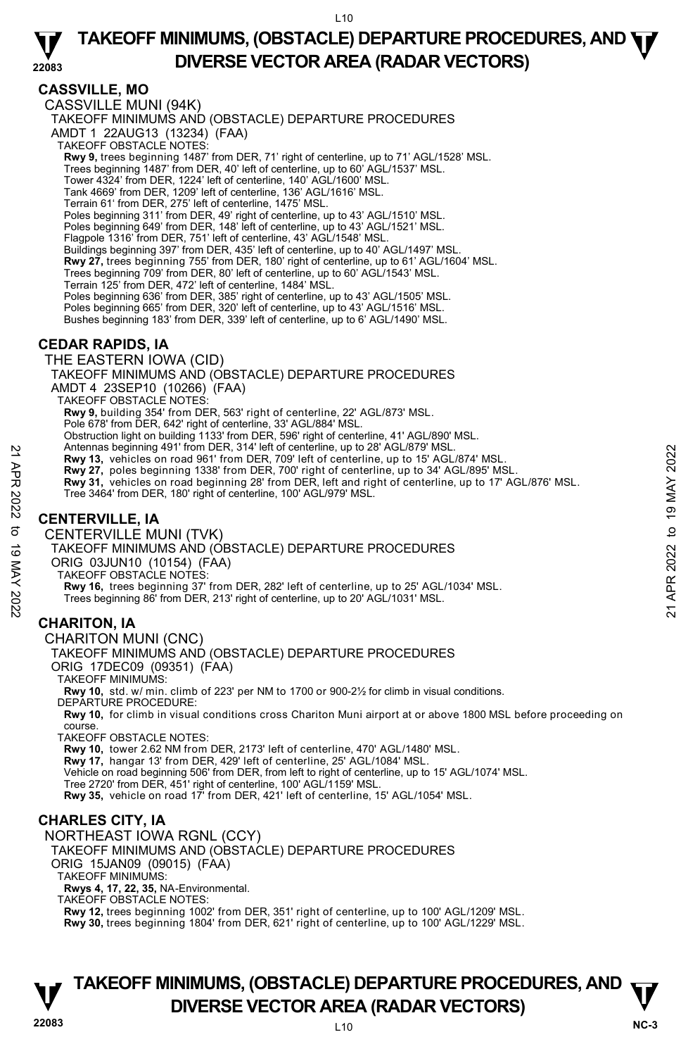## CASSVILLE, MO

CASSVILLE MUNI (94K)

TAKEOFF MINIMUMS AND (OBSTACLE) DEPARTURE PROCEDURES

AMDT 1 22AUG13 (13234) (FAA)

TAKEOFF OBSTACLE NOTES:

**Rwy 9,** trees beginning 1487' from DER, 71' right of centerline, up to 71' AGL/1528' MSL.
Trees beginning 1487' from DER, 40' left of centerline, up to 60' AGL/1537' MSL.
Tower 4324' from DER, 1224' left of centerline, 140' AGL/1600' MSL.
Tank 4669' from DER, 1209' left of centerline, 136' AGL/1616' MSL.
Terrain 61' from DER, 275' left of centerline, 1475' MSL.
Poles beginning 311' from DER, 49' right of centerline, up to 43' AGL/1510' MSL.
Poles beginning 649' from DER, 148' left of centerline, up to 43' AGL/1521' MSL.
Flagpole 1316' from DER, 751' left of centerline, 43' AGL/1548' MSL.
Buildings beginning 397' from DER, 435' left of centerline, up to 40' AGL/1497' MSL.
**Rwy 27,** trees beginning 755' from DER, 180' right of centerline, up to 61' AGL/1604' MSL.
Trees beginning 709' from DER, 80' left of centerline, up to 60' AGL/1543' MSL.
Terrain 125' from DER, 472' left of centerline, 1484' MSL.
Poles beginning 636' from DER, 385' right of centerline, up to 43' AGL/1505' MSL.
Poles beginning 665' from DER, 320' left of centerline, up to 43' AGL/1516' MSL.
Bushes beginning 183' from DER, 339' left of centerline, up to 6' AGL/1490' MSL.

## CEDAR RAPIDS, IA

THE EASTERN IOWA (CID)

TAKEOFF MINIMUMS AND (OBSTACLE) DEPARTURE PROCEDURES

AMDT 4 23SEP10 (10266) (FAA)

TAKEOFF OBSTACLE NOTES:

**Rwy 9,** building 354' from DER, 563' right of centerline, 22' AGL/873' MSL.
Pole 678' from DER, 642' right of centerline, 33' AGL/884' MSL.
Obstruction light on building 1133' from DER, 596' right of centerline, 41' AGL/890' MSL.
Antennas beginning 491' from DER, 314' left of centerline, up to 28' AGL/879' MSL.
**Rwy 13,** vehicles on road 961' from DER, 709' left of centerline, up to 15' AGL/874' MSL.
**Rwy 27,** poles beginning 1338' from DER, 700' right of centerline, up to 34' AGL/895' MSL.
**Rwy 31,** vehicles on road beginning 28' from DER, left and right of centerline, up to 17' AGL/876' MSL.
Tree 3464' from DER, 180' right of centerline, 100' AGL/979' MSL.

## CENTERVILLE, IA

CENTERVILLE MUNI (TVK)

TAKEOFF MINIMUMS AND (OBSTACLE) DEPARTURE PROCEDURES

ORIG 03JUN10 (10154) (FAA)

TAKEOFF OBSTACLE NOTES:

**Rwy 16,** trees beginning 37' from DER, 282' left of centerline, up to 25' AGL/1034' MSL.
Trees beginning 86' from DER, 213' right of centerline, up to 20' AGL/1031' MSL.

## CHARITON, IA

CHARITON MUNI (CNC)

TAKEOFF MINIMUMS AND (OBSTACLE) DEPARTURE PROCEDURES

ORIG 17DEC09 (09351) (FAA)

TAKEOFF MINIMUMS:

**Rwy 10,** std. w/ min. climb of 223' per NM to 1700 or 900-2½ for climb in visual conditions.

DEPARTURE PROCEDURE:

**Rwy 10,** for climb in visual conditions cross Chariton Muni airport at or above 1800 MSL before proceeding on course.

TAKEOFF OBSTACLE NOTES:

**Rwy 10,** tower 2.62 NM from DER, 2173' left of centerline, 470' AGL/1480' MSL.
**Rwy 17,** hangar 13' from DER, 429' left of centerline, 25' AGL/1084' MSL.
Vehicle on road beginning 506' from DER, from left to right of centerline, up to 15' AGL/1074' MSL.
Tree 2720' from DER, 451' right of centerline, 100' AGL/1159' MSL.
**Rwy 35,** vehicle on road 17' from DER, 421' left of centerline, 15' AGL/1054' MSL.

## CHARLES CITY, IA

NORTHEAST IOWA RGNL (CCY)

TAKEOFF MINIMUMS AND (OBSTACLE) DEPARTURE PROCEDURES

ORIG 15JAN09 (09015) (FAA)

TAKEOFF MINIMUMS:

**Rwys 4, 17, 22, 35,** NA-Environmental.

TAKEOFF OBSTACLE NOTES:

**Rwy 12,** trees beginning 1002' from DER, 351' right of centerline, up to 100' AGL/1209' MSL.
**Rwy 30,** trees beginning 1804' from DER, 621' right of centerline, up to 100' AGL/1229' MSL.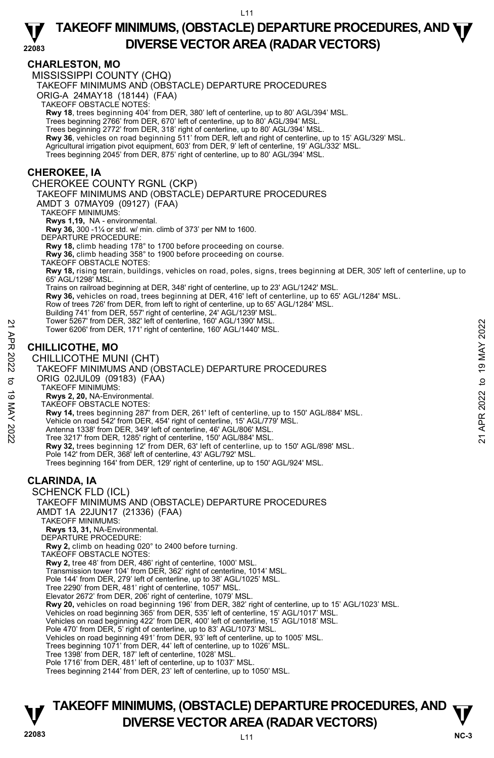## CHARLESTON, MO

MISSISSIPPI COUNTY (CHQ)

TAKEOFF MINIMUMS AND (OBSTACLE) DEPARTURE PROCEDURES

ORIG-A 24MAY18 (18144) (FAA)

TAKEOFF OBSTACLE NOTES:

**Rwy 18**, trees beginning 404' from DER, 380' left of centerline, up to 80' AGL/394' MSL.
Trees beginning 2766' from DER, 670' left of centerline, up to 80' AGL/394' MSL.
Trees beginning 2772' from DER, 318' right of centerline, up to 80' AGL/394' MSL.
**Rwy 36**, vehicles on road beginning 511' from DER, left and right of centerline, up to 15' AGL/329' MSL.
Agricultural irrigation pivot equipment, 603' from DER, 9' left of centerline, 19' AGL/332' MSL.
Trees beginning 2045' from DER, 875' right of centerline, up to 80' AGL/394' MSL.

## CHEROKEE, IA

CHEROKEE COUNTY RGNL (CKP)

TAKEOFF MINIMUMS AND (OBSTACLE) DEPARTURE PROCEDURES

AMDT 3 07MAY09 (09127) (FAA)

TAKEOFF MINIMUMS:

**Rwys 1,19,** NA - environmental.
**Rwy 36,** 300 -1¼ or std. w/ min. climb of 373' per NM to 1600.

DEPARTURE PROCEDURE:

**Rwy 18,** climb heading 178° to 1700 before proceeding on course.
**Rwy 36,** climb heading 358° to 1900 before proceeding on course.

TAKEOFF OBSTACLE NOTES:

**Rwy 18,** rising terrain, buildings, vehicles on road, poles, signs, trees beginning at DER, 305' left of centerline, up to 65' AGL/1298' MSL.
Trains on railroad beginning at DER, 348' right of centerline, up to 23' AGL/1242' MSL.
**Rwy 36,** vehicles on road, trees beginning at DER, 416' left of centerline, up to 65' AGL/1284' MSL.
Row of trees 726' from DER, from left to right of centerline, up to 65' AGL/1284' MSL.
Building 741' from DER, 557' right of centerline, 24' AGL/1239' MSL.
Tower 5267' from DER, 382' left of centerline, 160' AGL/1390' MSL.
Tower 6206' from DER, 171' right of centerline, 160' AGL/1440' MSL.

## CHILLICOTHE, MO

CHILLICOTHE MUNI (CHT)

TAKEOFF MINIMUMS AND (OBSTACLE) DEPARTURE PROCEDURES

ORIG 02JUL09 (09183) (FAA)

TAKEOFF MINIMUMS:

**Rwys 2, 20,** NA-Environmental.

TAKEOFF OBSTACLE NOTES:

**Rwy 14,** trees beginning 287' from DER, 261' left of centerline, up to 150' AGL/884' MSL.
Vehicle on road 542' from DER, 454' right of centerline, 15' AGL/779' MSL.
Antenna 1338' from DER, 349' left of centerline, 46' AGL/806' MSL.
Tree 3217' from DER, 1285' right of centerline, 150' AGL/884' MSL.
**Rwy 32,** trees beginning 12' from DER, 63' left of centerline, up to 150' AGL/898' MSL.
Pole 142' from DER, 368' left of centerline, 43' AGL/792' MSL.
Trees beginning 164' from DER, 129' right of centerline, up to 150' AGL/924' MSL.

## CLARINDA, IA

SCHENCK FLD (ICL)

TAKEOFF MINIMUMS AND (OBSTACLE) DEPARTURE PROCEDURES

AMDT 1A 22JUN17 (21336) (FAA)

TAKEOFF MINIMUMS:

**Rwys 13, 31,** NA-Environmental.

DEPARTURE PROCEDURE:

**Rwy 2,** climb on heading 020° to 2400 before turning.

TAKEOFF OBSTACLE NOTES:

**Rwy 2,** tree 48' from DER, 486' right of centerline, 1000' MSL.
Transmission tower 104' from DER, 362' right of centerline, 1014' MSL.
Pole 144' from DER, 279' left of centerline, up to 38' AGL/1025' MSL.
Tree 2290' from DER, 481' right of centerline, 1057' MSL.
Elevator 2672' from DER, 206' right of centerline, 1079' MSL.
**Rwy 20,** vehicles on road beginning 196' from DER, 382' right of centerline, up to 15' AGL/1023' MSL.
Vehicles on road beginning 365' from DER, 535' left of centerline, 15' AGL/1017' MSL.
Vehicles on road beginning 422' from DER, 400' left of centerline, 15' AGL/1018' MSL.
Pole 470' from DER, 5' right of centerline, up to 83' AGL/1073' MSL.
Vehicles on road beginning 491' from DER, 93' left of centerline, up to 1005' MSL.
Trees beginning 1071' from DER, 44' left of centerline, up to 1026' MSL.
Tree 1398' from DER, 187' left of centerline, 1028' MSL.
Pole 1716' from DER, 481' left of centerline, up to 1037' MSL.
Trees beginning 2144' from DER, 23' left of centerline, up to 1050' MSL.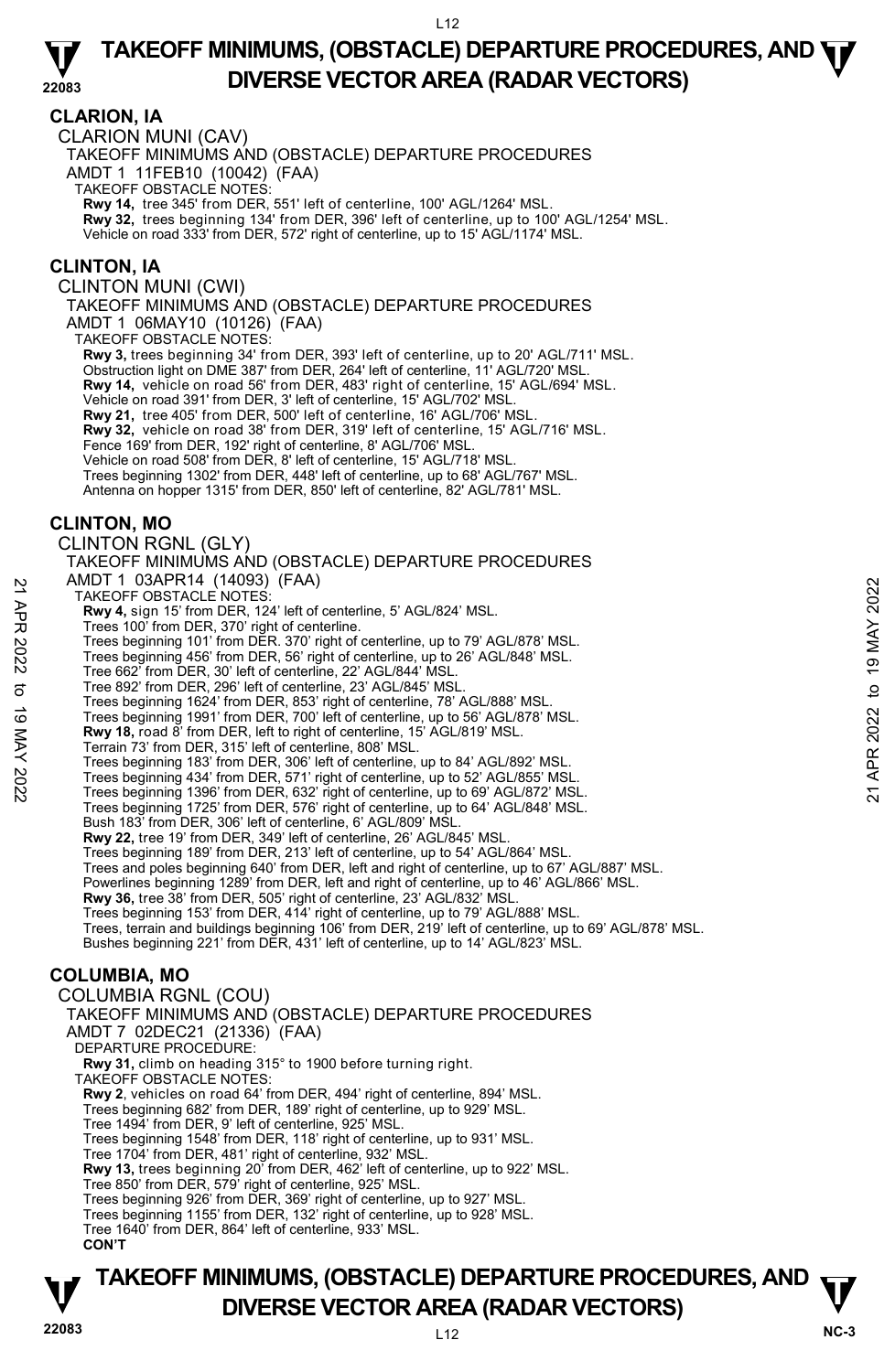## CLARION, IA

CLARION MUNI (CAV)

TAKEOFF MINIMUMS AND (OBSTACLE) DEPARTURE PROCEDURES

AMDT 1 11FEB10 (10042) (FAA)

TAKEOFF OBSTACLE NOTES:

**Rwy 14,** tree 345' from DER, 551' left of centerline, 100' AGL/1264' MSL.
**Rwy 32,** trees beginning 134' from DER, 396' left of centerline, up to 100' AGL/1254' MSL.
Vehicle on road 333' from DER, 572' right of centerline, up to 15' AGL/1174' MSL.

## CLINTON, IA

CLINTON MUNI (CWI)

TAKEOFF MINIMUMS AND (OBSTACLE) DEPARTURE PROCEDURES

AMDT 1 06MAY10 (10126) (FAA)

TAKEOFF OBSTACLE NOTES:

**Rwy 3,** trees beginning 34' from DER, 393' left of centerline, up to 20' AGL/711' MSL.
Obstruction light on DME 387' from DER, 264' left of centerline, 11' AGL/720' MSL.
**Rwy 14,** vehicle on road 56' from DER, 483' right of centerline, 15' AGL/694' MSL.
Vehicle on road 391' from DER, 3' left of centerline, 15' AGL/702' MSL.
**Rwy 21,** tree 405' from DER, 500' left of centerline, 16' AGL/706' MSL.
**Rwy 32,** vehicle on road 38' from DER, 319' left of centerline, 15' AGL/716' MSL.
Fence 169' from DER, 192' right of centerline, 8' AGL/706' MSL.
Vehicle on road 508' from DER, 8' left of centerline, 15' AGL/718' MSL.
Trees beginning 1302' from DER, 448' left of centerline, up to 68' AGL/767' MSL.
Antenna on hopper 1315' from DER, 850' left of centerline, 82' AGL/781' MSL.

## CLINTON, MO

CLINTON RGNL (GLY)

TAKEOFF MINIMUMS AND (OBSTACLE) DEPARTURE PROCEDURES

AMDT 1 03APR14 (14093) (FAA)

TAKEOFF OBSTACLE NOTES:

**Rwy 4,** sign 15' from DER, 124' left of centerline, 5' AGL/824' MSL.
Trees 100' from DER, 370' right of centerline.
Trees beginning 101' from DER. 370' right of centerline, up to 79' AGL/878' MSL.
Trees beginning 456' from DER, 56' right of centerline, up to 26' AGL/848' MSL.
Tree 662' from DER, 30' left of centerline, 22' AGL/844' MSL.
Tree 892' from DER, 296' left of centerline, 23' AGL/845' MSL.
Trees beginning 1624' from DER, 853' right of centerline, 78' AGL/888' MSL.
Trees beginning 1991' from DER, 700' left of centerline, up to 56' AGL/878' MSL.
**Rwy 18,** road 8' from DER, left to right of centerline, 15' AGL/819' MSL.
Terrain 73' from DER, 315' left of centerline, 808' MSL.
Trees beginning 183' from DER, 306' left of centerline, up to 84' AGL/892' MSL.
Trees beginning 434' from DER, 571' right of centerline, up to 52' AGL/855' MSL.
Trees beginning 1396' from DER, 632' right of centerline, up to 69' AGL/872' MSL.
Trees beginning 1725' from DER, 576' right of centerline, up to 64' AGL/848' MSL.
Bush 183' from DER, 306' left of centerline, 6' AGL/809' MSL.
**Rwy 22,** tree 19' from DER, 349' left of centerline, 26' AGL/845' MSL.
Trees beginning 189' from DER, 213' left of centerline, up to 54' AGL/864' MSL.
Trees and poles beginning 640' from DER, left and right of centerline, up to 67' AGL/887' MSL.
Powerlines beginning 1289' from DER, left and right of centerline, up to 46' AGL/866' MSL.
**Rwy 36,** tree 38' from DER, 505' right of centerline, 23' AGL/832' MSL.
Trees beginning 153' from DER, 414' right of centerline, up to 79' AGL/888' MSL.
Trees, terrain and buildings beginning 106' from DER, 219' left of centerline, up to 69' AGL/878' MSL.
Bushes beginning 221' from DER, 431' left of centerline, up to 14' AGL/823' MSL.

## COLUMBIA, MO

COLUMBIA RGNL (COU)

TAKEOFF MINIMUMS AND (OBSTACLE) DEPARTURE PROCEDURES

AMDT 7 02DEC21 (21336) (FAA)

DEPARTURE PROCEDURE:

**Rwy 31,** climb on heading 315° to 1900 before turning right.

TAKEOFF OBSTACLE NOTES:

**Rwy 2**, vehicles on road 64' from DER, 494' right of centerline, 894' MSL.
Trees beginning 682' from DER, 189' right of centerline, up to 929' MSL.
Tree 1494' from DER, 9' left of centerline, 925' MSL.
Trees beginning 1548' from DER, 118' right of centerline, up to 931' MSL.
Tree 1704' from DER, 481' right of centerline, 932' MSL.
**Rwy 13,** trees beginning 20' from DER, 462' left of centerline, up to 922' MSL.
Tree 850' from DER, 579' right of centerline, 925' MSL.
Trees beginning 926' from DER, 369' right of centerline, up to 927' MSL.
Trees beginning 1155' from DER, 132' right of centerline, up to 928' MSL.
Tree 1640' from DER, 864' left of centerline, 933' MSL.

**CON'T**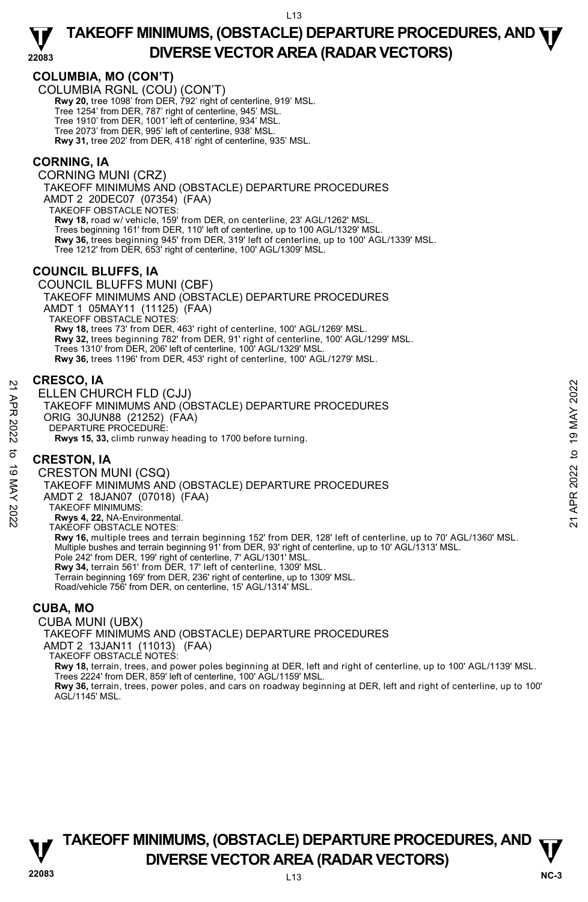## COLUMBIA, MO (CON'T)

COLUMBIA RGNL (COU) (CON'T)

**Rwy 20,** tree 1098' from DER, 792' right of centerline, 919' MSL.
Tree 1254' from DER, 787' right of centerline, 945' MSL.
Tree 1910' from DER, 1001' left of centerline, 934' MSL.
Tree 2073' from DER, 995' left of centerline, 938' MSL.
**Rwy 31,** tree 202' from DER, 418' right of centerline, 935' MSL.

## CORNING, IA

CORNING MUNI (CRZ)

TAKEOFF MINIMUMS AND (OBSTACLE) DEPARTURE PROCEDURES
AMDT 2 20DEC07 (07354) (FAA)

TAKEOFF OBSTACLE NOTES:

**Rwy 18,** road w/ vehicle, 159' from DER, on centerline, 23' AGL/1262' MSL.
Trees beginning 161' from DER, 110' left of centerline, up to 100 AGL/1329' MSL.
**Rwy 36,** trees beginning 945' from DER, 319' left of centerline, up to 100' AGL/1339' MSL.
Tree 1212' from DER, 653' right of centerline, 100' AGL/1309' MSL.

## COUNCIL BLUFFS, IA

COUNCIL BLUFFS MUNI (CBF)

TAKEOFF MINIMUMS AND (OBSTACLE) DEPARTURE PROCEDURES
AMDT 1 05MAY11 (11125) (FAA)

TAKEOFF OBSTACLE NOTES:

**Rwy 18,** trees 73' from DER, 463' right of centerline, 100' AGL/1269' MSL.
**Rwy 32,** trees beginning 782' from DER, 91' left of centerline, 100' AGL/1299' MSL.
Trees 1310' from DER, 206' left of centerline, 100' AGL/1329' MSL.
**Rwy 36,** trees 1196' from DER, 453' right of centerline, 100' AGL/1279' MSL.

## CRESCO, IA

ELLEN CHURCH FLD (CJJ)

TAKEOFF MINIMUMS AND (OBSTACLE) DEPARTURE PROCEDURES
ORIG 30JUN88 (21252) (FAA)

DEPARTURE PROCEDURE:

**Rwys 15, 33,** climb runway heading to 1700 before turning.

## CRESTON, IA

CRESTON MUNI (CSQ)

TAKEOFF MINIMUMS AND (OBSTACLE) DEPARTURE PROCEDURES
AMDT 2 18JAN07 (07018) (FAA)

TAKEOFF MINIMUMS:

**Rwys 4, 22,** NA-Environmental.

TAKEOFF OBSTACLE NOTES:

**Rwy 16,** multiple trees and terrain beginning 152' from DER, 128' left of centerline, up to 70' AGL/1360' MSL.
Multiple bushes and terrain beginning 91' from DER, 93' right of centerline, up to 10' AGL/1313' MSL.
Pole 242' from DER, 199' right of centerline, 7' AGL/1301' MSL.
**Rwy 34,** terrain 561' from DER, 17' left of centerline, 1309' MSL.
Terrain beginning 169' from DER, 236' right of centerline, up to 1309' MSL.
Road/vehicle 756' from DER, on centerline, 15' AGL/1314' MSL.

## CUBA, MO

CUBA MUNI (UBX)

TAKEOFF MINIMUMS AND (OBSTACLE) DEPARTURE PROCEDURES
AMDT 2 13JAN11 (11013) (FAA)

TAKEOFF OBSTACLE NOTES:

**Rwy 18,** terrain, trees, and power poles beginning at DER, left and right of centerline, up to 100' AGL/1139' MSL.
Trees 2224' from DER, 859' left of centerline, 100' AGL/1159' MSL.
**Rwy 36,** terrain, trees, power poles, and cars on roadway beginning at DER, left and right of centerline, up to 100' AGL/1145' MSL.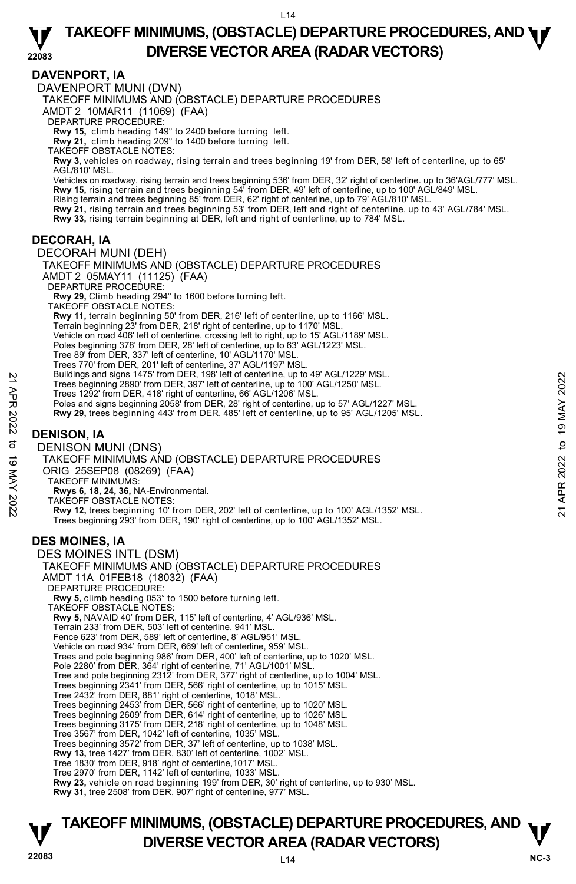## DAVENPORT, IA

DAVENPORT MUNI (DVN)
TAKEOFF MINIMUMS AND (OBSTACLE) DEPARTURE PROCEDURES
AMDT 2 10MAR11 (11069) (FAA)
DEPARTURE PROCEDURE:
**Rwy 15,** climb heading 149° to 2400 before turning left.
**Rwy 21,** climb heading 209° to 1400 before turning left.
TAKEOFF OBSTACLE NOTES:
**Rwy 3,** vehicles on roadway, rising terrain and trees beginning 19' from DER, 58' left of centerline, up to 65' AGL/810' MSL.
Vehicles on roadway, rising terrain and trees beginning 536' from DER, 32' right of centerline. up to 36'AGL/777' MSL.
**Rwy 15,** rising terrain and trees beginning 54' from DER, 49' left of centerline, up to 100' AGL/849' MSL.
Rising terrain and trees beginning 85' from DER, 62' right of centerline, up to 79' AGL/810' MSL.
**Rwy 21,** rising terrain and trees beginning 53' from DER, left and right of centerline, up to 43' AGL/784' MSL.
**Rwy 33,** rising terrain beginning at DER, left and right of centerline, up to 784' MSL.

## DECORAH, IA

DECORAH MUNI (DEH)
TAKEOFF MINIMUMS AND (OBSTACLE) DEPARTURE PROCEDURES
AMDT 2 05MAY11 (11125) (FAA)
DEPARTURE PROCEDURE:
**Rwy 29,** Climb heading 294° to 1600 before turning left.
TAKEOFF OBSTACLE NOTES:
**Rwy 11,** terrain beginning 50' from DER, 216' left of centerline, up to 1166' MSL.
Terrain beginning 23' from DER, 218' right of centerline, up to 1170' MSL.
Vehicle on road 406' left of centerline, crossing left to right, up to 15' AGL/1189' MSL.
Poles beginning 378' from DER, 28' left of centerline, up to 63' AGL/1223' MSL.
Tree 89' from DER, 337' left of centerline, 10' AGL/1170' MSL.
Trees 770' from DER, 201' left of centerline, 37' AGL/1197' MSL.
Buildings and signs 1475' from DER, 198' left of centerline, up to 49' AGL/1229' MSL.
Trees beginning 2890' from DER, 397' left of centerline, up to 100' AGL/1250' MSL.
Trees 1292' from DER, 418' right of centerline, 66' AGL/1206' MSL.
Poles and signs beginning 2058' from DER, 28' right of centerline, up to 57' AGL/1227' MSL.
**Rwy 29,** trees beginning 443' from DER, 485' left of centerline, up to 95' AGL/1205' MSL.

## DENISON, IA

DENISON MUNI (DNS)
TAKEOFF MINIMUMS AND (OBSTACLE) DEPARTURE PROCEDURES
ORIG 25SEP08 (08269) (FAA)
TAKEOFF MINIMUMS:
**Rwys 6, 18, 24, 36,** NA-Environmental.
TAKEOFF OBSTACLE NOTES:
**Rwy 12,** trees beginning 10' from DER, 202' left of centerline, up to 100' AGL/1352' MSL.
Trees beginning 293' from DER, 190' right of centerline, up to 100' AGL/1352' MSL.

## DES MOINES, IA

DES MOINES INTL (DSM)
TAKEOFF MINIMUMS AND (OBSTACLE) DEPARTURE PROCEDURES
AMDT 11A 01FEB18 (18032) (FAA)
DEPARTURE PROCEDURE:
**Rwy 5,** climb heading 053° to 1500 before turning left.
TAKEOFF OBSTACLE NOTES:
**Rwy 5,** NAVAID 40' from DER, 115' left of centerline, 4' AGL/936' MSL.
Terrain 233' from DER, 503' left of centerline, 941' MSL.
Fence 623' from DER, 589' left of centerline, 8' AGL/951' MSL.
Vehicle on road 934' from DER, 669' left of centerline, 959' MSL.
Trees and pole beginning 986' from DER, 400' left of centerline, up to 1020' MSL.
Pole 2280' from DER, 364' right of centerline, 71' AGL/1001' MSL.
Tree and pole beginning 2312' from DER, 377' right of centerline, up to 1004' MSL.
Trees beginning 2341' from DER, 566' right of centerline, up to 1015' MSL.
Tree 2432' from DER, 881' right of centerline, 1018' MSL.
Trees beginning 2453' from DER, 566' right of centerline, up to 1020' MSL.
Trees beginning 2609' from DER, 614' right of centerline, up to 1026' MSL.
Trees beginning 3175' from DER, 218' right of centerline, up to 1048' MSL.
Tree 3567' from DER, 1042' left of centerline, 1035' MSL.
Trees beginning 3572' from DER, 37' left of centerline, up to 1038' MSL.
**Rwy 13,** tree 1427' from DER, 830' left of centerline, 1002' MSL.
Tree 1830' from DER, 918' right of centerline,1017' MSL.
Tree 2970' from DER, 1142' left of centerline, 1033' MSL.
**Rwy 23,** vehicle on road beginning 199' from DER, 30' right of centerline, up to 930' MSL.
**Rwy 31,** tree 2508' from DER, 907' right of centerline, 977' MSL.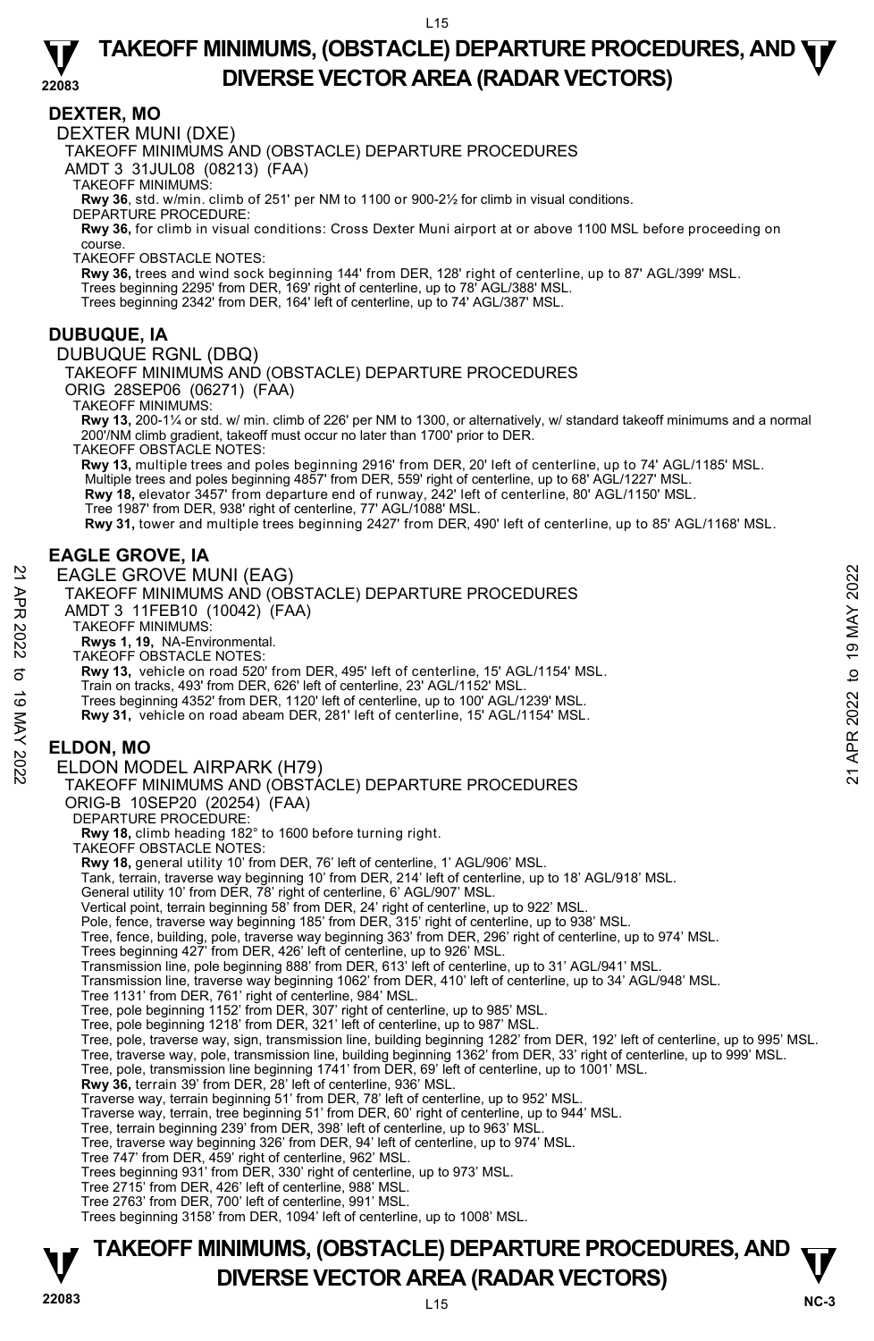## DEXTER, MO

DEXTER MUNI (DXE)

TAKEOFF MINIMUMS AND (OBSTACLE) DEPARTURE PROCEDURES

AMDT 3 31JUL08 (08213) (FAA)

TAKEOFF MINIMUMS:

**Rwy 36**, std. w/min. climb of 251' per NM to 1100 or 900-2½ for climb in visual conditions.

DEPARTURE PROCEDURE:

**Rwy 36,** for climb in visual conditions: Cross Dexter Muni airport at or above 1100 MSL before proceeding on course.

TAKEOFF OBSTACLE NOTES:

**Rwy 36,** trees and wind sock beginning 144' from DER, 128' right of centerline, up to 87' AGL/399' MSL.
Trees beginning 2295' from DER, 169' right of centerline, up to 78' AGL/388' MSL.
Trees beginning 2342' from DER, 164' left of centerline, up to 74' AGL/387' MSL.

## DUBUQUE, IA

DUBUQUE RGNL (DBQ)

TAKEOFF MINIMUMS AND (OBSTACLE) DEPARTURE PROCEDURES

ORIG 28SEP06 (06271) (FAA)

TAKEOFF MINIMUMS:

**Rwy 13,** 200-1¼ or std. w/ min. climb of 226' per NM to 1300, or alternatively, w/ standard takeoff minimums and a normal 200'/NM climb gradient, takeoff must occur no later than 1700' prior to DER.

TAKEOFF OBSTACLE NOTES:

**Rwy 13,** multiple trees and poles beginning 2916' from DER, 20' left of centerline, up to 74' AGL/1185' MSL.
Multiple trees and poles beginning 4857' from DER, 559' right of centerline, up to 68' AGL/1227' MSL.
**Rwy 18,** elevator 3457' from departure end of runway, 242' left of centerline, 80' AGL/1150' MSL.
Tree 1987' from DER, 938' right of centerline, 77' AGL/1088' MSL.
**Rwy 31,** tower and multiple trees beginning 2427' from DER, 490' left of centerline, up to 85' AGL/1168' MSL.

## EAGLE GROVE, IA

EAGLE GROVE MUNI (EAG)

TAKEOFF MINIMUMS AND (OBSTACLE) DEPARTURE PROCEDURES

AMDT 3 11FEB10 (10042) (FAA)

TAKEOFF MINIMUMS:

**Rwys 1, 19,** NA-Environmental.

TAKEOFF OBSTACLE NOTES:

**Rwy 13,** vehicle on road 520' from DER, 495' left of centerline, 15' AGL/1154' MSL.
Train on tracks, 493' from DER, 626' left of centerline, 23' AGL/1152' MSL.
Trees beginning 4352' from DER, 1120' left of centerline, up to 100' AGL/1239' MSL.
**Rwy 31,** vehicle on road abeam DER, 281' left of centerline, 15' AGL/1154' MSL.

## ELDON, MO

ELDON MODEL AIRPARK (H79)

TAKEOFF MINIMUMS AND (OBSTACLE) DEPARTURE PROCEDURES

ORIG-B 10SEP20 (20254) (FAA)

DEPARTURE PROCEDURE:

**Rwy 18,** climb heading 182° to 1600 before turning right.

TAKEOFF OBSTACLE NOTES:

**Rwy 18,** general utility 10' from DER, 76' left of centerline, 1' AGL/906' MSL.
Tank, terrain, traverse way beginning 10' from DER, 214' left of centerline, up to 18' AGL/918' MSL.
General utility 10' from DER, 78' right of centerline, 6' AGL/907' MSL.
Vertical point, terrain beginning 58' from DER, 24' right of centerline, up to 922' MSL.
Pole, fence, traverse way beginning 185' from DER, 315' right of centerline, up to 938' MSL.
Tree, fence, building, pole, traverse way beginning 363' from DER, 296' right of centerline, up to 974' MSL.
Trees beginning 427' from DER, 426' left of centerline, up to 926' MSL.
Transmission line, pole beginning 888' from DER, 613' left of centerline, up to 31' AGL/941' MSL.
Transmission line, traverse way beginning 1062' from DER, 410' left of centerline, up to 34' AGL/948' MSL.
Tree 1131' from DER, 761' right of centerline, 984' MSL.
Tree, pole beginning 1152' from DER, 307' right of centerline, up to 985' MSL.
Tree, pole beginning 1218' from DER, 321' left of centerline, up to 987' MSL.
Tree, pole, traverse way, sign, transmission line, building beginning 1282' from DER, 192' left of centerline, up to 995' MSL.
Tree, traverse way, pole, transmission line, building beginning 1362' from DER, 33' right of centerline, up to 999' MSL.
Tree, pole, transmission line beginning 1741' from DER, 69' left of centerline, up to 1001' MSL.
**Rwy 36,** terrain 39' from DER, 28' left of centerline, 936' MSL.
Traverse way, terrain beginning 51' from DER, 78' left of centerline, up to 952' MSL.
Traverse way, terrain, tree beginning 51' from DER, 60' right of centerline, up to 944' MSL.
Tree, terrain beginning 239' from DER, 398' left of centerline, up to 963' MSL.
Tree, traverse way beginning 326' from DER, 94' left of centerline, up to 974' MSL.
Tree 747' from DER, 459' right of centerline, 962' MSL.
Trees beginning 931' from DER, 330' right of centerline, up to 973' MSL.
Tree 2715' from DER, 426' left of centerline, 988' MSL.
Tree 2763' from DER, 700' left of centerline, 991' MSL.
Trees beginning 3158' from DER, 1094' left of centerline, up to 1008' MSL.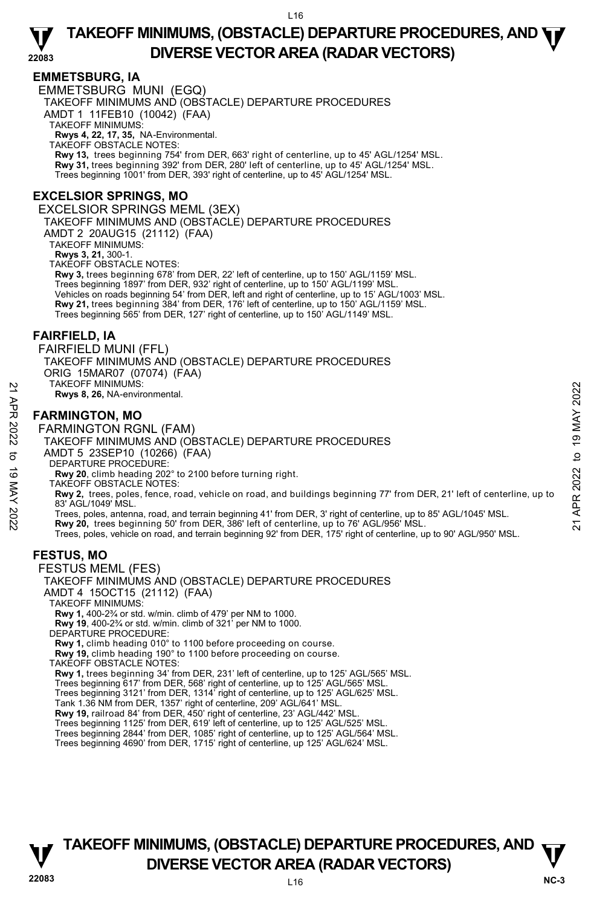## EMMETSBURG, IA

EMMETSBURG MUNI (EGQ)
TAKEOFF MINIMUMS AND (OBSTACLE) DEPARTURE PROCEDURES
AMDT 1 11FEB10 (10042) (FAA)
TAKEOFF MINIMUMS:
**Rwys 4, 22, 17, 35,** NA-Environmental.
TAKEOFF OBSTACLE NOTES:
**Rwy 13,** trees beginning 754' from DER, 663' right of centerline, up to 45' AGL/1254' MSL.
**Rwy 31,** trees beginning 392' from DER, 280' left of centerline, up to 45' AGL/1254' MSL.
Trees beginning 1001' from DER, 393' right of centerline, up to 45' AGL/1254' MSL.

## EXCELSIOR SPRINGS, MO

EXCELSIOR SPRINGS MEML (3EX)
TAKEOFF MINIMUMS AND (OBSTACLE) DEPARTURE PROCEDURES
AMDT 2 20AUG15 (21112) (FAA)
TAKEOFF MINIMUMS:
**Rwys 3, 21,** 300-1.
TAKEOFF OBSTACLE NOTES:
**Rwy 3,** trees beginning 678' from DER, 22' left of centerline, up to 150' AGL/1159' MSL.
Trees beginning 1897' from DER, 932' right of centerline, up to 150' AGL/1199' MSL.
Vehicles on roads beginning 54' from DER, left and right of centerline, up to 15' AGL/1003' MSL.
**Rwy 21,** trees beginning 384' from DER, 176' left of centerline, up to 150' AGL/1159' MSL.
Trees beginning 565' from DER, 127' right of centerline, up to 150' AGL/1149' MSL.

## FAIRFIELD, IA

FAIRFIELD MUNI (FFL)
TAKEOFF MINIMUMS AND (OBSTACLE) DEPARTURE PROCEDURES
ORIG 15MAR07 (07074) (FAA)
TAKEOFF MINIMUMS:
**Rwys 8, 26,** NA-environmental.

## FARMINGTON, MO

FARMINGTON RGNL (FAM)
TAKEOFF MINIMUMS AND (OBSTACLE) DEPARTURE PROCEDURES
AMDT 5 23SEP10 (10266) (FAA)
DEPARTURE PROCEDURE:
**Rwy 20**, climb heading 202° to 2100 before turning right.
TAKEOFF OBSTACLE NOTES:
**Rwy 2,** trees, poles, fence, road, vehicle on road, and buildings beginning 77' from DER, 21' left of centerline, up to 83' AGL/1049' MSL.
Trees, poles, antenna, road, and terrain beginning 41' from DER, 3' right of centerline, up to 85' AGL/1045' MSL.
**Rwy 20,** trees beginning 50' from DER, 386' left of centerline, up to 76' AGL/956' MSL.
Trees, poles, vehicle on road, and terrain beginning 92' from DER, 175' right of centerline, up to 90' AGL/950' MSL.

## FESTUS, MO

FESTUS MEML (FES)
TAKEOFF MINIMUMS AND (OBSTACLE) DEPARTURE PROCEDURES
AMDT 4 15OCT15 (21112) (FAA)
TAKEOFF MINIMUMS:
**Rwy 1,** 400-2¾ or std. w/min. climb of 479' per NM to 1000.
**Rwy 19**, 400-2¾ or std. w/min. climb of 321' per NM to 1000.
DEPARTURE PROCEDURE:
**Rwy 1,** climb heading 010° to 1100 before proceeding on course.
**Rwy 19,** climb heading 190° to 1100 before proceeding on course.
TAKEOFF OBSTACLE NOTES:
**Rwy 1,** trees beginning 34' from DER, 231' left of centerline, up to 125' AGL/565' MSL.
Trees beginning 617' from DER, 568' right of centerline, up to 125' AGL/565' MSL.
Trees beginning 3121' from DER, 1314' right of centerline, up to 125' AGL/625' MSL.
Tank 1.36 NM from DER, 1357' right of centerline, 209' AGL/641' MSL.
**Rwy 19,** railroad 84' from DER, 450' right of centerline, 23' AGL/442' MSL.
Trees beginning 1125' from DER, 619' left of centerline, up to 125' AGL/525' MSL.
Trees beginning 2844' from DER, 1085' right of centerline, up to 125' AGL/564' MSL.
Trees beginning 4690' from DER, 1715' right of centerline, up 125' AGL/624' MSL.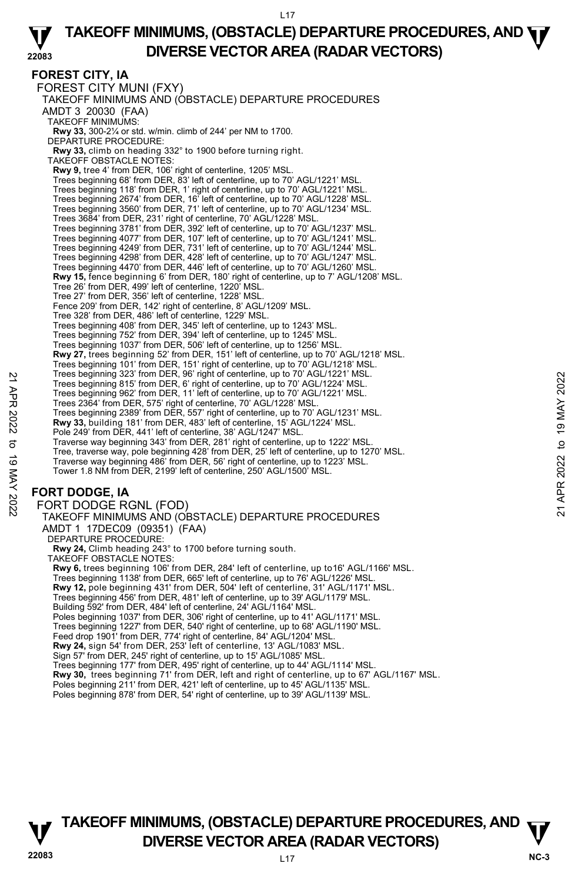## FOREST CITY, IA

FOREST CITY MUNI (FXY)

TAKEOFF MINIMUMS AND (OBSTACLE) DEPARTURE PROCEDURES

AMDT 3 20030 (FAA)

TAKEOFF MINIMUMS:

**Rwy 33,** 300-2¼ or std. w/min. climb of 244' per NM to 1700.

DEPARTURE PROCEDURE:

**Rwy 33,** climb on heading 332° to 1900 before turning right.

TAKEOFF OBSTACLE NOTES:

**Rwy 9,** tree 4' from DER, 106' right of centerline, 1205' MSL.
Trees beginning 68' from DER, 83' left of centerline, up to 70' AGL/1221' MSL.
Trees beginning 118' from DER, 1' right of centerline, up to 70' AGL/1221' MSL.
Trees beginning 2674' from DER, 16' left of centerline, up to 70' AGL/1228' MSL.
Trees beginning 3560' from DER, 71' left of centerline, up to 70' AGL/1234' MSL.
Trees 3684' from DER, 231' right of centerline, 70' AGL/1228' MSL.
Trees beginning 3781' from DER, 392' left of centerline, up to 70' AGL/1237' MSL.
Trees beginning 4077' from DER, 107' left of centerline, up to 70' AGL/1241' MSL.
Trees beginning 4249' from DER, 731' left of centerline, up to 70' AGL/1244' MSL.
Trees beginning 4298' from DER, 428' left of centerline, up to 70' AGL/1247' MSL.
Trees beginning 4470' from DER, 446' left of centerline, up to 70' AGL/1260' MSL.

**Rwy 15,** fence beginning 6' from DER, 180' right of centerline, up to 7' AGL/1208' MSL.
Tree 26' from DER, 499' left of centerline, 1220' MSL.
Tree 27' from DER, 356' left of centerline, 1228' MSL.
Fence 209' from DER, 142' right of centerline, 8' AGL/1209' MSL.
Tree 328' from DER, 486' left of centerline, 1229' MSL.
Trees beginning 408' from DER, 345' left of centerline, up to 1243' MSL.
Trees beginning 752' from DER, 394' left of centerline, up to 1245' MSL.
Trees beginning 1037' from DER, 506' left of centerline, up to 1256' MSL.

**Rwy 27,** trees beginning 52' from DER, 151' left of centerline, up to 70' AGL/1218' MSL.
Trees beginning 101' from DER, 151' right of centerline, up to 70' AGL/1218' MSL.
Trees beginning 323' from DER, 96' right of centerline, up to 70' AGL/1221' MSL.
Trees beginning 815' from DER, 6' right of centerline, up to 70' AGL/1224' MSL.
Trees beginning 962' from DER, 11' left of centerline, up to 70' AGL/1221' MSL.
Trees 2364' from DER, 575' right of centerline, 70' AGL/1228' MSL.
Trees beginning 2389' from DER, 557' right of centerline, up to 70' AGL/1231' MSL.

**Rwy 33,** building 181' from DER, 483' left of centerline, 15' AGL/1224' MSL.
Pole 249' from DER, 441' left of centerline, 38' AGL/1247' MSL.
Traverse way beginning 343' from DER, 281' right of centerline, up to 1222' MSL.
Tree, traverse way, pole beginning 428' from DER, 25' left of centerline, up to 1270' MSL.
Traverse way beginning 486' from DER, 56' right of centerline, up to 1223' MSL.
Tower 1.8 NM from DER, 2199' left of centerline, 250' AGL/1500' MSL.

## FORT DODGE, IA

FORT DODGE RGNL (FOD)

TAKEOFF MINIMUMS AND (OBSTACLE) DEPARTURE PROCEDURES

AMDT 1 17DEC09 (09351) (FAA)

DEPARTURE PROCEDURE:

**Rwy 24,** Climb heading 243° to 1700 before turning south.

TAKEOFF OBSTACLE NOTES:

**Rwy 6,** trees beginning 106' from DER, 284' left of centerline, up to16' AGL/1166' MSL.
Trees beginning 1138' from DER, 665' left of centerline, up to 76' AGL/1226' MSL.

**Rwy 12,** pole beginning 431' from DER, 504' left of centerline, 31' AGL/1171' MSL.
Trees beginning 456' from DER, 481' left of centerline, up to 39' AGL/1179' MSL.
Building 592' from DER, 484' left of centerline, 24' AGL/1164' MSL.
Poles beginning 1037' from DER, 306' right of centerline, up to 41' AGL/1171' MSL.
Trees beginning 1227' from DER, 540' right of centerline, up to 68' AGL/1190' MSL.
Feed drop 1901' from DER, 774' right of centerline, 84' AGL/1204' MSL.

**Rwy 24,** sign 54' from DER, 253' left of centerline, 13' AGL/1083' MSL.
Sign 57' from DER, 245' right of centerline, up to 15' AGL/1085' MSL.
Trees beginning 177' from DER, 495' right of centerline, up to 44' AGL/1114' MSL.

**Rwy 30,** trees beginning 71' from DER, left and right of centerline, up to 67' AGL/1167' MSL.
Poles beginning 211' from DER, 421' left of centerline, up to 45' AGL/1135' MSL.
Poles beginning 878' from DER, 54' right of centerline, up to 39' AGL/1139' MSL.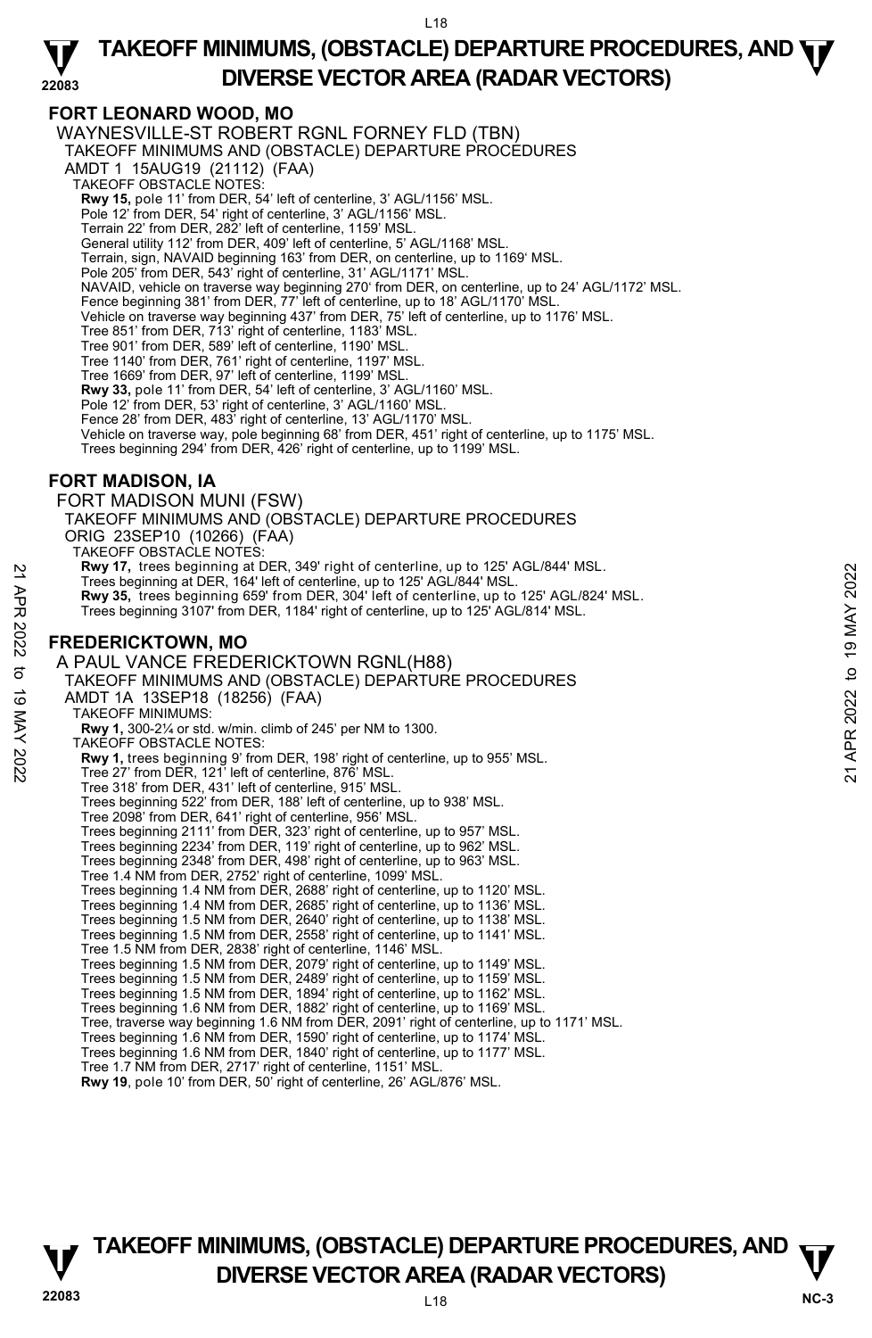## FORT LEONARD WOOD, MO

WAYNESVILLE-ST ROBERT RGNL FORNEY FLD (TBN)

TAKEOFF MINIMUMS AND (OBSTACLE) DEPARTURE PROCEDURES

AMDT 1 15AUG19 (21112) (FAA)

TAKEOFF OBSTACLE NOTES:

**Rwy 15,** pole 11' from DER, 54' left of centerline, 3' AGL/1156' MSL.
Pole 12' from DER, 54' right of centerline, 3' AGL/1156' MSL.
Terrain 22' from DER, 282' left of centerline, 1159' MSL.
General utility 112' from DER, 409' left of centerline, 5' AGL/1168' MSL.
Terrain, sign, NAVAID beginning 163' from DER, on centerline, up to 1169' MSL.
Pole 205' from DER, 543' right of centerline, 31' AGL/1171' MSL.
NAVAID, vehicle on traverse way beginning 270' from DER, on centerline, up to 24' AGL/1172' MSL.
Fence beginning 381' from DER, 77' left of centerline, up to 18' AGL/1170' MSL.
Vehicle on traverse way beginning 437' from DER, 75' left of centerline, up to 1176' MSL.
Tree 851' from DER, 713' right of centerline, 1183' MSL.
Tree 901' from DER, 589' left of centerline, 1190' MSL.
Tree 1140' from DER, 761' right of centerline, 1197' MSL.
Tree 1669' from DER, 97' left of centerline, 1199' MSL.
**Rwy 33,** pole 11' from DER, 54' left of centerline, 3' AGL/1160' MSL.
Pole 12' from DER, 53' right of centerline, 3' AGL/1160' MSL.
Fence 28' from DER, 483' right of centerline, 13' AGL/1170' MSL.
Vehicle on traverse way, pole beginning 68' from DER, 451' right of centerline, up to 1175' MSL.
Trees beginning 294' from DER, 426' right of centerline, up to 1199' MSL.

## FORT MADISON, IA

FORT MADISON MUNI (FSW)

TAKEOFF MINIMUMS AND (OBSTACLE) DEPARTURE PROCEDURES

ORIG 23SEP10 (10266) (FAA)

TAKEOFF OBSTACLE NOTES:

**Rwy 17,** trees beginning at DER, 349' right of centerline, up to 125' AGL/844' MSL.
Trees beginning at DER, 164' left of centerline, up to 125' AGL/844' MSL.
**Rwy 35,** trees beginning 659' from DER, 304' left of centerline, up to 125' AGL/824' MSL.
Trees beginning 3107' from DER, 1184' right of centerline, up to 125' AGL/814' MSL.

## FREDERICKTOWN, MO

A PAUL VANCE FREDERICKTOWN RGNL(H88)

TAKEOFF MINIMUMS AND (OBSTACLE) DEPARTURE PROCEDURES

AMDT 1A 13SEP18 (18256) (FAA)

TAKEOFF MINIMUMS:

**Rwy 1,** 300-2¼ or std. w/min. climb of 245' per NM to 1300.

TAKEOFF OBSTACLE NOTES:

**Rwy 1,** trees beginning 9' from DER, 198' right of centerline, up to 955' MSL.
Tree 27' from DER, 121' left of centerline, 876' MSL.
Tree 318' from DER, 431' left of centerline, 915' MSL.
Trees beginning 522' from DER, 188' left of centerline, up to 938' MSL.
Tree 2098' from DER, 641' right of centerline, 956' MSL.
Trees beginning 2111' from DER, 323' right of centerline, up to 957' MSL.
Trees beginning 2234' from DER, 119' right of centerline, up to 962' MSL.
Trees beginning 2348' from DER, 498' right of centerline, up to 963' MSL.
Tree 1.4 NM from DER, 2752' right of centerline, 1099' MSL.
Trees beginning 1.4 NM from DER, 2688' right of centerline, up to 1120' MSL.
Trees beginning 1.4 NM from DER, 2685' right of centerline, up to 1136' MSL.
Trees beginning 1.5 NM from DER, 2640' right of centerline, up to 1138' MSL.
Trees beginning 1.5 NM from DER, 2558' right of centerline, up to 1141' MSL.
Tree 1.5 NM from DER, 2838' right of centerline, 1146' MSL.
Trees beginning 1.5 NM from DER, 2079' right of centerline, up to 1149' MSL.
Trees beginning 1.5 NM from DER, 2489' right of centerline, up to 1159' MSL.
Trees beginning 1.5 NM from DER, 1894' right of centerline, up to 1162' MSL.
Trees beginning 1.6 NM from DER, 1882' right of centerline, up to 1169' MSL.
Tree, traverse way beginning 1.6 NM from DER, 2091' right of centerline, up to 1171' MSL.
Trees beginning 1.6 NM from DER, 1590' right of centerline, up to 1174' MSL.
Trees beginning 1.6 NM from DER, 1840' right of centerline, up to 1177' MSL.
Tree 1.7 NM from DER, 2717' right of centerline, 1151' MSL.
**Rwy 19**, pole 10' from DER, 50' right of centerline, 26' AGL/876' MSL.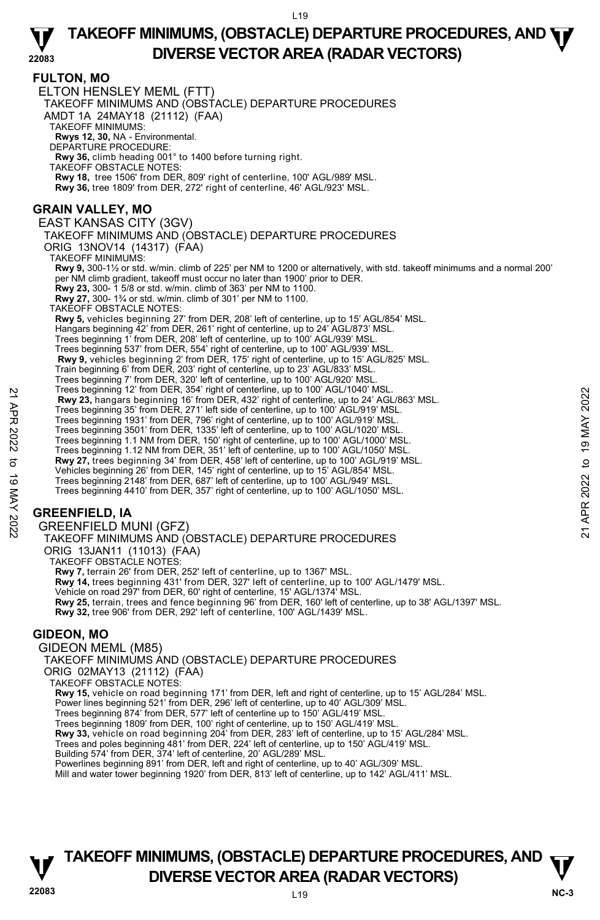## FULTON, MO

ELTON HENSLEY MEML (FTT)

TAKEOFF MINIMUMS AND (OBSTACLE) DEPARTURE PROCEDURES

AMDT 1A 24MAY18 (21112) (FAA)

TAKEOFF MINIMUMS:

**Rwys 12, 30,** NA - Environmental.

DEPARTURE PROCEDURE:

**Rwy 36,** climb heading 001° to 1400 before turning right.

TAKEOFF OBSTACLE NOTES:

**Rwy 18,** tree 1506' from DER, 809' right of centerline, 100' AGL/989' MSL.

**Rwy 36,** tree 1809' from DER, 272' right of centerline, 46' AGL/923' MSL.

## GRAIN VALLEY, MO

EAST KANSAS CITY (3GV)

TAKEOFF MINIMUMS AND (OBSTACLE) DEPARTURE PROCEDURES

ORIG 13NOV14 (14317) (FAA)

TAKEOFF MINIMUMS:

**Rwy 9,** 300-1½ or std. w/min. climb of 225' per NM to 1200 or alternatively, with std. takeoff minimums and a normal 200' per NM climb gradient, takeoff must occur no later than 1900' prior to DER.

**Rwy 23,** 300- 1 5/8 or std. w/min. climb of 363' per NM to 1100.

**Rwy 27,** 300- 1¾ or std. w/min. climb of 301' per NM to 1100.

TAKEOFF OBSTACLE NOTES:

**Rwy 5,** vehicles beginning 27' from DER, 208' left of centerline, up to 15' AGL/854' MSL.
Hangars beginning 42' from DER, 261' right of centerline, up to 24' AGL/873' MSL.
Trees beginning 1' from DER, 208' left of centerline, up to 100' AGL/939' MSL.
Trees beginning 537' from DER, 554' right of centerline, up to 100' AGL/939' MSL.

**Rwy 9,** vehicles beginning 2' from DER, 175' right of centerline, up to 15' AGL/825' MSL.
Train beginning 6' from DER, 203' right of centerline, up to 23' AGL/833' MSL.
Trees beginning 7' from DER, 320' left of centerline, up to 100' AGL/920' MSL.
Trees beginning 12' from DER, 354' right of centerline, up to 100' AGL/1040' MSL.

**Rwy 23,** hangars beginning 16' from DER, 432' right of centerline, up to 24' AGL/863' MSL.
Trees beginning 35' from DER, 271' left side of centerline, up to 100' AGL/919' MSL.
Trees beginning 1931' from DER, 796' right of centerline, up to 100' AGL/919' MSL.
Trees beginning 3501' from DER, 1335' left of centerline, up to 100' AGL/1020' MSL.
Trees beginning 1.1 NM from DER, 150' right of centerline, up to 100' AGL/1000' MSL.
Trees beginning 1.12 NM from DER, 351' left of centerline, up to 100' AGL/1050' MSL.

**Rwy 27,** trees beginning 34' from DER, 458' left of centerline, up to 100' AGL/919' MSL.
Vehicles beginning 26' from DER, 145' right of centerline, up to 15' AGL/854' MSL.
Trees beginning 2148' from DER, 687' left of centerline, up to 100' AGL/949' MSL.
Trees beginning 4410' from DER, 357' right of centerline, up to 100' AGL/1050' MSL.

## GREENFIELD, IA

GREENFIELD MUNI (GFZ)

TAKEOFF MINIMUMS AND (OBSTACLE) DEPARTURE PROCEDURES

ORIG 13JAN11 (11013) (FAA)

TAKEOFF OBSTACLE NOTES:

**Rwy 7,** terrain 26' from DER, 252' left of centerline, up to 1367' MSL.

**Rwy 14,** trees beginning 431' from DER, 327' left of centerline, up to 100' AGL/1479' MSL.
Vehicle on road 297' from DER, 60' right of centerline, 15' AGL/1374' MSL.

**Rwy 25,** terrain, trees and fence beginning 96' from DER, 160' left of centerline, up to 38' AGL/1397' MSL.

**Rwy 32,** tree 906' from DER, 292' left of centerline, 100' AGL/1439' MSL.

## GIDEON, MO

GIDEON MEML (M85)

TAKEOFF MINIMUMS AND (OBSTACLE) DEPARTURE PROCEDURES

ORIG 02MAY13 (21112) (FAA)

TAKEOFF OBSTACLE NOTES:

**Rwy 15,** vehicle on road beginning 171' from DER, left and right of centerline, up to 15' AGL/284' MSL.
Power lines beginning 521' from DER, 296' left of centerline, up to 40' AGL/309' MSL.
Trees beginning 874' from DER, 577' left of centerline up to 150' AGL/419' MSL.
Trees beginning 1809' from DER, 100' right of centerline, up to 150' AGL/419' MSL.

**Rwy 33,** vehicle on road beginning 204' from DER, 283' left of centerline, up to 15' AGL/284' MSL.
Trees and poles beginning 481' from DER, 224' left of centerline, up to 150' AGL/419' MSL.
Building 574' from DER, 374' left of centerline, 20' AGL/289' MSL.
Powerlines beginning 891' from DER, left and right of centerline, up to 40' AGL/309' MSL.
Mill and water tower beginning 1920' from DER, 813' left of centerline, up to 142' AGL/411' MSL.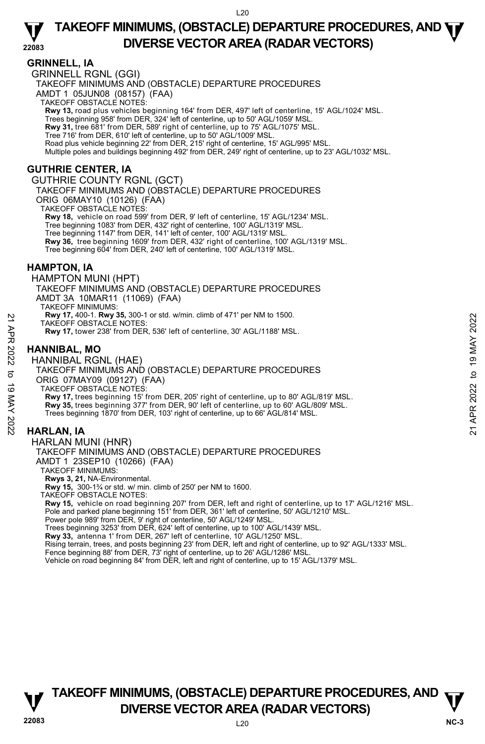# TAKEOFF MINIMUMS, (OBSTACLE) DEPARTURE PROCEDURES, AND DIVERSE VECTOR AREA (RADAR VECTORS)

## GRINNELL, IA

GRINNELL RGNL (GGI)

TAKEOFF MINIMUMS AND (OBSTACLE) DEPARTURE PROCEDURES

AMDT 1 05JUN08 (08157) (FAA)

TAKEOFF OBSTACLE NOTES:

**Rwy 13,** road plus vehicles beginning 164' from DER, 497' left of centerline, 15' AGL/1024' MSL.
Trees beginning 958' from DER, 324' left of centerline, up to 50' AGL/1059' MSL.
**Rwy 31,** tree 681' from DER, 589' right of centerline, up to 75' AGL/1075' MSL.
Tree 716' from DER, 610' left of centerline, up to 50' AGL/1009' MSL.
Road plus vehicle beginning 22' from DER, 215' right of centerline, 15' AGL/995' MSL.
Multiple poles and buildings beginning 492' from DER, 249' right of centerline, up to 23' AGL/1032' MSL.

## GUTHRIE CENTER, IA

GUTHRIE COUNTY RGNL (GCT)

TAKEOFF MINIMUMS AND (OBSTACLE) DEPARTURE PROCEDURES

ORIG 06MAY10 (10126) (FAA)

TAKEOFF OBSTACLE NOTES:

**Rwy 18,** vehicle on road 599' from DER, 9' left of centerline, 15' AGL/1234' MSL.
Tree beginning 1083' from DER, 432' right of centerline, 100' AGL/1319' MSL.
Tree beginning 1147' from DER, 141' left of center, 100' AGL/1319' MSL.
**Rwy 36,** tree beginning 1609' from DER, 432' right of centerline, 100' AGL/1319' MSL.
Tree beginning 604' from DER, 240' left of centerline, 100' AGL/1319' MSL.

## HAMPTON, IA

HAMPTON MUNI (HPT)

TAKEOFF MINIMUMS AND (OBSTACLE) DEPARTURE PROCEDURES

AMDT 3A 10MAR11 (11069) (FAA)

TAKEOFF MINIMUMS:

**Rwy 17,** 400-1. **Rwy 35,** 300-1 or std. w/min. climb of 471' per NM to 1500.

TAKEOFF OBSTACLE NOTES:

**Rwy 17,** tower 238' from DER, 536' left of centerline, 30' AGL/1188' MSL.

## HANNIBAL, MO

HANNIBAL RGNL (HAE)

TAKEOFF MINIMUMS AND (OBSTACLE) DEPARTURE PROCEDURES

ORIG 07MAY09 (09127) (FAA)

TAKEOFF OBSTACLE NOTES:

**Rwy 17,** trees beginning 15' from DER, 205' right of centerline, up to 80' AGL/819' MSL.
**Rwy 35,** trees beginning 377' from DER, 90' left of centerline, up to 60' AGL/809' MSL.
Trees beginning 1870' from DER, 103' right of centerline, up to 66' AGL/814' MSL.

## HARLAN, IA

HARLAN MUNI (HNR)

TAKEOFF MINIMUMS AND (OBSTACLE) DEPARTURE PROCEDURES

AMDT 1 23SEP10 (10266) (FAA)

TAKEOFF MINIMUMS:

**Rwys 3, 21,** NA-Environmental.
**Rwy 15,** 300-1¾ or std. w/ min. climb of 250' per NM to 1600.

TAKEOFF OBSTACLE NOTES:

**Rwy 15,** vehicle on road beginning 207' from DER, left and right of centerline, up to 17' AGL/1216' MSL.
Pole and parked plane beginning 151' from DER, 361' left of centerline, 50' AGL/1210' MSL.
Power pole 989' from DER, 9' right of centerline, 50' AGL/1249' MSL.
Trees beginning 3253' from DER, 624' left of centerline, up to 100' AGL/1439' MSL.
**Rwy 33,** antenna 1' from DER, 267' left of centerline, 10' AGL/1250' MSL.
Rising terrain, trees, and posts beginning 23' from DER, left and right of centerline, up to 92' AGL/1333' MSL.
Fence beginning 88' from DER, 73' right of centerline, up to 26' AGL/1286' MSL.
Vehicle on road beginning 84' from DER, left and right of centerline, up to 15' AGL/1379' MSL.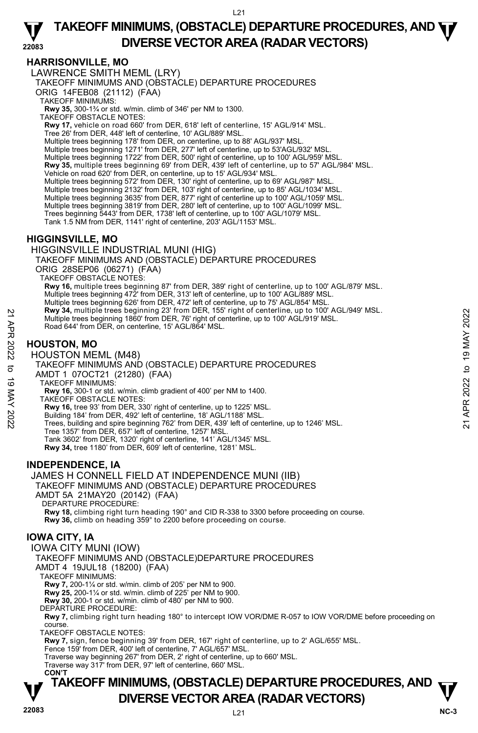## HARRISONVILLE, MO

LAWRENCE SMITH MEML (LRY)

TAKEOFF MINIMUMS AND (OBSTACLE) DEPARTURE PROCEDURES

ORIG 14FEB08 (21112) (FAA)

TAKEOFF MINIMUMS:

**Rwy 35,** 300-1¾ or std. w/min. climb of 346' per NM to 1300.

TAKEOFF OBSTACLE NOTES:

**Rwy 17,** vehicle on road 660' from DER, 618' left of centerline, 15' AGL/914' MSL.
Tree 26' from DER, 448' left of centerline, 10' AGL/889' MSL.
Multiple trees beginning 178' from DER, on centerline, up to 88' AGL/937' MSL.
Multiple trees beginning 1271' from DER, 277' left of centerline, up to 53'AGL/932' MSL.
Multiple trees beginning 1722' from DER, 500' right of centerline, up to 100' AGL/959' MSL.
**Rwy 35,** multiple trees beginning 69' from DER, 439' left of centerline, up to 57' AGL/984' MSL.
Vehicle on road 620' from DER, on centerline, up to 15' AGL/934' MSL.
Multiple trees beginning 572' from DER, 130' right of centerline, up to 69' AGL/987' MSL.
Multiple trees beginning 2132' from DER, 103' right of centerline, up to 85' AGL/1034' MSL.
Multiple trees beginning 3635' from DER, 877' right of centerline up to 100' AGL/1059' MSL.
Multiple trees beginning 3819' from DER, 280' left of centerline, up to 100' AGL/1099' MSL.
Trees beginning 5443' from DER, 1738' left of centerline, up to 100' AGL/1079' MSL.
Tank 1.5 NM from DER, 1141' right of centerline, 203' AGL/1153' MSL.

## HIGGINSVILLE, MO

HIGGINSVILLE INDUSTRIAL MUNI (HIG)

TAKEOFF MINIMUMS AND (OBSTACLE) DEPARTURE PROCEDURES

ORIG 28SEP06 (06271) (FAA)

TAKEOFF OBSTACLE NOTES:

**Rwy 16,** multiple trees beginning 87' from DER, 389' right of centerline, up to 100' AGL/879' MSL.
Multiple trees beginning 472' from DER, 313' left of centerline, up to 100' AGL/889' MSL.
Multiple trees beginning 626' from DER, 472' left of centerline, up to 75' AGL/854' MSL.
**Rwy 34,** multiple trees beginning 23' from DER, 155' right of centerline, up to 100' AGL/949' MSL.
Multiple trees beginning 1860' from DER, 76' right of centerline, up to 100' AGL/919' MSL.
Road 644' from DER, on centerline, 15' AGL/864' MSL.

## HOUSTON, MO

HOUSTON MEML (M48)

TAKEOFF MINIMUMS AND (OBSTACLE) DEPARTURE PROCEDURES

AMDT 1 07OCT21 (21280) (FAA)

TAKEOFF MINIMUMS:

**Rwy 16,** 300-1 or std. w/min. climb gradient of 400' per NM to 1400.

TAKEOFF OBSTACLE NOTES:

**Rwy 16,** tree 93' from DER, 330' right of centerline, up to 1225' MSL.
Building 184' from DER, 492' left of centerline, 18' AGL/1188' MSL.
Trees, building and spire beginning 762' from DER, 439' left of centerline, up to 1246' MSL.
Tree 1357' from DER, 657' left of centerline, 1257' MSL.
Tank 3602' from DER, 1320' right of centerline, 141' AGL/1345' MSL.
**Rwy 34,** tree 1180' from DER, 609' left of centerline, 1281' MSL.

## INDEPENDENCE, IA

JAMES H CONNELL FIELD AT INDEPENDENCE MUNI (IIB)

TAKEOFF MINIMUMS AND (OBSTACLE) DEPARTURE PROCEDURES

AMDT 5A 21MAY20 (20142) (FAA)

DEPARTURE PROCEDURE:

**Rwy 18,** climbing right turn heading 190° and CID R-338 to 3300 before proceeding on course.
**Rwy 36,** climb on heading 359° to 2200 before proceeding on course.

## IOWA CITY, IA

IOWA CITY MUNI (IOW)

TAKEOFF MINIMUMS AND (OBSTACLE)DEPARTURE PROCEDURES

AMDT 4 19JUL18 (18200) (FAA)

TAKEOFF MINIMUMS:

**Rwy 7,** 200-1¼ or std. w/min. climb of 205' per NM to 900.
**Rwy 25,** 200-1¼ or std. w/min. climb of 225' per NM to 900.
**Rwy 30,** 200-1 or std. w/min. climb of 480' per NM to 900.

DEPARTURE PROCEDURE:

**Rwy 7,** climbing right turn heading 180° to intercept IOW VOR/DME R-057 to IOW VOR/DME before proceeding on course.

TAKEOFF OBSTACLE NOTES:

**Rwy 7,** sign, fence beginning 39' from DER, 167' right of centerline, up to 2' AGL/655' MSL.
Fence 159' from DER, 400' left of centerline, 7' AGL/657' MSL.
Traverse way beginning 267' from DER, 2' right of centerline, up to 660' MSL.
Traverse way 317' from DER, 97' left of centerline, 660' MSL.

**CON'T**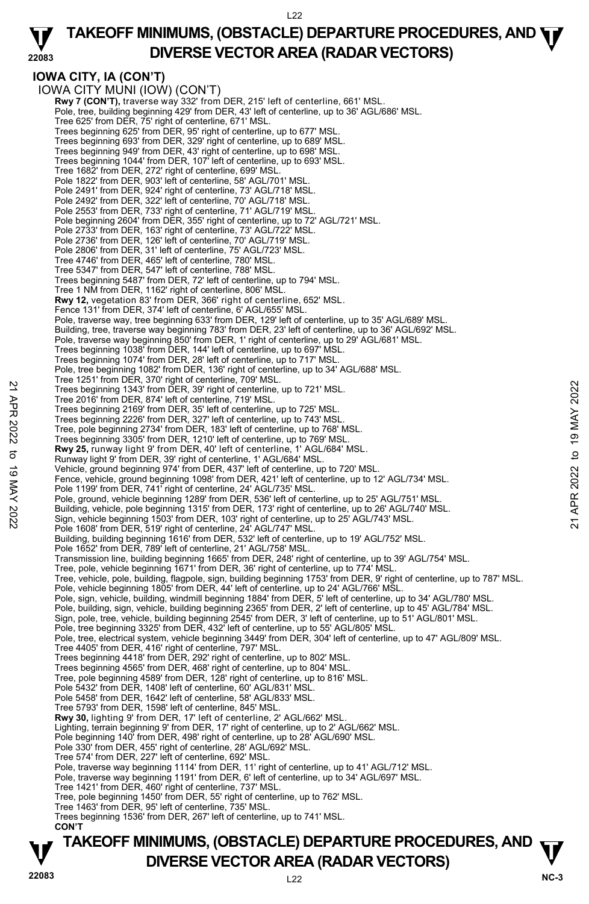## IOWA CITY, IA (CON'T)

IOWA CITY MUNI (IOW) (CON'T)

**Rwy 7 (CON'T),** traverse way 332' from DER, 215' left of centerline, 661' MSL.
Pole, tree, building beginning 429' from DER, 43' left of centerline, up to 36' AGL/686' MSL.
Tree 625' from DER, 75' right of centerline, 671' MSL.
Trees beginning 625' from DER, 95' right of centerline, up to 677' MSL.
Trees beginning 693' from DER, 329' right of centerline, up to 689' MSL.
Trees beginning 949' from DER, 43' right of centerline, up to 698' MSL.
Trees beginning 1044' from DER, 107' left of centerline, up to 693' MSL.
Tree 1682' from DER, 272' right of centerline, 699' MSL.
Pole 1822' from DER, 903' left of centerline, 58' AGL/701' MSL.
Pole 2491' from DER, 924' right of centerline, 73' AGL/718' MSL.
Pole 2492' from DER, 322' left of centerline, 70' AGL/718' MSL.
Pole 2553' from DER, 733' right of centerline, 71' AGL/719' MSL.
Pole beginning 2604' from DER, 355' right of centerline, up to 72' AGL/721' MSL.
Pole 2733' from DER, 163' right of centerline, 73' AGL/722' MSL.
Pole 2736' from DER, 126' left of centerline, 70' AGL/719' MSL.
Pole 2806' from DER, 31' left of centerline, 75' AGL/723' MSL.
Tree 4746' from DER, 465' left of centerline, 780' MSL.
Tree 5347' from DER, 547' left of centerline, 788' MSL.
Trees beginning 5487' from DER, 72' left of centerline, up to 794' MSL.
Tree 1 NM from DER, 1162' right of centerline, 806' MSL.

**Rwy 12,** vegetation 83' from DER, 366' right of centerline, 652' MSL.
Fence 131' from DER, 374' left of centerline, 6' AGL/655' MSL.
Pole, traverse way, tree beginning 633' from DER, 129' left of centerline, up to 35' AGL/689' MSL.
Building, tree, traverse way beginning 783' from DER, 23' left of centerline, up to 36' AGL/692' MSL.
Pole, traverse way beginning 850' from DER, 1' right of centerline, up to 29' AGL/681' MSL.
Trees beginning 1038' from DER, 144' left of centerline, up to 697' MSL.
Trees beginning 1074' from DER, 28' left of centerline, up to 717' MSL.
Pole, tree beginning 1082' from DER, 136' right of centerline, up to 34' AGL/688' MSL.
Tree 1251' from DER, 370' right of centerline, 709' MSL.
Trees beginning 1343' from DER, 39' right of centerline, up to 721' MSL.
Tree 2016' from DER, 874' left of centerline, 719' MSL.
Trees beginning 2169' from DER, 35' left of centerline, up to 725' MSL.
Trees beginning 2226' from DER, 327' left of centerline, up to 743' MSL.
Tree, pole beginning 2734' from DER, 183' left of centerline, up to 768' MSL.
Trees beginning 3305' from DER, 1210' left of centerline, up to 769' MSL.

**Rwy 25,** runway light 9' from DER, 40' left of centerline, 1' AGL/684' MSL.
Runway light 9' from DER, 39' right of centerline, 1' AGL/684' MSL.
Vehicle, ground beginning 974' from DER, 437' left of centerline, up to 720' MSL.
Fence, vehicle, ground beginning 1098' from DER, 421' left of centerline, up to 12' AGL/734' MSL.
Pole 1199' from DER, 741' right of centerline, 24' AGL/735' MSL.
Pole, ground, vehicle beginning 1289' from DER, 536' left of centerline, up to 25' AGL/751' MSL.
Building, vehicle, pole beginning 1315' from DER, 173' right of centerline, up to 26' AGL/740' MSL.
Sign, vehicle beginning 1503' from DER, 103' right of centerline, up to 25' AGL/743' MSL.
Pole 1608' from DER, 519' right of centerline, 24' AGL/747' MSL.
Building, building beginning 1616' from DER, 532' left of centerline, up to 19' AGL/752' MSL.
Pole 1652' from DER, 789' left of centerline, 21' AGL/758' MSL.
Transmission line, building beginning 1665' from DER, 248' right of centerline, up to 39' AGL/754' MSL.
Tree, pole, vehicle beginning 1671' from DER, 36' right of centerline, up to 774' MSL.
Tree, vehicle, pole, building, flagpole, sign, building beginning 1753' from DER, 9' right of centerline, up to 787' MSL.
Pole, vehicle beginning 1805' from DER, 44' left of centerline, up to 24' AGL/766' MSL.
Pole, sign, vehicle, building, windmill beginning 1884' from DER, 5' left of centerline, up to 34' AGL/780' MSL.
Pole, building, sign, vehicle, building beginning 2365' from DER, 2' left of centerline, up to 45' AGL/784' MSL.
Sign, pole, tree, vehicle, building beginning 2545' from DER, 3' left of centerline, up to 51' AGL/801' MSL.
Pole, tree beginning 3325' from DER, 432' left of centerline, up to 55' AGL/805' MSL.
Pole, tree, electrical system, vehicle beginning 3449' from DER, 304' left of centerline, up to 47' AGL/809' MSL.
Tree 4405' from DER, 416' right of centerline, 797' MSL.
Trees beginning 4418' from DER, 292' right of centerline, up to 802' MSL.
Trees beginning 4565' from DER, 468' right of centerline, up to 804' MSL.
Tree, pole beginning 4589' from DER, 128' right of centerline, up to 816' MSL.
Pole 5432' from DER, 1408' left of centerline, 60' AGL/831' MSL.
Pole 5458' from DER, 1642' left of centerline, 58' AGL/833' MSL.
Tree 5793' from DER, 1598' left of centerline, 845' MSL.

**Rwy 30,** lighting 9' from DER, 17' left of centerline, 2' AGL/662' MSL.
Lighting, terrain beginning 9' from DER, 17' right of centerline, up to 2' AGL/662' MSL.
Pole beginning 140' from DER, 498' right of centerline, up to 28' AGL/690' MSL.
Pole 330' from DER, 455' right of centerline, 28' AGL/692' MSL.
Tree 574' from DER, 227' left of centerline, 692' MSL.
Pole, traverse way beginning 1114' from DER, 11' right of centerline, up to 41' AGL/712' MSL.
Pole, traverse way beginning 1191' from DER, 6' left of centerline, up to 34' AGL/697' MSL.
Tree 1421' from DER, 460' right of centerline, 737' MSL.
Tree, pole beginning 1450' from DER, 55' right of centerline, up to 762' MSL.
Tree 1463' from DER, 95' left of centerline, 735' MSL.
Trees beginning 1536' from DER, 267' left of centerline, up to 741' MSL.

**CON'T**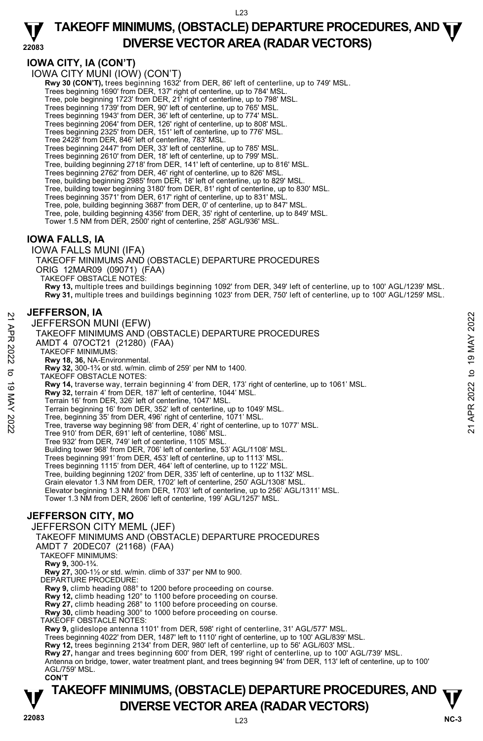## IOWA CITY, IA (CON'T)

IOWA CITY MUNI (IOW) (CON'T)

**Rwy 30 (CON'T),** trees beginning 1632' from DER, 86' left of centerline, up to 749' MSL.
Trees beginning 1690' from DER, 137' right of centerline, up to 784' MSL.
Tree, pole beginning 1723' from DER, 21' right of centerline, up to 798' MSL.
Trees beginning 1739' from DER, 90' left of centerline, up to 765' MSL.
Trees beginning 1943' from DER, 36' left of centerline, up to 774' MSL.
Trees beginning 2064' from DER, 126' right of centerline, up to 808' MSL.
Trees beginning 2325' from DER, 151' left of centerline, up to 776' MSL.
Tree 2428' from DER, 846' left of centerline, 783' MSL.
Trees beginning 2447' from DER, 33' left of centerline, up to 785' MSL.
Trees beginning 2610' from DER, 18' left of centerline, up to 799' MSL.
Tree, building beginning 2718' from DER, 141' left of centerline, up to 816' MSL.
Trees beginning 2762' from DER, 46' right of centerline, up to 826' MSL.
Tree, building beginning 2985' from DER, 18' left of centerline, up to 829' MSL.
Tree, building tower beginning 3180' from DER, 81' right of centerline, up to 830' MSL.
Trees beginning 3571' from DER, 617' right of centerline, up to 831' MSL.
Tree, pole, building beginning 3687' from DER, 0' of centerline, up to 847' MSL.
Tree, pole, building beginning 4356' from DER, 35' right of centerline, up to 849' MSL.
Tower 1.5 NM from DER, 2500' right of centerline, 258' AGL/936' MSL.

## IOWA FALLS, IA

IOWA FALLS MUNI (IFA)
TAKEOFF MINIMUMS AND (OBSTACLE) DEPARTURE PROCEDURES
ORIG 12MAR09 (09071) (FAA)
TAKEOFF OBSTACLE NOTES:
**Rwy 13,** multiple trees and buildings beginning 1092' from DER, 349' left of centerline, up to 100' AGL/1239' MSL.
**Rwy 31,** multiple trees and buildings beginning 1023' from DER, 750' left of centerline, up to 100' AGL/1259' MSL.

## JEFFERSON, IA

JEFFERSON MUNI (EFW)
TAKEOFF MINIMUMS AND (OBSTACLE) DEPARTURE PROCEDURES
AMDT 4 07OCT21 (21280) (FAA)
TAKEOFF MINIMUMS:
**Rwy 18, 36,** NA-Environmental.
**Rwy 32,** 300-1¾ or std. w/min. climb of 259' per NM to 1400.
TAKEOFF OBSTACLE NOTES:
**Rwy 14,** traverse way, terrain beginning 4' from DER, 173' right of centerline, up to 1061' MSL.
**Rwy 32,** terrain 4' from DER, 187' left of centerline, 1044' MSL.
Terrain 16' from DER, 326' left of centerline, 1047' MSL.
Terrain beginning 16' from DER, 352' left of centerline, up to 1049' MSL.
Tree, beginning 35' from DER, 496' right of centerline, 1071' MSL.
Tree, traverse way beginning 98' from DER, 4' right of centerline, up to 1077' MSL.
Tree 910' from DER, 691' left of centerline, 1086' MSL.
Tree 932' from DER, 749' left of centerline, 1105' MSL.
Building tower 968' from DER, 706' left of centerline, 53' AGL/1108' MSL.
Trees beginning 991' from DER, 453' left of centerline, up to 1113' MSL.
Trees beginning 1115' from DER, 464' left of centerline, up to 1122' MSL.
Tree, building beginning 1202' from DER, 335' left of centerline, up to 1132' MSL.
Grain elevator 1.3 NM from DER, 1702' left of centerline, 250' AGL/1308' MSL.
Elevator beginning 1.3 NM from DER, 1703' left of centerline, up to 256' AGL/1311' MSL.
Tower 1.3 NM from DER, 2606' left of centerline, 199' AGL/1257' MSL.

## JEFFERSON CITY, MO

JEFFERSON CITY MEML (JEF)
TAKEOFF MINIMUMS AND (OBSTACLE) DEPARTURE PROCEDURES
AMDT 7 20DEC07 (21168) (FAA)
TAKEOFF MINIMUMS:
**Rwy 9,** 300-1¾.
**Rwy 27,** 300-1½ or std. w/min. climb of 337' per NM to 900.
DEPARTURE PROCEDURE:
**Rwy 9,** climb heading 088° to 1200 before proceeding on course.
**Rwy 12,** climb heading 120° to 1100 before proceeding on course.
**Rwy 27,** climb heading 268° to 1100 before proceeding on course.
**Rwy 30,** climb heading 300° to 1000 before proceeding on course.
TAKEOFF OBSTACLE NOTES:
**Rwy 9,** glideslope antenna 1101' from DER, 598' right of centerline, 31' AGL/577' MSL.
Trees beginning 4022' from DER, 1487' left to 1110' right of centerline, up to 100' AGL/839' MSL.
**Rwy 12,** trees beginning 2134' from DER, 980' left of centerline, up to 56' AGL/603' MSL.
**Rwy 27,** hangar and trees beginning 600' from DER, 199' right of centerline, up to 100' AGL/739' MSL.
Antenna on bridge, tower, water treatment plant, and trees beginning 94' from DER, 113' left of centerline, up to 100' AGL/759' MSL.
**CON'T**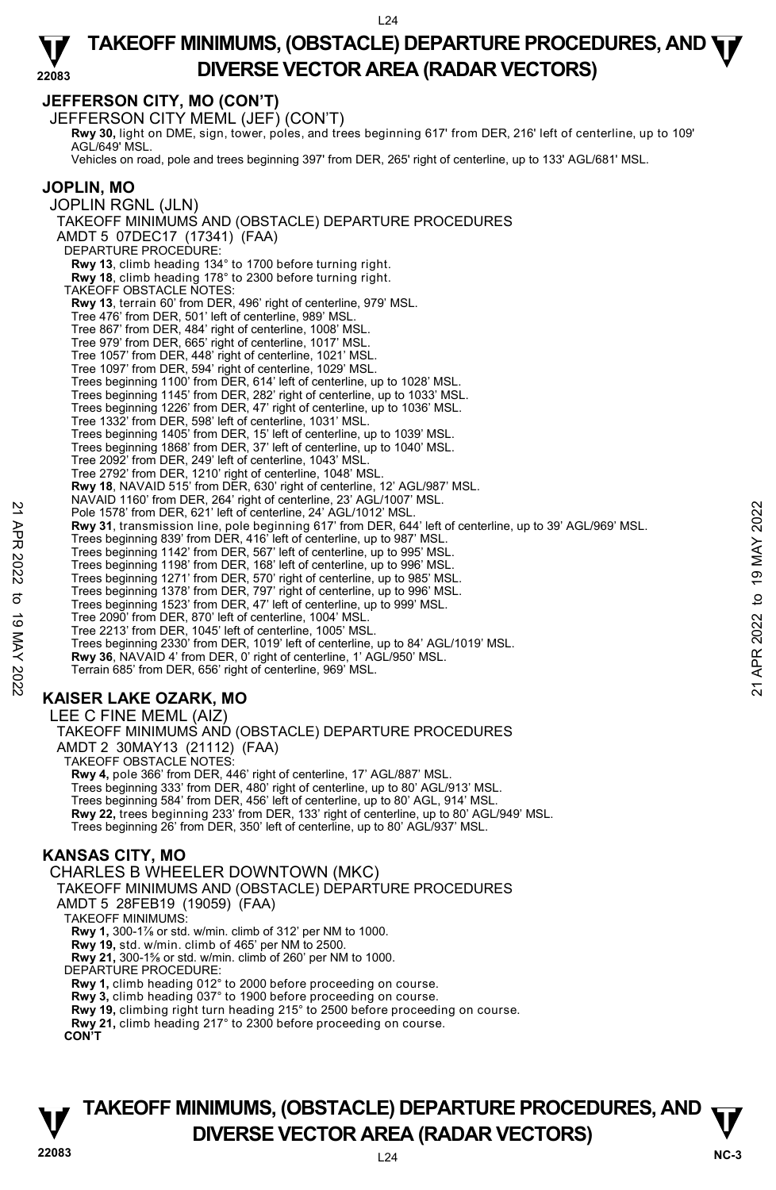**JEFFERSON CITY, MO (CON'T)**

JEFFERSON CITY MEML (JEF) (CON'T)

**Rwy 30,** light on DME, sign, tower, poles, and trees beginning 617' from DER, 216' left of centerline, up to 109' AGL/649' MSL.
Vehicles on road, pole and trees beginning 397' from DER, 265' right of centerline, up to 133' AGL/681' MSL.

**JOPLIN, MO**

JOPLIN RGNL (JLN)
TAKEOFF MINIMUMS AND (OBSTACLE) DEPARTURE PROCEDURES
AMDT 5 07DEC17 (17341) (FAA)
DEPARTURE PROCEDURE:
**Rwy 13**, climb heading 134° to 1700 before turning right.
**Rwy 18**, climb heading 178° to 2300 before turning right.
TAKEOFF OBSTACLE NOTES:
**Rwy 13**, terrain 60' from DER, 496' right of centerline, 979' MSL.
Tree 476' from DER, 501' left of centerline, 989' MSL.
Tree 867' from DER, 484' right of centerline, 1008' MSL.
Tree 979' from DER, 665' right of centerline, 1017' MSL.
Tree 1057' from DER, 448' right of centerline, 1021' MSL.
Tree 1097' from DER, 594' right of centerline, 1029' MSL.
Trees beginning 1100' from DER, 614' left of centerline, up to 1028' MSL.
Trees beginning 1145' from DER, 282' right of centerline, up to 1033' MSL.
Trees beginning 1226' from DER, 47' right of centerline, up to 1036' MSL.
Tree 1332' from DER, 598' left of centerline, 1031' MSL.
Trees beginning 1405' from DER, 15' left of centerline, up to 1039' MSL.
Trees beginning 1868' from DER, 37' left of centerline, up to 1040' MSL.
Tree 2092' from DER, 249' left of centerline, 1043' MSL.
Tree 2792' from DER, 1210' right of centerline, 1048' MSL.
**Rwy 18**, NAVAID 515' from DER, 630' right of centerline, 12' AGL/987' MSL.
NAVAID 1160' from DER, 264' right of centerline, 23' AGL/1007' MSL.
Pole 1578' from DER, 621' left of centerline, 24' AGL/1012' MSL.
**Rwy 31**, transmission line, pole beginning 617' from DER, 644' left of centerline, up to 39' AGL/969' MSL.
Trees beginning 839' from DER, 416' left of centerline, up to 987' MSL.
Trees beginning 1142' from DER, 567' left of centerline, up to 995' MSL.
Trees beginning 1198' from DER, 168' left of centerline, up to 996' MSL.
Trees beginning 1271' from DER, 570' right of centerline, up to 985' MSL.
Trees beginning 1378' from DER, 797' right of centerline, up to 996' MSL.
Trees beginning 1523' from DER, 47' left of centerline, up to 999' MSL.
Tree 2090' from DER, 870' left of centerline, 1004' MSL.
Tree 2213' from DER, 1045' left of centerline, 1005' MSL.
Trees beginning 2330' from DER, 1019' left of centerline, up to 84' AGL/1019' MSL.
**Rwy 36**, NAVAID 4' from DER, 0' right of centerline, 1' AGL/950' MSL.
Terrain 685' from DER, 656' right of centerline, 969' MSL.

**KAISER LAKE OZARK, MO**

LEE C FINE MEML (AIZ)
TAKEOFF MINIMUMS AND (OBSTACLE) DEPARTURE PROCEDURES
AMDT 2 30MAY13 (21112) (FAA)
TAKEOFF OBSTACLE NOTES:
**Rwy 4,** pole 366' from DER, 446' right of centerline, 17' AGL/887' MSL.
Trees beginning 333' from DER, 480' right of centerline, up to 80' AGL/913' MSL.
Trees beginning 584' from DER, 456' left of centerline, up to 80' AGL, 914' MSL.
**Rwy 22,** trees beginning 233' from DER, 133' right of centerline, up to 80' AGL/949' MSL.
Trees beginning 26' from DER, 350' left of centerline, up to 80' AGL/937' MSL.

**KANSAS CITY, MO**

CHARLES B WHEELER DOWNTOWN (MKC)
TAKEOFF MINIMUMS AND (OBSTACLE) DEPARTURE PROCEDURES
AMDT 5 28FEB19 (19059) (FAA)
TAKEOFF MINIMUMS:
**Rwy 1,** 300-1⅞ or std. w/min. climb of 312' per NM to 1000.
**Rwy 19,** std. w/min. climb of 465' per NM to 2500.
**Rwy 21,** 300-1⅝ or std. w/min. climb of 260' per NM to 1000.
DEPARTURE PROCEDURE:
**Rwy 1,** climb heading 012° to 2000 before proceeding on course.
**Rwy 3,** climb heading 037° to 1900 before proceeding on course.
**Rwy 19,** climbing right turn heading 215° to 2500 before proceeding on course.
**Rwy 21,** climb heading 217° to 2300 before proceeding on course.
**CON'T**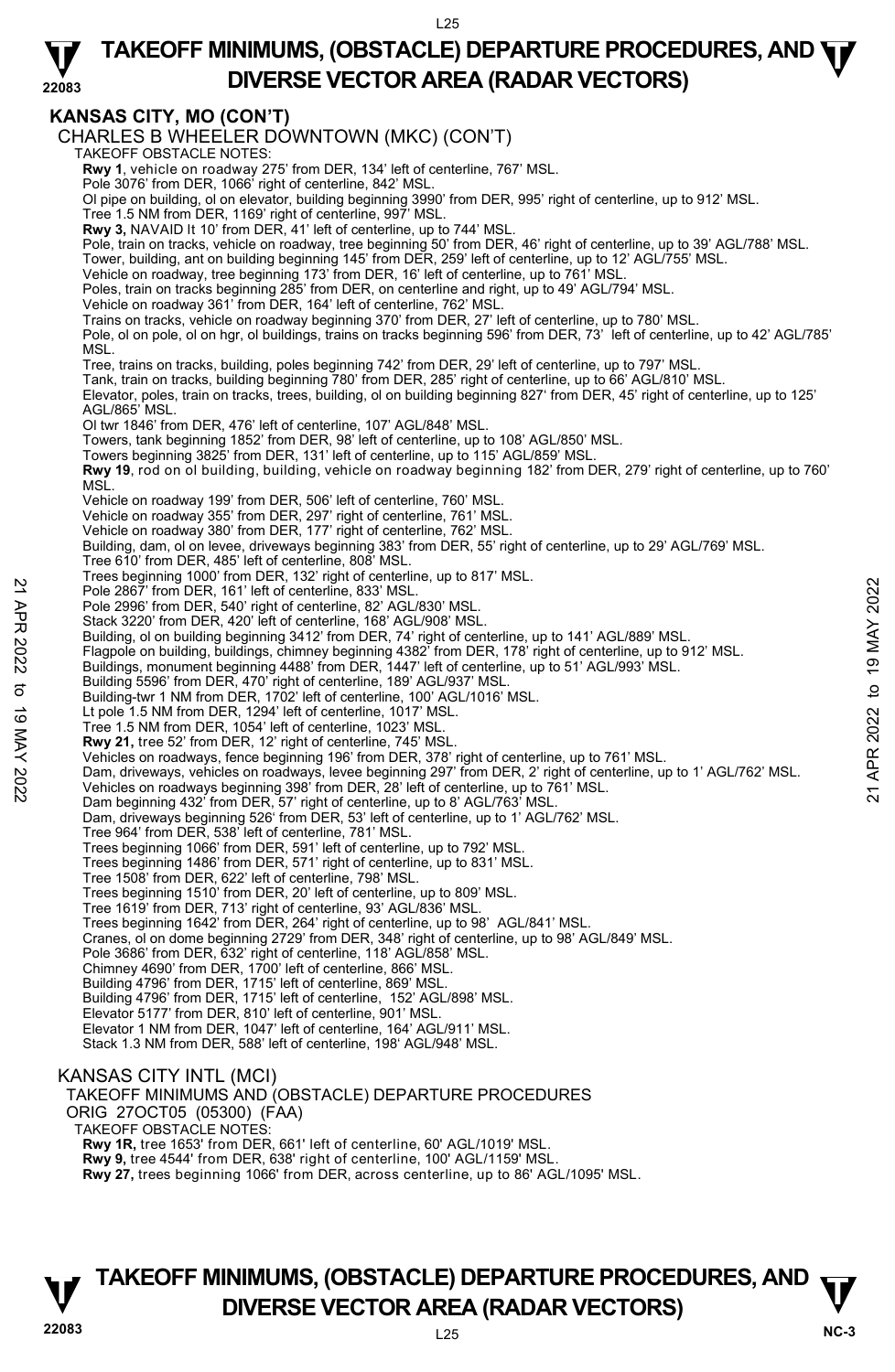## KANSAS CITY, MO (CON'T)

### CHARLES B WHEELER DOWNTOWN (MKC) (CON'T)

TAKEOFF OBSTACLE NOTES:

**Rwy 1**, vehicle on roadway 275' from DER, 134' left of centerline, 767' MSL.
Pole 3076' from DER, 1066' right of centerline, 842' MSL.
Ol pipe on building, ol on elevator, building beginning 3990' from DER, 995' right of centerline, up to 912' MSL.
Tree 1.5 NM from DER, 1169' right of centerline, 997' MSL.
**Rwy 3,** NAVAID lt 10' from DER, 41' left of centerline, up to 744' MSL.
Pole, train on tracks, vehicle on roadway, tree beginning 50' from DER, 46' right of centerline, up to 39' AGL/788' MSL.
Tower, building, ant on building beginning 145' from DER, 259' left of centerline, up to 12' AGL/755' MSL.
Vehicle on roadway, tree beginning 173' from DER, 16' left of centerline, up to 761' MSL.
Poles, train on tracks beginning 285' from DER, on centerline and right, up to 49' AGL/794' MSL.
Vehicle on roadway 361' from DER, 164' left of centerline, 762' MSL.
Trains on tracks, vehicle on roadway beginning 370' from DER, 27' left of centerline, up to 780' MSL.
Pole, ol on pole, ol on hgr, ol buildings, trains on tracks beginning 596' from DER, 73' left of centerline, up to 42' AGL/785' MSL.
Tree, trains on tracks, building, poles beginning 742' from DER, 29' left of centerline, up to 797' MSL.
Tank, train on tracks, building beginning 780' from DER, 285' right of centerline, up to 66' AGL/810' MSL.
Elevator, poles, train on tracks, trees, building, ol on building beginning 827' from DER, 45' right of centerline, up to 125' AGL/865' MSL.
Ol twr 1846' from DER, 476' left of centerline, 107' AGL/848' MSL.
Towers, tank beginning 1852' from DER, 98' left of centerline, up to 108' AGL/850' MSL.
Towers beginning 3825' from DER, 131' left of centerline, up to 115' AGL/859' MSL.
**Rwy 19**, rod on ol building, building, vehicle on roadway beginning 182' from DER, 279' right of centerline, up to 760' MSL.
Vehicle on roadway 199' from DER, 506' left of centerline, 760' MSL.
Vehicle on roadway 355' from DER, 297' right of centerline, 761' MSL.
Vehicle on roadway 380' from DER, 177' right of centerline, 762' MSL.
Building, dam, ol on levee, driveways beginning 383' from DER, 55' right of centerline, up to 29' AGL/769' MSL.
Tree 610' from DER, 485' left of centerline, 808' MSL.
Trees beginning 1000' from DER, 132' right of centerline, up to 817' MSL.
Pole 2867' from DER, 161' left of centerline, 833' MSL.
Pole 2996' from DER, 540' right of centerline, 82' AGL/830' MSL.
Stack 3220' from DER, 420' left of centerline, 168' AGL/908' MSL.
Building, ol on building beginning 3412' from DER, 74' right of centerline, up to 141' AGL/889' MSL.
Flagpole on building, buildings, chimney beginning 4382' from DER, 178' right of centerline, up to 912' MSL.
Buildings, monument beginning 4488' from DER, 1447' left of centerline, up to 51' AGL/993' MSL.
Building 5596' from DER, 470' right of centerline, 189' AGL/937' MSL.
Building-twr 1 NM from DER, 1702' left of centerline, 100' AGL/1016' MSL.
Lt pole 1.5 NM from DER, 1294' left of centerline, 1017' MSL.
Tree 1.5 NM from DER, 1054' left of centerline, 1023' MSL.
**Rwy 21,** tree 52' from DER, 12' right of centerline, 745' MSL.
Vehicles on roadways, fence beginning 196' from DER, 378' right of centerline, up to 761' MSL.
Dam, driveways, vehicles on roadways, levee beginning 297' from DER, 2' right of centerline, up to 1' AGL/762' MSL.
Vehicles on roadways beginning 398' from DER, 28' left of centerline, up to 761' MSL.
Dam beginning 432' from DER, 57' right of centerline, up to 8' AGL/763' MSL.
Dam, driveways beginning 526' from DER, 53' left of centerline, up to 1' AGL/762' MSL.
Tree 964' from DER, 538' left of centerline, 781' MSL.
Trees beginning 1066' from DER, 591' left of centerline, up to 792' MSL.
Trees beginning 1486' from DER, 571' right of centerline, up to 831' MSL.
Tree 1508' from DER, 622' left of centerline, 798' MSL.
Trees beginning 1510' from DER, 20' left of centerline, up to 809' MSL.
Tree 1619' from DER, 713' right of centerline, 93' AGL/836' MSL.
Trees beginning 1642' from DER, 264' right of centerline, up to 98' AGL/841' MSL.
Cranes, ol on dome beginning 2729' from DER, 348' right of centerline, up to 98' AGL/849' MSL.
Pole 3686' from DER, 632' right of centerline, 118' AGL/858' MSL.
Chimney 4690' from DER, 1700' left of centerline, 866' MSL.
Building 4796' from DER, 1715' left of centerline, 869' MSL.
Building 4796' from DER, 1715' left of centerline, 152' AGL/898' MSL.
Elevator 5177' from DER, 810' left of centerline, 901' MSL.
Elevator 1 NM from DER, 1047' left of centerline, 164' AGL/911' MSL.
Stack 1.3 NM from DER, 588' left of centerline, 198' AGL/948' MSL.

### KANSAS CITY INTL (MCI)

TAKEOFF MINIMUMS AND (OBSTACLE) DEPARTURE PROCEDURES
ORIG 27OCT05 (05300) (FAA)

TAKEOFF OBSTACLE NOTES:

**Rwy 1R,** tree 1653' from DER, 661' left of centerline, 60' AGL/1019' MSL.
**Rwy 9,** tree 4544' from DER, 638' right of centerline, 100' AGL/1159' MSL.
**Rwy 27,** trees beginning 1066' from DER, across centerline, up to 86' AGL/1095' MSL.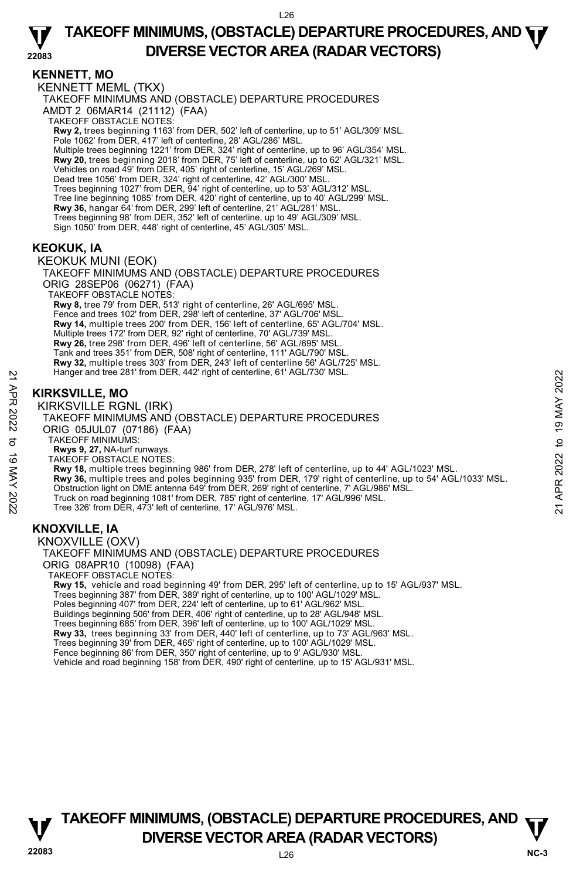## KENNETT, MO

### KENNETT MEML (TKX)

TAKEOFF MINIMUMS AND (OBSTACLE) DEPARTURE PROCEDURES
AMDT 2 06MAR14 (21112) (FAA)

TAKEOFF OBSTACLE NOTES:

**Rwy 2,** trees beginning 1163' from DER, 502' left of centerline, up to 51' AGL/309' MSL.
Pole 1062' from DER, 417' left of centerline, 28' AGL/286' MSL.
Multiple trees beginning 1221' from DER, 324' right of centerline, up to 96' AGL/354' MSL.
**Rwy 20,** trees beginning 2018' from DER, 75' left of centerline, up to 62' AGL/321' MSL.
Vehicles on road 49' from DER, 405' right of centerline, 15' AGL/269' MSL.
Dead tree 1056' from DER, 324' right of centerline, 42' AGL/300' MSL.
Trees beginning 1027' from DER, 94' right of centerline, up to 53' AGL/312' MSL.
Tree line beginning 1085' from DER, 420' right of centerline, up to 40' AGL/299' MSL.
**Rwy 36,** hangar 64' from DER, 299' left of centerline, 21' AGL/281' MSL.
Trees beginning 98' from DER, 352' left of centerline, up to 49' AGL/309' MSL.
Sign 1050' from DER, 448' right of centerline, 45' AGL/305' MSL.

## KEOKUK, IA

### KEOKUK MUNI (EOK)

TAKEOFF MINIMUMS AND (OBSTACLE) DEPARTURE PROCEDURES
ORIG 28SEP06 (06271) (FAA)

TAKEOFF OBSTACLE NOTES:

**Rwy 8,** tree 79' from DER, 513' right of centerline, 26' AGL/695' MSL.
Fence and trees 102' from DER, 298' left of centerline, 37' AGL/706' MSL.
**Rwy 14,** multiple trees 200' from DER, 156' left of centerline, 65' AGL/704' MSL.
Multiple trees 172' from DER, 92' right of centerline, 70' AGL/739' MSL.
**Rwy 26,** tree 298' from DER, 496' left of centerline, 56' AGL/695' MSL.
Tank and trees 351' from DER, 508' right of centerline, 111' AGL/790' MSL.
**Rwy 32,** multiple trees 303' from DER, 243' left of centerline 56' AGL/725' MSL.
Hanger and tree 281' from DER, 442' right of centerline, 61' AGL/730' MSL.

## KIRKSVILLE, MO

### KIRKSVILLE RGNL (IRK)

TAKEOFF MINIMUMS AND (OBSTACLE) DEPARTURE PROCEDURES
ORIG 05JUL07 (07186) (FAA)

TAKEOFF MINIMUMS:

**Rwys 9, 27,** NA-turf runways.

TAKEOFF OBSTACLE NOTES:

**Rwy 18,** multiple trees beginning 986' from DER, 278' left of centerline, up to 44' AGL/1023' MSL.
**Rwy 36,** multiple trees and poles beginning 935' from DER, 179' right of centerline, up to 54' AGL/1033' MSL.
Obstruction light on DME antenna 649' from DER, 269' right of centerline, 7' AGL/986' MSL.
Truck on road beginning 1081' from DER, 785' right of centerline, 17' AGL/996' MSL.
Tree 326' from DER, 473' left of centerline, 17' AGL/976' MSL.

## KNOXVILLE, IA

### KNOXVILLE (OXV)

TAKEOFF MINIMUMS AND (OBSTACLE) DEPARTURE PROCEDURES
ORIG 08APR10 (10098) (FAA)

TAKEOFF OBSTACLE NOTES:

**Rwy 15,** vehicle and road beginning 49' from DER, 295' left of centerline, up to 15' AGL/937' MSL.
Trees beginning 387' from DER, 389' right of centerline, up to 100' AGL/1029' MSL.
Poles beginning 407' from DER, 224' left of centerline, up to 61' AGL/962' MSL.
Buildings beginning 506' from DER, 406' right of centerline, up to 28' AGL/948' MSL.
Trees beginning 685' from DER, 396' left of centerline, up to 100' AGL/1029' MSL.
**Rwy 33,** trees beginning 33' from DER, 440' left of centerline, up to 73' AGL/963' MSL.
Trees beginning 39' from DER, 465' right of centerline, up to 100' AGL/1029' MSL.
Fence beginning 86' from DER, 350' right of centerline, up to 9' AGL/930' MSL.
Vehicle and road beginning 158' from DER, 490' right of centerline, up to 15' AGL/931' MSL.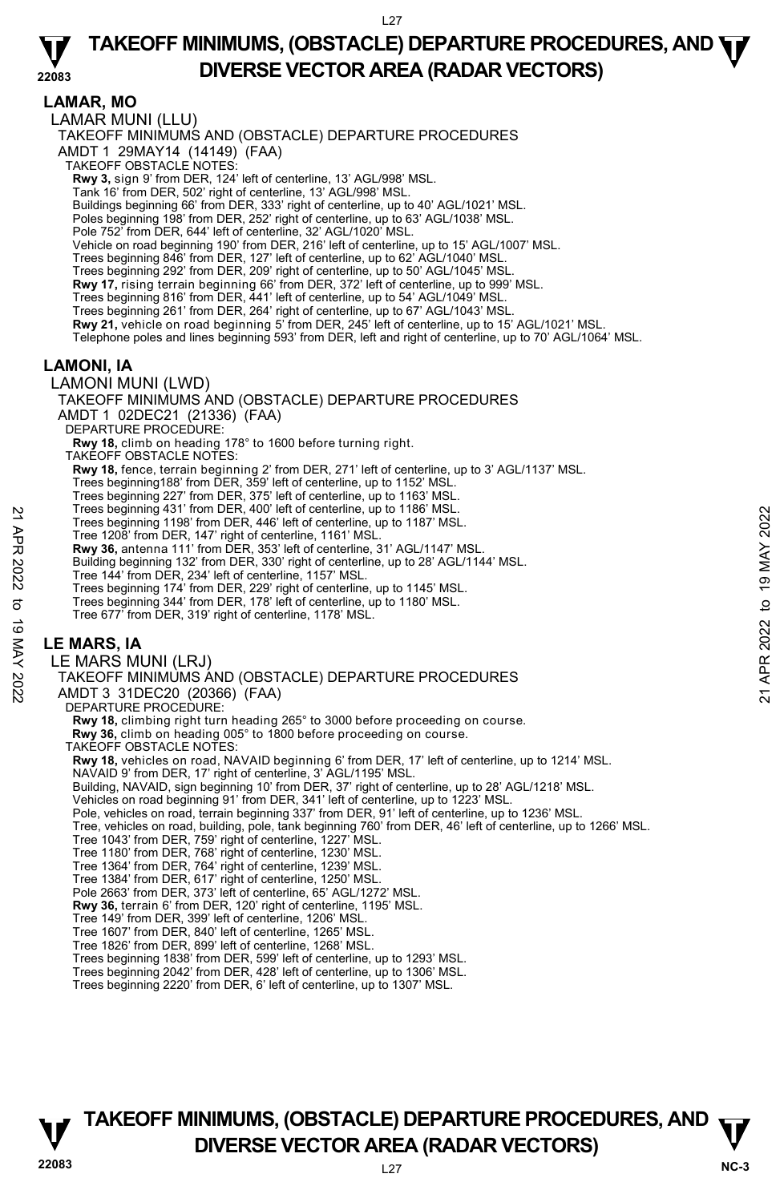## LAMAR, MO

### LAMAR MUNI (LLU)

TAKEOFF MINIMUMS AND (OBSTACLE) DEPARTURE PROCEDURES
AMDT 1 29MAY14 (14149) (FAA)

TAKEOFF OBSTACLE NOTES:

**Rwy 3,** sign 9' from DER, 124' left of centerline, 13' AGL/998' MSL.
Tank 16' from DER, 502' right of centerline, 13' AGL/998' MSL.
Buildings beginning 66' from DER, 333' right of centerline, up to 40' AGL/1021' MSL.
Poles beginning 198' from DER, 252' right of centerline, up to 63' AGL/1038' MSL.
Pole 752' from DER, 644' left of centerline, 32' AGL/1020' MSL.
Vehicle on road beginning 190' from DER, 216' left of centerline, up to 15' AGL/1007' MSL.
Trees beginning 846' from DER, 127' left of centerline, up to 62' AGL/1040' MSL.
Trees beginning 292' from DER, 209' right of centerline, up to 50' AGL/1045' MSL.
**Rwy 17,** rising terrain beginning 66' from DER, 372' left of centerline, up to 999' MSL.
Trees beginning 816' from DER, 441' left of centerline, up to 54' AGL/1049' MSL.
Trees beginning 261' from DER, 264' right of centerline, up to 67' AGL/1043' MSL.
**Rwy 21,** vehicle on road beginning 5' from DER, 245' left of centerline, up to 15' AGL/1021' MSL.
Telephone poles and lines beginning 593' from DER, left and right of centerline, up to 70' AGL/1064' MSL.

## LAMONI, IA

### LAMONI MUNI (LWD)

TAKEOFF MINIMUMS AND (OBSTACLE) DEPARTURE PROCEDURES
AMDT 1 02DEC21 (21336) (FAA)

DEPARTURE PROCEDURE:

**Rwy 18,** climb on heading 178° to 1600 before turning right.

TAKEOFF OBSTACLE NOTES:

**Rwy 18,** fence, terrain beginning 2' from DER, 271' left of centerline, up to 3' AGL/1137' MSL.
Trees beginning188' from DER, 359' left of centerline, up to 1152' MSL.
Trees beginning 227' from DER, 375' left of centerline, up to 1163' MSL.
Trees beginning 431' from DER, 400' left of centerline, up to 1186' MSL.
Trees beginning 1198' from DER, 446' left of centerline, up to 1187' MSL.
Tree 1208' from DER, 147' right of centerline, 1161' MSL.
**Rwy 36,** antenna 111' from DER, 353' left of centerline, 31' AGL/1147' MSL.
Building beginning 132' from DER, 330' right of centerline, up to 28' AGL/1144' MSL.
Tree 144' from DER, 234' left of centerline, 1157' MSL.
Trees beginning 174' from DER, 229' right of centerline, up to 1145' MSL.
Trees beginning 344' from DER, 178' left of centerline, up to 1180' MSL.
Tree 677' from DER, 319' right of centerline, 1178' MSL.

## LE MARS, IA

### LE MARS MUNI (LRJ)

TAKEOFF MINIMUMS AND (OBSTACLE) DEPARTURE PROCEDURES
AMDT 3 31DEC20 (20366) (FAA)

DEPARTURE PROCEDURE:

**Rwy 18,** climbing right turn heading 265° to 3000 before proceeding on course.
**Rwy 36,** climb on heading 005° to 1800 before proceeding on course.

TAKEOFF OBSTACLE NOTES:

**Rwy 18,** vehicles on road, NAVAID beginning 6' from DER, 17' left of centerline, up to 1214' MSL.
NAVAID 9' from DER, 17' right of centerline, 3' AGL/1195' MSL.
Building, NAVAID, sign beginning 10' from DER, 37' right of centerline, up to 28' AGL/1218' MSL.
Vehicles on road beginning 91' from DER, 341' left of centerline, up to 1223' MSL.
Pole, vehicles on road, terrain beginning 337' from DER, 91' left of centerline, up to 1236' MSL.
Tree, vehicles on road, building, pole, tank beginning 760' from DER, 46' left of centerline, up to 1266' MSL.
Tree 1043' from DER, 759' right of centerline, 1227' MSL.
Tree 1180' from DER, 768' right of centerline, 1230' MSL.
Tree 1364' from DER, 764' right of centerline, 1239' MSL.
Tree 1384' from DER, 617' right of centerline, 1250' MSL.
Pole 2663' from DER, 373' left of centerline, 65' AGL/1272' MSL.
**Rwy 36,** terrain 6' from DER, 120' right of centerline, 1195' MSL.
Tree 149' from DER, 399' left of centerline, 1206' MSL.
Tree 1607' from DER, 840' left of centerline, 1265' MSL.
Tree 1826' from DER, 899' left of centerline, 1268' MSL.
Trees beginning 1838' from DER, 599' left of centerline, up to 1293' MSL.
Trees beginning 2042' from DER, 428' left of centerline, up to 1306' MSL.
Trees beginning 2220' from DER, 6' left of centerline, up to 1307' MSL.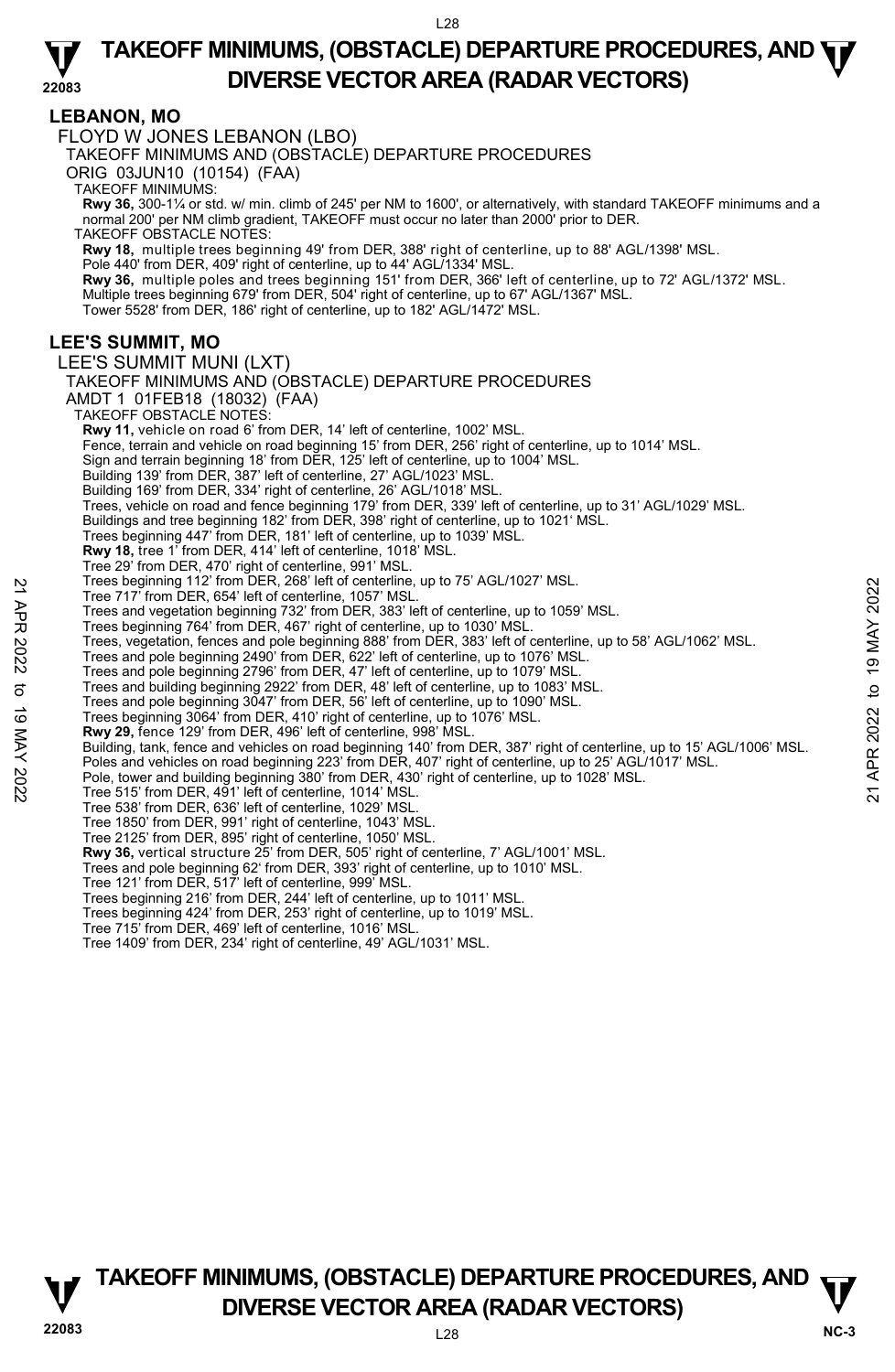# TAKEOFF MINIMUMS, (OBSTACLE) DEPARTURE PROCEDURES, AND DIVERSE VECTOR AREA (RADAR VECTORS)

## LEBANON, MO

FLOYD W JONES LEBANON (LBO)

TAKEOFF MINIMUMS AND (OBSTACLE) DEPARTURE PROCEDURES

ORIG 03JUN10 (10154) (FAA)

TAKEOFF MINIMUMS:

**Rwy 36,** 300-1¼ or std. w/ min. climb of 245' per NM to 1600', or alternatively, with standard TAKEOFF minimums and a normal 200' per NM climb gradient, TAKEOFF must occur no later than 2000' prior to DER.

TAKEOFF OBSTACLE NOTES:

**Rwy 18,** multiple trees beginning 49' from DER, 388' right of centerline, up to 88' AGL/1398' MSL.
Pole 440' from DER, 409' right of centerline, up to 44' AGL/1334' MSL.
**Rwy 36,** multiple poles and trees beginning 151' from DER, 366' left of centerline, up to 72' AGL/1372' MSL.
Multiple trees beginning 679' from DER, 504' right of centerline, up to 67' AGL/1367' MSL.
Tower 5528' from DER, 186' right of centerline, up to 182' AGL/1472' MSL.

## LEE'S SUMMIT, MO

LEE'S SUMMIT MUNI (LXT)

TAKEOFF MINIMUMS AND (OBSTACLE) DEPARTURE PROCEDURES

AMDT 1 01FEB18 (18032) (FAA)

TAKEOFF OBSTACLE NOTES:

**Rwy 11,** vehicle on road 6' from DER, 14' left of centerline, 1002' MSL.
Fence, terrain and vehicle on road beginning 15' from DER, 256' right of centerline, up to 1014' MSL.
Sign and terrain beginning 18' from DER, 125' left of centerline, up to 1004' MSL.
Building 139' from DER, 387' left of centerline, 27' AGL/1023' MSL.
Building 169' from DER, 334' right of centerline, 26' AGL/1018' MSL.
Trees, vehicle on road and fence beginning 179' from DER, 339' left of centerline, up to 31' AGL/1029' MSL.
Buildings and tree beginning 182' from DER, 398' right of centerline, up to 1021' MSL.
Trees beginning 447' from DER, 181' left of centerline, up to 1039' MSL.
**Rwy 18,** tree 1' from DER, 414' left of centerline, 1018' MSL.
Tree 29' from DER, 470' right of centerline, 991' MSL.
Trees beginning 112' from DER, 268' left of centerline, up to 75' AGL/1027' MSL.
Tree 717' from DER, 654' left of centerline, 1057' MSL.
Trees and vegetation beginning 732' from DER, 383' left of centerline, up to 1059' MSL.
Trees beginning 764' from DER, 467' right of centerline, up to 1030' MSL.
Trees, vegetation, fences and pole beginning 888' from DER, 383' left of centerline, up to 58' AGL/1062' MSL.
Trees and pole beginning 2490' from DER, 622' left of centerline, up to 1076' MSL.
Trees and pole beginning 2796' from DER, 47' left of centerline, up to 1079' MSL.
Trees and building beginning 2922' from DER, 48' left of centerline, up to 1083' MSL.
Trees and pole beginning 3047' from DER, 56' left of centerline, up to 1090' MSL.
Trees beginning 3064' from DER, 410' right of centerline, up to 1076' MSL.
**Rwy 29,** fence 129' from DER, 496' left of centerline, 998' MSL.
Building, tank, fence and vehicles on road beginning 140' from DER, 387' right of centerline, up to 15' AGL/1006' MSL.
Poles and vehicles on road beginning 223' from DER, 407' right of centerline, up to 25' AGL/1017' MSL.
Pole, tower and building beginning 380' from DER, 430' right of centerline, up to 1028' MSL.
Tree 515' from DER, 491' left of centerline, 1014' MSL.
Tree 538' from DER, 636' left of centerline, 1029' MSL.
Tree 1850' from DER, 991' right of centerline, 1043' MSL.
Tree 2125' from DER, 895' right of centerline, 1050' MSL.
**Rwy 36,** vertical structure 25' from DER, 505' right of centerline, 7' AGL/1001' MSL.
Trees and pole beginning 62' from DER, 393' right of centerline, up to 1010' MSL.
Tree 121' from DER, 517' left of centerline, 999' MSL.
Trees beginning 216' from DER, 244' left of centerline, up to 1011' MSL.
Trees beginning 424' from DER, 253' right of centerline, up to 1019' MSL.
Tree 715' from DER, 469' left of centerline, 1016' MSL.
Tree 1409' from DER, 234' right of centerline, 49' AGL/1031' MSL.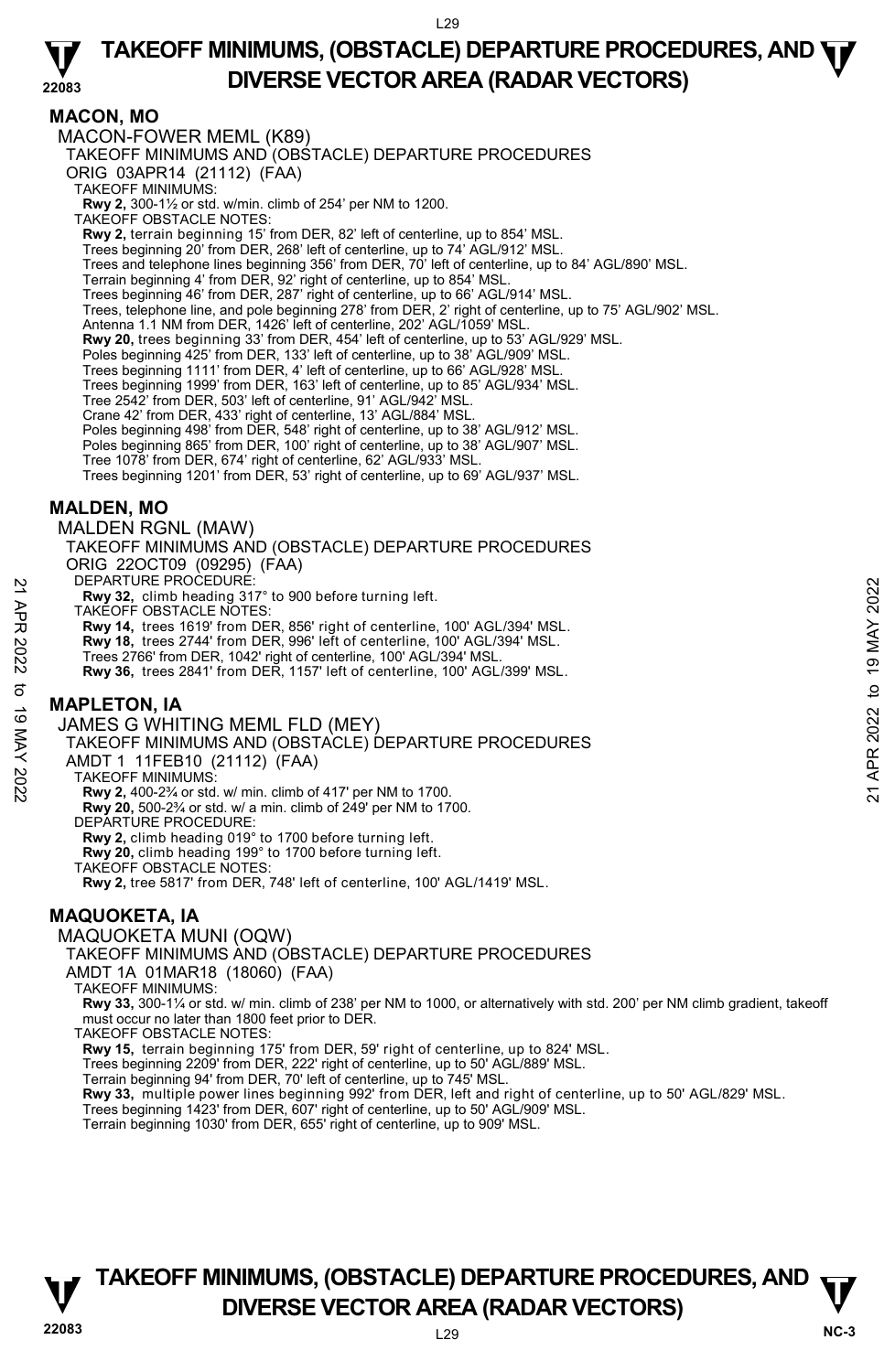## MACON, MO

MACON-FOWER MEML (K89)

TAKEOFF MINIMUMS AND (OBSTACLE) DEPARTURE PROCEDURES

ORIG 03APR14 (21112) (FAA)

TAKEOFF MINIMUMS:

**Rwy 2,** 300-1½ or std. w/min. climb of 254' per NM to 1200.

TAKEOFF OBSTACLE NOTES:

**Rwy 2,** terrain beginning 15' from DER, 82' left of centerline, up to 854' MSL.
Trees beginning 20' from DER, 268' left of centerline, up to 74' AGL/912' MSL.
Trees and telephone lines beginning 356' from DER, 70' left of centerline, up to 84' AGL/890' MSL.
Terrain beginning 4' from DER, 92' right of centerline, up to 854' MSL.
Trees beginning 46' from DER, 287' right of centerline, up to 66' AGL/914' MSL.
Trees, telephone line, and pole beginning 278' from DER, 2' right of centerline, up to 75' AGL/902' MSL.
Antenna 1.1 NM from DER, 1426' left of centerline, 202' AGL/1059' MSL.
**Rwy 20,** trees beginning 33' from DER, 454' left of centerline, up to 53' AGL/929' MSL.
Poles beginning 425' from DER, 133' left of centerline, up to 38' AGL/909' MSL.
Trees beginning 1111' from DER, 4' left of centerline, up to 66' AGL/928' MSL.
Trees beginning 1999' from DER, 163' left of centerline, up to 85' AGL/934' MSL.
Tree 2542' from DER, 503' left of centerline, 91' AGL/942' MSL.
Crane 42' from DER, 433' right of centerline, 13' AGL/884' MSL.
Poles beginning 498' from DER, 548' right of centerline, up to 38' AGL/912' MSL.
Poles beginning 865' from DER, 100' right of centerline, up to 38' AGL/907' MSL.
Tree 1078' from DER, 674' right of centerline, 62' AGL/933' MSL.
Trees beginning 1201' from DER, 53' right of centerline, up to 69' AGL/937' MSL.

## MALDEN, MO

MALDEN RGNL (MAW)

TAKEOFF MINIMUMS AND (OBSTACLE) DEPARTURE PROCEDURES

ORIG 22OCT09 (09295) (FAA)

DEPARTURE PROCEDURE:

**Rwy 32,** climb heading 317° to 900 before turning left.

TAKEOFF OBSTACLE NOTES:

**Rwy 14,** trees 1619' from DER, 856' right of centerline, 100' AGL/394' MSL.
**Rwy 18,** trees 2744' from DER, 996' left of centerline, 100' AGL/394' MSL.
Trees 2766' from DER, 1042' right of centerline, 100' AGL/394' MSL.
**Rwy 36,** trees 2841' from DER, 1157' left of centerline, 100' AGL/399' MSL.

## MAPLETON, IA

JAMES G WHITING MEML FLD (MEY)

TAKEOFF MINIMUMS AND (OBSTACLE) DEPARTURE PROCEDURES

AMDT 1 11FEB10 (21112) (FAA)

TAKEOFF MINIMUMS:

**Rwy 2,** 400-2¾ or std. w/ min. climb of 417' per NM to 1700.
**Rwy 20,** 500-2¾ or std. w/ a min. climb of 249' per NM to 1700.

DEPARTURE PROCEDURE:

**Rwy 2,** climb heading 019° to 1700 before turning left.
**Rwy 20,** climb heading 199° to 1700 before turning left.

TAKEOFF OBSTACLE NOTES:

**Rwy 2,** tree 5817' from DER, 748' left of centerline, 100' AGL/1419' MSL.

## MAQUOKETA, IA

MAQUOKETA MUNI (OQW)

TAKEOFF MINIMUMS AND (OBSTACLE) DEPARTURE PROCEDURES

AMDT 1A 01MAR18 (18060) (FAA)

TAKEOFF MINIMUMS:

**Rwy 33,** 300-1¼ or std. w/ min. climb of 238' per NM to 1000, or alternatively with std. 200' per NM climb gradient, takeoff must occur no later than 1800 feet prior to DER.

TAKEOFF OBSTACLE NOTES:

**Rwy 15,** terrain beginning 175' from DER, 59' right of centerline, up to 824' MSL.
Trees beginning 2209' from DER, 222' right of centerline, up to 50' AGL/889' MSL.
Terrain beginning 94' from DER, 70' left of centerline, up to 745' MSL.
**Rwy 33,** multiple power lines beginning 992' from DER, left and right of centerline, up to 50' AGL/829' MSL.
Trees beginning 1423' from DER, 607' right of centerline, up to 50' AGL/909' MSL.
Terrain beginning 1030' from DER, 655' right of centerline, up to 909' MSL.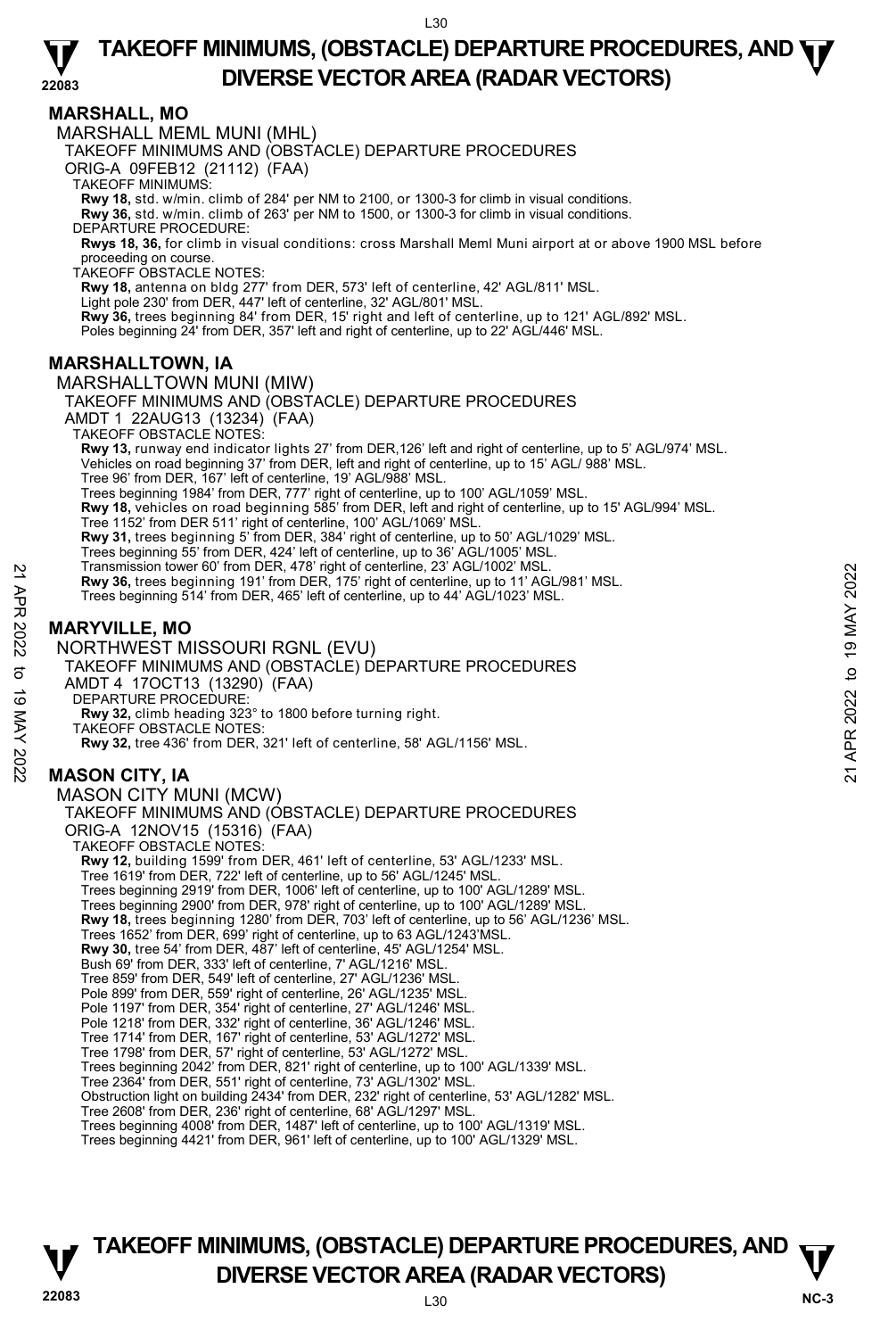## MARSHALL, MO

MARSHALL MEML MUNI (MHL)

TAKEOFF MINIMUMS AND (OBSTACLE) DEPARTURE PROCEDURES

ORIG-A 09FEB12 (21112) (FAA)

TAKEOFF MINIMUMS:

**Rwy 18,** std. w/min. climb of 284' per NM to 2100, or 1300-3 for climb in visual conditions.
**Rwy 36,** std. w/min. climb of 263' per NM to 1500, or 1300-3 for climb in visual conditions.

DEPARTURE PROCEDURE:

**Rwys 18, 36,** for climb in visual conditions: cross Marshall Meml Muni airport at or above 1900 MSL before proceeding on course.

TAKEOFF OBSTACLE NOTES:

**Rwy 18,** antenna on bldg 277' from DER, 573' left of centerline, 42' AGL/811' MSL.
Light pole 230' from DER, 447' left of centerline, 32' AGL/801' MSL.
**Rwy 36,** trees beginning 84' from DER, 15' right and left of centerline, up to 121' AGL/892' MSL.
Poles beginning 24' from DER, 357' left and right of centerline, up to 22' AGL/446' MSL.

## MARSHALLTOWN, IA

MARSHALLTOWN MUNI (MIW)

TAKEOFF MINIMUMS AND (OBSTACLE) DEPARTURE PROCEDURES

AMDT 1 22AUG13 (13234) (FAA)

TAKEOFF OBSTACLE NOTES:

**Rwy 13,** runway end indicator lights 27' from DER,126' left and right of centerline, up to 5' AGL/974' MSL.
Vehicles on road beginning 37' from DER, left and right of centerline, up to 15' AGL/ 988' MSL.
Tree 96' from DER, 167' left of centerline, 19' AGL/988' MSL.
Trees beginning 1984' from DER, 777' right of centerline, up to 100' AGL/1059' MSL.
**Rwy 18,** vehicles on road beginning 585' from DER, left and right of centerline, up to 15' AGL/994' MSL.
Tree 1152' from DER 511' right of centerline, 100' AGL/1069' MSL.
**Rwy 31,** trees beginning 5' from DER, 384' right of centerline, up to 50' AGL/1029' MSL.
Trees beginning 55' from DER, 424' left of centerline, up to 36' AGL/1005' MSL.
Transmission tower 60' from DER, 478' right of centerline, 23' AGL/1002' MSL.
**Rwy 36,** trees beginning 191' from DER, 175' right of centerline, up to 11' AGL/981' MSL.
Trees beginning 514' from DER, 465' left of centerline, up to 44' AGL/1023' MSL.

## MARYVILLE, MO

NORTHWEST MISSOURI RGNL (EVU)

TAKEOFF MINIMUMS AND (OBSTACLE) DEPARTURE PROCEDURES

AMDT 4 17OCT13 (13290) (FAA)

DEPARTURE PROCEDURE:

**Rwy 32,** climb heading 323° to 1800 before turning right.

TAKEOFF OBSTACLE NOTES:

**Rwy 32,** tree 436' from DER, 321' left of centerline, 58' AGL/1156' MSL.

## MASON CITY, IA

MASON CITY MUNI (MCW)

TAKEOFF MINIMUMS AND (OBSTACLE) DEPARTURE PROCEDURES

ORIG-A 12NOV15 (15316) (FAA)

TAKEOFF OBSTACLE NOTES:

**Rwy 12,** building 1599' from DER, 461' left of centerline, 53' AGL/1233' MSL.
Tree 1619' from DER, 722' left of centerline, up to 56' AGL/1245' MSL.
Trees beginning 2919' from DER, 1006' left of centerline, up to 100' AGL/1289' MSL.
Trees beginning 2900' from DER, 978' right of centerline, up to 100' AGL/1289' MSL.
**Rwy 18,** trees beginning 1280' from DER, 703' left of centerline, up to 56' AGL/1236' MSL.
Trees 1652' from DER, 699' right of centerline, up to 63 AGL/1243'MSL.
**Rwy 30,** tree 54' from DER, 487' left of centerline, 45' AGL/1254' MSL.
Bush 69' from DER, 333' left of centerline, 7' AGL/1216' MSL.
Tree 859' from DER, 549' left of centerline, 27' AGL/1236' MSL.
Pole 899' from DER, 559' right of centerline, 26' AGL/1235' MSL.
Pole 1197' from DER, 354' right of centerline, 27' AGL/1246' MSL.
Pole 1218' from DER, 332' right of centerline, 36' AGL/1246' MSL.
Tree 1714' from DER, 167' right of centerline, 53' AGL/1272' MSL.
Tree 1798' from DER, 57' right of centerline, 53' AGL/1272' MSL.
Trees beginning 2042' from DER, 821' right of centerline, up to 100' AGL/1339' MSL.
Tree 2364' from DER, 551' right of centerline, 73' AGL/1302' MSL.
Obstruction light on building 2434' from DER, 232' right of centerline, 53' AGL/1282' MSL.
Tree 2608' from DER, 236' right of centerline, 68' AGL/1297' MSL.
Trees beginning 4008' from DER, 1487' left of centerline, up to 100' AGL/1319' MSL.
Trees beginning 4421' from DER, 961' left of centerline, up to 100' AGL/1329' MSL.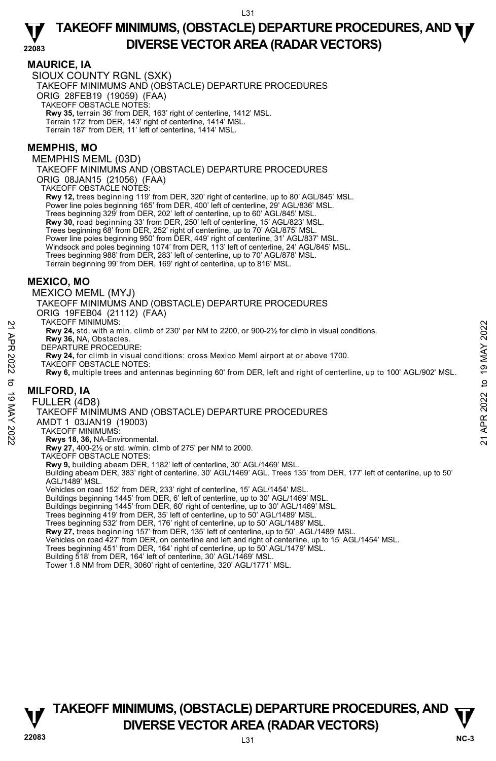# TAKEOFF MINIMUMS, (OBSTACLE) DEPARTURE PROCEDURES, AND DIVERSE VECTOR AREA (RADAR VECTORS)

## MAURICE, IA

SIOUX COUNTY RGNL (SXK)

TAKEOFF MINIMUMS AND (OBSTACLE) DEPARTURE PROCEDURES

ORIG 28FEB19 (19059) (FAA)

TAKEOFF OBSTACLE NOTES:

**Rwy 35,** terrain 36' from DER, 163' right of centerline, 1412' MSL.
Terrain 172' from DER, 143' right of centerline, 1414' MSL.
Terrain 187' from DER, 11' left of centerline, 1414' MSL.

## MEMPHIS, MO

MEMPHIS MEML (03D)

TAKEOFF MINIMUMS AND (OBSTACLE) DEPARTURE PROCEDURES

ORIG 08JAN15 (21056) (FAA)

TAKEOFF OBSTACLE NOTES:

**Rwy 12,** trees beginning 119' from DER, 320' right of centerline, up to 80' AGL/845' MSL.
Power line poles beginning 165' from DER, 400' left of centerline, 29' AGL/836' MSL.
Trees beginning 329' from DER, 202' left of centerline, up to 60' AGL/845' MSL.
**Rwy 30,** road beginning 33' from DER, 250' left of centerline, 15' AGL/823' MSL.
Trees beginning 68' from DER, 252' right of centerline, up to 70' AGL/875' MSL.
Power line poles beginning 950' from DER, 449' right of centerline, 31' AGL/837' MSL.
Windsock and poles beginning 1074' from DER, 113' left of centerline, 24' AGL/845' MSL.
Trees beginning 988' from DER, 283' left of centerline, up to 70' AGL/878' MSL.
Terrain beginning 99' from DER, 169' right of centerline, up to 816' MSL.

## MEXICO, MO

MEXICO MEML (MYJ)

TAKEOFF MINIMUMS AND (OBSTACLE) DEPARTURE PROCEDURES

ORIG 19FEB04 (21112) (FAA)

TAKEOFF MINIMUMS:

**Rwy 24,** std. with a min. climb of 230' per NM to 2200, or 900-2½ for climb in visual conditions.
**Rwy 36,** NA, Obstacles.

DEPARTURE PROCEDURE:

**Rwy 24,** for climb in visual conditions: cross Mexico Meml airport at or above 1700.

TAKEOFF OBSTACLE NOTES:

**Rwy 6,** multiple trees and antennas beginning 60' from DER, left and right of centerline, up to 100' AGL/902' MSL.

## MILFORD, IA

FULLER (4D8)

TAKEOFF MINIMUMS AND (OBSTACLE) DEPARTURE PROCEDURES

AMDT 1 03JAN19 (19003)

TAKEOFF MINIMUMS:

**Rwys 18, 36,** NA-Environmental.
**Rwy 27,** 400-2½ or std. w/min. climb of 275' per NM to 2000.

TAKEOFF OBSTACLE NOTES:

**Rwy 9,** building abeam DER, 1182' left of centerline, 30' AGL/1469' MSL.
Building abeam DER, 383' right of centerline, 30' AGL/1469' AGL. Trees 135' from DER, 177' left of centerline, up to 50' AGL/1489' MSL.
Vehicles on road 152' from DER, 233' right of centerline, 15' AGL/1454' MSL.
Buildings beginning 1445' from DER, 6' left of centerline, up to 30' AGL/1469' MSL.
Buildings beginning 1445' from DER, 60' right of centerline, up to 30' AGL/1469' MSL.
Trees beginning 419' from DER, 35' left of centerline, up to 50' AGL/1489' MSL.
Trees beginning 532' from DER, 176' right of centerline, up to 50' AGL/1489' MSL.
**Rwy 27,** trees beginning 157' from DER, 135' left of centerline, up to 50' AGL/1489' MSL.
Vehicles on road 427' from DER, on centerline and left and right of centerline, up to 15' AGL/1454' MSL.
Trees beginning 451' from DER, 164' right of centerline, up to 50' AGL/1479' MSL.
Building 518' from DER, 164' left of centerline, 30' AGL/1469' MSL.
Tower 1.8 NM from DER, 3060' right of centerline, 320' AGL/1771' MSL.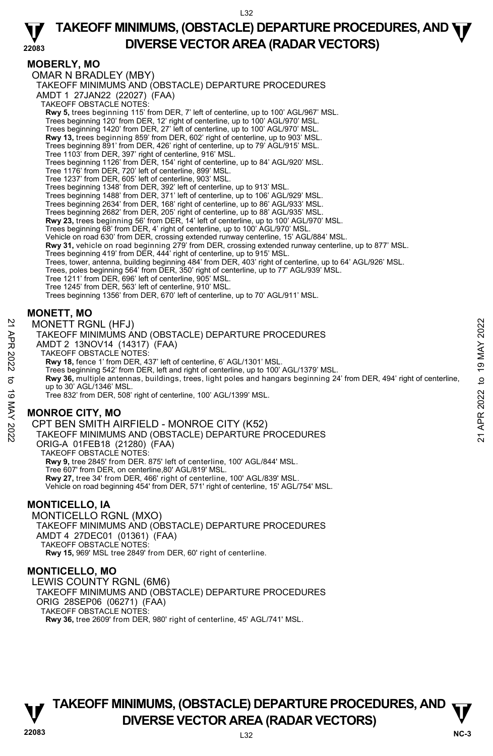## MOBERLY, MO

OMAR N BRADLEY (MBY)
TAKEOFF MINIMUMS AND (OBSTACLE) DEPARTURE PROCEDURES
AMDT 1 27JAN22 (22027) (FAA)
TAKEOFF OBSTACLE NOTES:
**Rwy 5,** trees beginning 115' from DER, 7' left of centerline, up to 100' AGL/967' MSL.
Trees beginning 120' from DER, 12' right of centerline, up to 100' AGL/970' MSL.
Trees beginning 1420' from DER, 27' left of centerline, up to 100' AGL/970' MSL.
**Rwy 13,** trees beginning 859' from DER, 602' right of centerline, up to 903' MSL.
Trees beginning 891' from DER, 426' right of centerline, up to 79' AGL/915' MSL.
Tree 1103' from DER, 397' right of centerline, 916' MSL.
Trees beginning 1126' from DER, 154' right of centerline, up to 84' AGL/920' MSL.
Tree 1176' from DER, 720' left of centerline, 899' MSL.
Tree 1237' from DER, 605' left of centerline, 903' MSL.
Trees beginning 1348' from DER, 392' left of centerline, up to 913' MSL.
Trees beginning 1488' from DER, 371' left of centerline, up to 106' AGL/929' MSL.
Trees beginning 2634' from DER, 168' right of centerline, up to 86' AGL/933' MSL.
Trees beginning 2682' from DER, 205' right of centerline, up to 88' AGL/935' MSL.
**Rwy 23,** trees beginning 56' from DER, 14' left of centerline, up to 100' AGL/970' MSL.
Trees beginning 68' from DER, 4' right of centerline, up to 100' AGL/970' MSL.
Vehicle on road 630' from DER, crossing extended runway centerline, 15' AGL/884' MSL.
**Rwy 31,** vehicle on road beginning 279' from DER, crossing extended runway centerline, up to 877' MSL.
Trees beginning 419' from DER, 444' right of centerline, up to 915' MSL.
Trees, tower, antenna, building beginning 484' from DER, 403' right of centerline, up to 64' AGL/926' MSL.
Trees, poles beginning 564' from DER, 350' right of centerline, up to 77' AGL/939' MSL.
Tree 1211' from DER, 696' left of centerline, 905' MSL.
Tree 1245' from DER, 563' left of centerline, 910' MSL.
Trees beginning 1356' from DER, 670' left of centerline, up to 70' AGL/911' MSL.

## MONETT, MO

MONETT RGNL (HFJ)
TAKEOFF MINIMUMS AND (OBSTACLE) DEPARTURE PROCEDURES
AMDT 2 13NOV14 (14317) (FAA)
TAKEOFF OBSTACLE NOTES:
**Rwy 18,** fence 1' from DER, 437' left of centerline, 6' AGL/1301' MSL.
Trees beginning 542' from DER, left and right of centerline, up to 100' AGL/1379' MSL.
**Rwy 36,** multiple antennas, buildings, trees, light poles and hangars beginning 24' from DER, 494' right of centerline, up to 30' AGL/1346' MSL.
Tree 832' from DER, 508' right of centerline, 100' AGL/1399' MSL.

## MONROE CITY, MO

CPT BEN SMITH AIRFIELD - MONROE CITY (K52)
TAKEOFF MINIMUMS AND (OBSTACLE) DEPARTURE PROCEDURES
ORIG-A 01FEB18 (21280) (FAA)
TAKEOFF OBSTACLE NOTES:
**Rwy 9,** tree 2845' from DER. 875' left of centerline, 100' AGL/844' MSL.
Tree 607' from DER, on centerline,80' AGL/819' MSL.
**Rwy 27,** tree 34' from DER, 466' right of centerline, 100' AGL/839' MSL.
Vehicle on road beginning 454' from DER, 571' right of centerline, 15' AGL/754' MSL.

## MONTICELLO, IA

MONTICELLO RGNL (MXO)
TAKEOFF MINIMUMS AND (OBSTACLE) DEPARTURE PROCEDURES
AMDT 4 27DEC01 (01361) (FAA)
TAKEOFF OBSTACLE NOTES:
**Rwy 15,** 969' MSL tree 2849' from DER, 60' right of centerline.

## MONTICELLO, MO

LEWIS COUNTY RGNL (6M6)
TAKEOFF MINIMUMS AND (OBSTACLE) DEPARTURE PROCEDURES
ORIG 28SEP06 (06271) (FAA)
TAKEOFF OBSTACLE NOTES:
**Rwy 36,** tree 2609' from DER, 980' right of centerline, 45' AGL/741' MSL.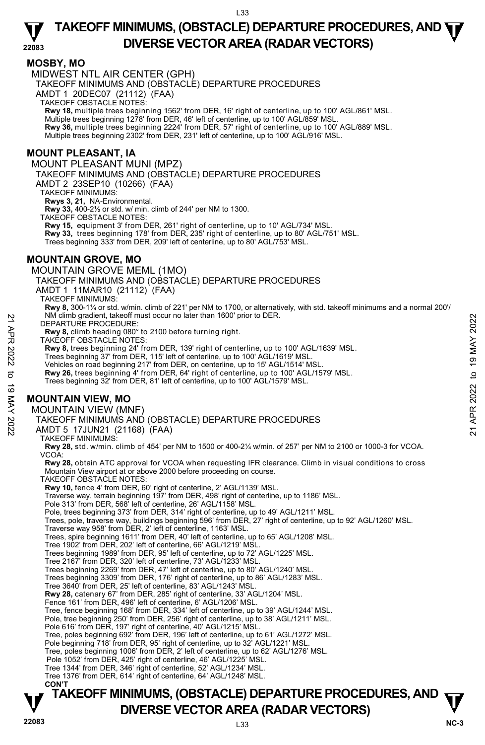## MOSBY, MO

MIDWEST NTL AIR CENTER (GPH)

TAKEOFF MINIMUMS AND (OBSTACLE) DEPARTURE PROCEDURES

AMDT 1 20DEC07 (21112) (FAA)

TAKEOFF OBSTACLE NOTES:

**Rwy 18,** multiple trees beginning 1562' from DER, 16' right of centerline, up to 100' AGL/861' MSL.
Multiple trees beginning 1278' from DER, 46' left of centerline, up to 100' AGL/859' MSL.
**Rwy 36,** multiple trees beginning 2224' from DER, 57' right of centerline, up to 100' AGL/889' MSL.
Multiple trees beginning 2302' from DER, 231' left of centerline, up to 100' AGL/916' MSL.

## MOUNT PLEASANT, IA

MOUNT PLEASANT MUNI (MPZ)

TAKEOFF MINIMUMS AND (OBSTACLE) DEPARTURE PROCEDURES

AMDT 2 23SEP10 (10266) (FAA)

TAKEOFF MINIMUMS:

**Rwys 3, 21,** NA-Environmental.
**Rwy 33,** 400-2½ or std. w/ min. climb of 244' per NM to 1300.

TAKEOFF OBSTACLE NOTES:

**Rwy 15,** equipment 3' from DER, 261' right of centerline, up to 10' AGL/734' MSL.
**Rwy 33,** trees beginning 178' from DER, 235' right of centerline, up to 80' AGL/751' MSL.
Trees beginning 333' from DER, 209' left of centerline, up to 80' AGL/753' MSL.

## MOUNTAIN GROVE, MO

MOUNTAIN GROVE MEML (1MO)

TAKEOFF MINIMUMS AND (OBSTACLE) DEPARTURE PROCEDURES

AMDT 1 11MAR10 (21112) (FAA)

TAKEOFF MINIMUMS:

**Rwy 8,** 300-1¼ or std. w/min. climb of 221' per NM to 1700, or alternatively, with std. takeoff minimums and a normal 200'/NM climb gradient, takeoff must occur no later than 1600' prior to DER.

DEPARTURE PROCEDURE:

**Rwy 8,** climb heading 080° to 2100 before turning right.

TAKEOFF OBSTACLE NOTES:

**Rwy 8,** trees beginning 24' from DER, 139' right of centerline, up to 100' AGL/1639' MSL.
Trees beginning 37' from DER, 115' left of centerline, up to 100' AGL/1619' MSL.
Vehicles on road beginning 217' from DER, on centerline, up to 15' AGL/1514' MSL.
**Rwy 26,** trees beginning 4' from DER, 64' right of centerline, up to 100' AGL/1579' MSL.
Trees beginning 32' from DER, 81' left of centerline, up to 100' AGL/1579' MSL.

## MOUNTAIN VIEW, MO

MOUNTAIN VIEW (MNF)

TAKEOFF MINIMUMS AND (OBSTACLE) DEPARTURE PROCEDURES

AMDT 5 17JUN21 (21168) (FAA)

TAKEOFF MINIMUMS:

**Rwy 28,** std. w/min. climb of 454' per NM to 1500 or 400-2¼ w/min. of 257' per NM to 2100 or 1000-3 for VCOA.

VCOA:

**Rwy 28,** obtain ATC approval for VCOA when requesting IFR clearance. Climb in visual conditions to cross Mountain View airport at or above 2000 before proceeding on course.

TAKEOFF OBSTACLE NOTES:

**Rwy 10,** fence 4' from DER, 60' right of centerline, 2' AGL/1139' MSL.
Traverse way, terrain beginning 197' from DER, 498' right of centerline, up to 1186' MSL.
Pole 313' from DER, 568' left of centerline, 26' AGL/1158' MSL.
Pole, trees beginning 373' from DER, 314' right of centerline, up to 49' AGL/1211' MSL.
Trees, pole, traverse way, buildings beginning 596' from DER, 27' right of centerline, up to 92' AGL/1260' MSL.
Traverse way 958' from DER, 2' left of centerline, 1163' MSL.
Trees, spire beginning 1611' from DER, 40' left of centerline, up to 65' AGL/1208' MSL.
Tree 1902' from DER, 202' left of centerline, 66' AGL/1219' MSL.
Trees beginning 1989' from DER, 95' left of centerline, up to 72' AGL/1225' MSL.
Tree 2167' from DER, 320' left of centerline, 73' AGL/1233' MSL.
Trees beginning 2269' from DER, 47' left of centerline, up to 80' AGL/1240' MSL.
Trees beginning 3309' from DER, 176' right of centerline, up to 86' AGL/1283' MSL.
Tree 3640' from DER, 25' left of centerline, 83' AGL/1243' MSL.
**Rwy 28,** catenary 67' from DER, 285' right of centerline, 33' AGL/1204' MSL.
Fence 161' from DER, 496' left of centerline, 6' AGL/1206' MSL.
Tree, fence beginning 168' from DER, 334' left of centerline, up to 39' AGL/1244' MSL.
Pole, tree beginning 250' from DER, 256' right of centerline, up to 38' AGL/1211' MSL.
Pole 616' from DER, 197' right of centerline, 40' AGL/1215' MSL.
Tree, poles beginning 692' from DER, 196' left of centerline, up to 61' AGL/1272' MSL.
Pole beginning 718' from DER, 95' right of centerline, up to 32' AGL/1221' MSL.
Tree, poles beginning 1006' from DER, 2' left of centerline, up to 62' AGL/1276' MSL.
Pole 1052' from DER, 425' right of centerline, 46' AGL/1225' MSL.
Tree 1344' from DER, 346' right of centerline, 52' AGL/1234' MSL.
Tree 1376' from DER, 614' right of centerline, 64' AGL/1248' MSL.

**CON'T**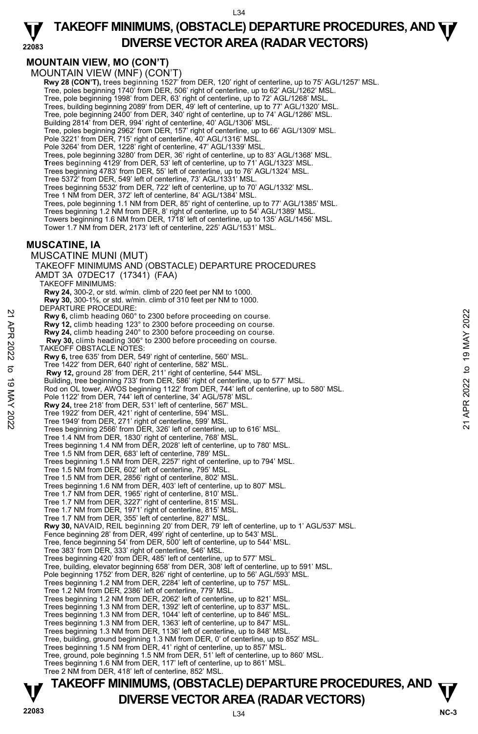## MOUNTAIN VIEW, MO (CON'T)

MOUNTAIN VIEW (MNF) (CON'T)

**Rwy 28 (CON'T),** trees beginning 1527' from DER, 120' right of centerline, up to 75' AGL/1257' MSL.
Tree, poles beginning 1740' from DER, 506' right of centerline, up to 62' AGL/1262' MSL.
Tree, pole beginning 1998' from DER, 63' right of centerline, up to 72' AGL/1268' MSL.
Trees, building beginning 2089' from DER, 49' left of centerline, up to 77' AGL/1320' MSL.
Tree, pole beginning 2400' from DER, 340' right of centerline, up to 74' AGL/1286' MSL.
Building 2814' from DER, 994' right of centerline, 40' AGL/1306' MSL.
Tree, poles beginning 2962' from DER, 157' right of centerline, up to 66' AGL/1309' MSL.
Pole 3221' from DER, 715' right of centerline, 40' AGL/1316' MSL.
Pole 3264' from DER, 1228' right of centerline, 47' AGL/1339' MSL.
Trees, pole beginning 3280' from DER, 36' right of centerline, up to 83' AGL/1368' MSL.
Trees beginning 4129' from DER, 53' left of centerline, up to 71' AGL/1323' MSL.
Trees beginning 4783' from DER, 55' left of centerline, up to 76' AGL/1324' MSL.
Tree 5372' from DER, 549' left of centerline, 73' AGL/1331' MSL.
Trees beginning 5532' from DER, 722' left of centerline, up to 70' AGL/1332' MSL.
Tree 1 NM from DER, 372' left of centerline, 84' AGL/1384' MSL.
Trees, pole beginning 1.1 NM from DER, 85' right of centerline, up to 77' AGL/1385' MSL.
Trees beginning 1.2 NM from DER, 8' right of centerline, up to 54' AGL/1389' MSL.
Towers beginning 1.6 NM from DER, 1718' left of centerline, up to 135' AGL/1456' MSL.
Tower 1.7 NM from DER, 2173' left of centerline, 225' AGL/1531' MSL.

## MUSCATINE, IA

MUSCATINE MUNI (MUT)

TAKEOFF MINIMUMS AND (OBSTACLE) DEPARTURE PROCEDURES
AMDT 3A 07DEC17 (17341) (FAA)

TAKEOFF MINIMUMS:
**Rwy 24,** 300-2, or std. w/min. climb of 220 feet per NM to 1000.
**Rwy 30,** 300-1⅝, or std. w/min. climb of 310 feet per NM to 1000.

DEPARTURE PROCEDURE:
**Rwy 6,** climb heading 060° to 2300 before proceeding on course.
**Rwy 12,** climb heading 123° to 2300 before proceeding on course.
**Rwy 24,** climb heading 240° to 2300 before proceeding on course.
**Rwy 30,** climb heading 306° to 2300 before proceeding on course.

TAKEOFF OBSTACLE NOTES:
**Rwy 6,** tree 635' from DER, 549' right of centerline, 560' MSL.
Tree 1422' from DER, 640' right of centerline, 582' MSL.
**Rwy 12,** ground 28' from DER, 211' right of centerline, 544' MSL.
Building, tree beginning 733' from DER, 586' right of centerline, up to 577' MSL.
Rod on OL tower, AWOS beginning 1122' from DER, 744' left of centerline, up to 580' MSL.
Pole 1122' from DER, 744' left of centerline, 34' AGL/578' MSL.
**Rwy 24,** tree 218' from DER, 531' left of centerline, 567' MSL.
Tree 1922' from DER, 421' right of centerline, 594' MSL.
Tree 1949' from DER, 271' right of centerline, 599' MSL.
Trees beginning 2566' from DER, 326' left of centerline, up to 616' MSL.
Tree 1.4 NM from DER, 1830' right of centerline, 768' MSL.
Trees beginning 1.4 NM from DER, 2028' left of centerline, up to 780' MSL.
Tree 1.5 NM from DER, 683' left of centerline, 789' MSL.
Trees beginning 1.5 NM from DER, 2257' right of centerline, up to 794' MSL.
Tree 1.5 NM from DER, 602' left of centerline, 795' MSL.
Tree 1.5 NM from DER, 2856' right of centerline, 802' MSL.
Trees beginning 1.6 NM from DER, 403' left of centerline, up to 807' MSL.
Tree 1.7 NM from DER, 1965' right of centerline, 810' MSL.
Tree 1.7 NM from DER, 3227' right of centerline, 815' MSL.
Tree 1.7 NM from DER, 1971' right of centerline, 815' MSL.
Tree 1.7 NM from DER, 355' left of centerline, 827' MSL.
**Rwy 30,** NAVAID, REIL beginning 20' from DER, 79' left of centerline, up to 1' AGL/537' MSL.
Fence beginning 28' from DER, 499' right of centerline, up to 543' MSL.
Tree, fence beginning 54' from DER, 500' left of centerline, up to 544' MSL.
Tree 383' from DER, 333' right of centerline, 546' MSL.
Trees beginning 420' from DER, 485' left of centerline, up to 577' MSL.
Tree, building, elevator beginning 658' from DER, 308' left of centerline, up to 591' MSL.
Pole beginning 1752' from DER, 826' right of centerline, up to 56' AGL/593' MSL.
Trees beginning 1.2 NM from DER, 2284' left of centerline, up to 757' MSL.
Tree 1.2 NM from DER, 2386' left of centerline, 779' MSL.
Trees beginning 1.2 NM from DER, 2062' left of centerline, up to 821' MSL.
Trees beginning 1.3 NM from DER, 1392' left of centerline, up to 837' MSL.
Trees beginning 1.3 NM from DER, 1044' left of centerline, up to 846' MSL.
Trees beginning 1.3 NM from DER, 1363' left of centerline, up to 847' MSL.
Trees beginning 1.3 NM from DER, 1136' left of centerline, up to 848' MSL.
Tree, building, ground beginning 1.3 NM from DER, 0' of centerline, up to 852' MSL.
Trees beginning 1.5 NM from DER, 41' right of centerline, up to 857' MSL.
Tree, ground, pole beginning 1.5 NM from DER, 51' left of centerline, up to 860' MSL.
Trees beginning 1.6 NM from DER, 117' left of centerline, up to 861' MSL.
Tree 2 NM from DER, 418' left of centerline, 852' MSL.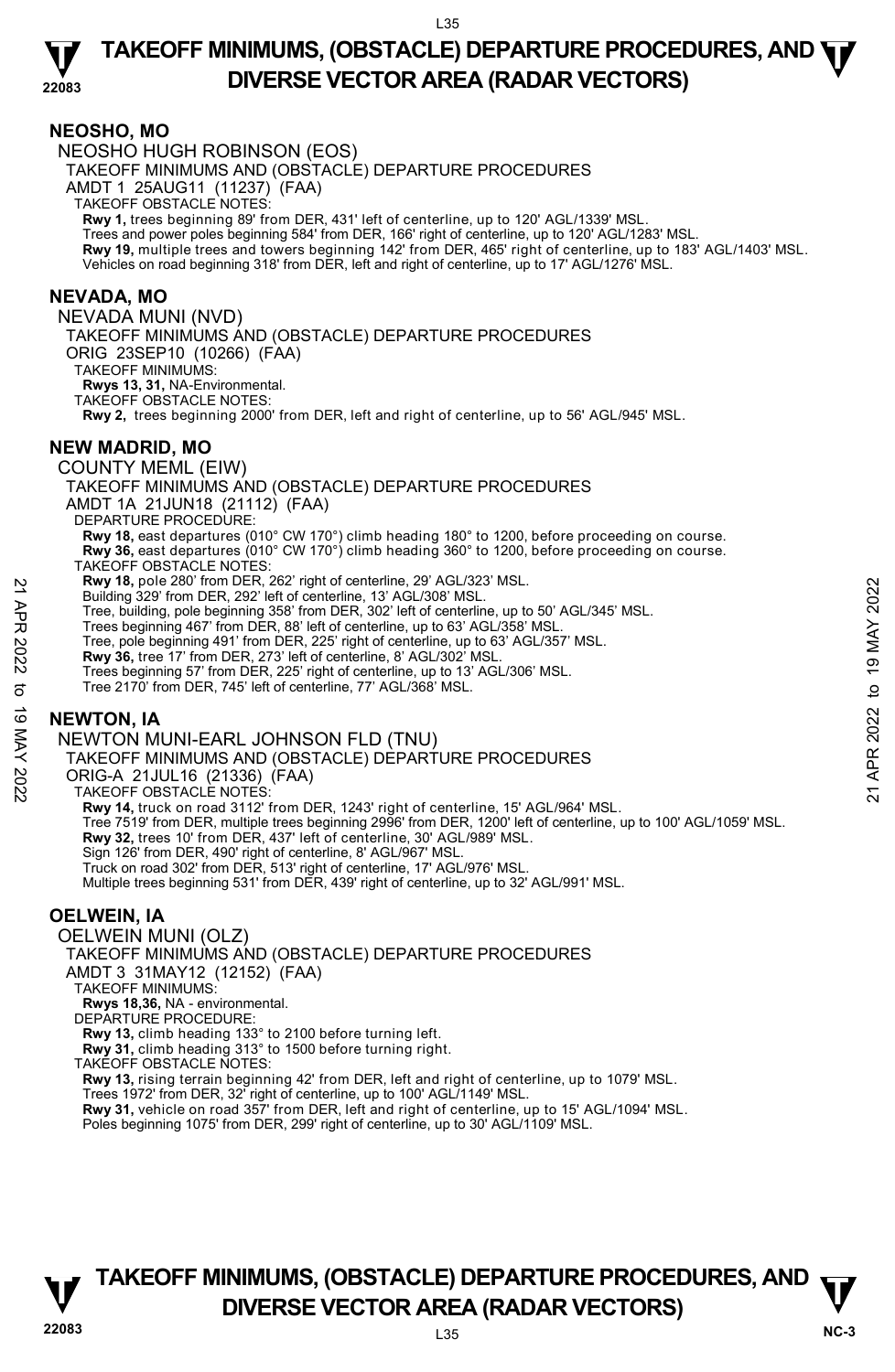## NEOSHO, MO

NEOSHO HUGH ROBINSON (EOS)

TAKEOFF MINIMUMS AND (OBSTACLE) DEPARTURE PROCEDURES

AMDT 1 25AUG11 (11237) (FAA)

TAKEOFF OBSTACLE NOTES:

**Rwy 1,** trees beginning 89' from DER, 431' left of centerline, up to 120' AGL/1339' MSL.
Trees and power poles beginning 584' from DER, 166' right of centerline, up to 120' AGL/1283' MSL.
**Rwy 19,** multiple trees and towers beginning 142' from DER, 465' right of centerline, up to 183' AGL/1403' MSL.
Vehicles on road beginning 318' from DER, left and right of centerline, up to 17' AGL/1276' MSL.

## NEVADA, MO

NEVADA MUNI (NVD)

TAKEOFF MINIMUMS AND (OBSTACLE) DEPARTURE PROCEDURES

ORIG 23SEP10 (10266) (FAA)

TAKEOFF MINIMUMS:

**Rwys 13, 31,** NA-Environmental.

TAKEOFF OBSTACLE NOTES:

**Rwy 2,** trees beginning 2000' from DER, left and right of centerline, up to 56' AGL/945' MSL.

## NEW MADRID, MO

COUNTY MEML (EIW)

TAKEOFF MINIMUMS AND (OBSTACLE) DEPARTURE PROCEDURES

AMDT 1A 21JUN18 (21112) (FAA)

DEPARTURE PROCEDURE:

**Rwy 18,** east departures (010° CW 170°) climb heading 180° to 1200, before proceeding on course.
**Rwy 36,** east departures (010° CW 170°) climb heading 360° to 1200, before proceeding on course.

TAKEOFF OBSTACLE NOTES:

**Rwy 18,** pole 280' from DER, 262' right of centerline, 29' AGL/323' MSL.
Building 329' from DER, 292' left of centerline, 13' AGL/308' MSL.
Tree, building, pole beginning 358' from DER, 302' left of centerline, up to 50' AGL/345' MSL.
Trees beginning 467' from DER, 88' left of centerline, up to 63' AGL/358' MSL.
Tree, pole beginning 491' from DER, 225' right of centerline, up to 63' AGL/357' MSL.
**Rwy 36,** tree 17' from DER, 273' left of centerline, 8' AGL/302' MSL.
Trees beginning 57' from DER, 225' right of centerline, up to 13' AGL/306' MSL.
Tree 2170' from DER, 745' left of centerline, 77' AGL/368' MSL.

## NEWTON, IA

NEWTON MUNI-EARL JOHNSON FLD (TNU)

TAKEOFF MINIMUMS AND (OBSTACLE) DEPARTURE PROCEDURES

ORIG-A 21JUL16 (21336) (FAA)

TAKEOFF OBSTACLE NOTES:

**Rwy 14,** truck on road 3112' from DER, 1243' right of centerline, 15' AGL/964' MSL.
Tree 7519' from DER, multiple trees beginning 2996' from DER, 1200' left of centerline, up to 100' AGL/1059' MSL.
**Rwy 32,** trees 10' from DER, 437' left of centerline, 30' AGL/989' MSL.
Sign 126' from DER, 490' right of centerline, 8' AGL/967' MSL.
Truck on road 302' from DER, 513' right of centerline, 17' AGL/976' MSL.
Multiple trees beginning 531' from DER, 439' right of centerline, up to 32' AGL/991' MSL.

## OELWEIN, IA

OELWEIN MUNI (OLZ)

TAKEOFF MINIMUMS AND (OBSTACLE) DEPARTURE PROCEDURES

AMDT 3 31MAY12 (12152) (FAA)

TAKEOFF MINIMUMS:

**Rwys 18,36,** NA - environmental.

DEPARTURE PROCEDURE:

**Rwy 13,** climb heading 133° to 2100 before turning left.
**Rwy 31,** climb heading 313° to 1500 before turning right.

TAKEOFF OBSTACLE NOTES:

**Rwy 13,** rising terrain beginning 42' from DER, left and right of centerline, up to 1079' MSL.
Trees 1972' from DER, 32' right of centerline, up to 100' AGL/1149' MSL.
**Rwy 31,** vehicle on road 357' from DER, left and right of centerline, up to 15' AGL/1094' MSL.
Poles beginning 1075' from DER, 299' right of centerline, up to 30' AGL/1109' MSL.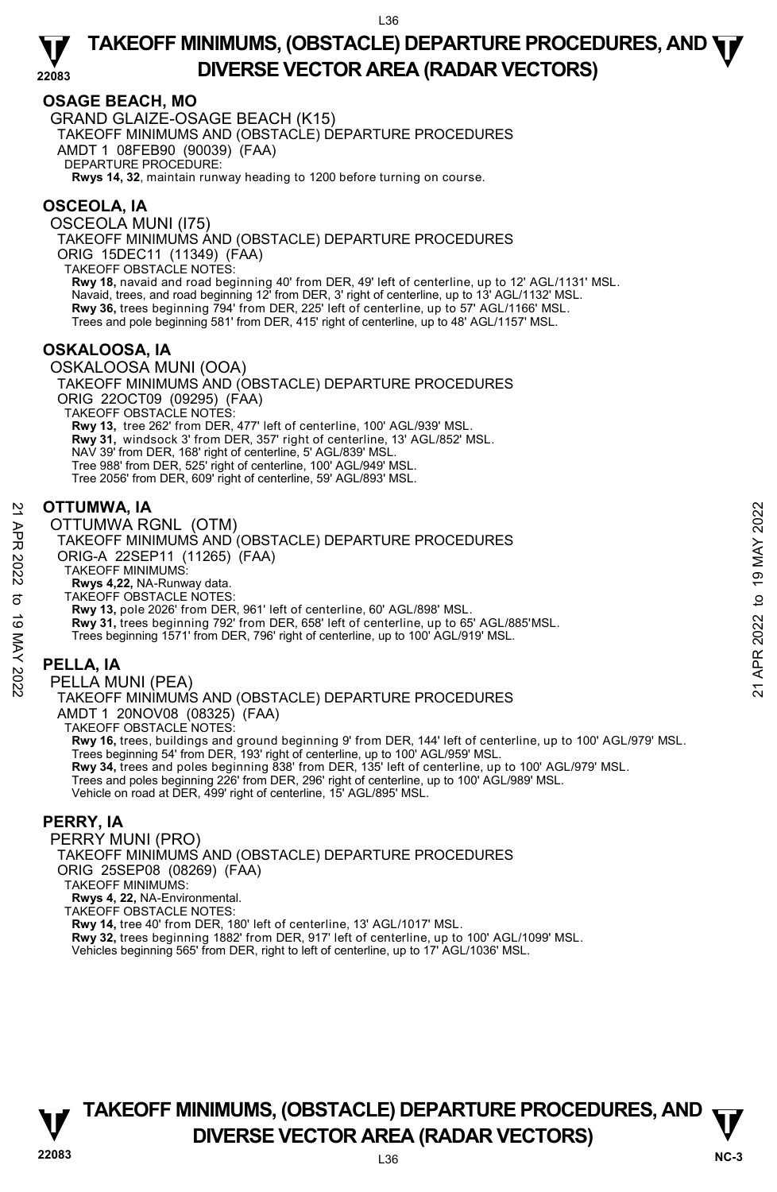## OSAGE BEACH, MO

GRAND GLAIZE-OSAGE BEACH (K15)
TAKEOFF MINIMUMS AND (OBSTACLE) DEPARTURE PROCEDURES
AMDT 1 08FEB90 (90039) (FAA)
DEPARTURE PROCEDURE:
**Rwys 14, 32**, maintain runway heading to 1200 before turning on course.

## OSCEOLA, IA

OSCEOLA MUNI (I75)
TAKEOFF MINIMUMS AND (OBSTACLE) DEPARTURE PROCEDURES
ORIG 15DEC11 (11349) (FAA)
TAKEOFF OBSTACLE NOTES:
**Rwy 18,** navaid and road beginning 40' from DER, 49' left of centerline, up to 12' AGL/1131' MSL.
Navaid, trees, and road beginning 12' from DER, 3' right of centerline, up to 13' AGL/1132' MSL.
**Rwy 36,** trees beginning 794' from DER, 225' left of centerline, up to 57' AGL/1166' MSL.
Trees and pole beginning 581' from DER, 415' right of centerline, up to 48' AGL/1157' MSL.

## OSKALOOSA, IA

OSKALOOSA MUNI (OOA)
TAKEOFF MINIMUMS AND (OBSTACLE) DEPARTURE PROCEDURES
ORIG 22OCT09 (09295) (FAA)
TAKEOFF OBSTACLE NOTES:
**Rwy 13,** tree 262' from DER, 477' left of centerline, 100' AGL/939' MSL.
**Rwy 31,** windsock 3' from DER, 357' right of centerline, 13' AGL/852' MSL.
NAV 39' from DER, 168' right of centerline, 5' AGL/839' MSL.
Tree 988' from DER, 525' right of centerline, 100' AGL/949' MSL.
Tree 2056' from DER, 609' right of centerline, 59' AGL/893' MSL.

## OTTUMWA, IA

OTTUMWA RGNL (OTM)
TAKEOFF MINIMUMS AND (OBSTACLE) DEPARTURE PROCEDURES
ORIG-A 22SEP11 (11265) (FAA)
TAKEOFF MINIMUMS:
**Rwys 4,22,** NA-Runway data.
TAKEOFF OBSTACLE NOTES:
**Rwy 13,** pole 2026' from DER, 961' left of centerline, 60' AGL/898' MSL.
**Rwy 31,** trees beginning 792' from DER, 658' left of centerline, up to 65' AGL/885'MSL.
Trees beginning 1571' from DER, 796' right of centerline, up to 100' AGL/919' MSL.

## PELLA, IA

PELLA MUNI (PEA)
TAKEOFF MINIMUMS AND (OBSTACLE) DEPARTURE PROCEDURES
AMDT 1 20NOV08 (08325) (FAA)
TAKEOFF OBSTACLE NOTES:
**Rwy 16,** trees, buildings and ground beginning 9' from DER, 144' left of centerline, up to 100' AGL/979' MSL.
Trees beginning 54' from DER, 193' right of centerline, up to 100' AGL/959' MSL.
**Rwy 34,** trees and poles beginning 838' from DER, 135' left of centerline, up to 100' AGL/979' MSL.
Trees and poles beginning 226' from DER, 296' right of centerline, up to 100' AGL/989' MSL.
Vehicle on road at DER, 499' right of centerline, 15' AGL/895' MSL.

## PERRY, IA

PERRY MUNI (PRO)
TAKEOFF MINIMUMS AND (OBSTACLE) DEPARTURE PROCEDURES
ORIG 25SEP08 (08269) (FAA)
TAKEOFF MINIMUMS:
**Rwys 4, 22,** NA-Environmental.
TAKEOFF OBSTACLE NOTES:
**Rwy 14,** tree 40' from DER, 180' left of centerline, 13' AGL/1017' MSL.
**Rwy 32,** trees beginning 1882' from DER, 917' left of centerline, up to 100' AGL/1099' MSL.
Vehicles beginning 565' from DER, right to left of centerline, up to 17' AGL/1036' MSL.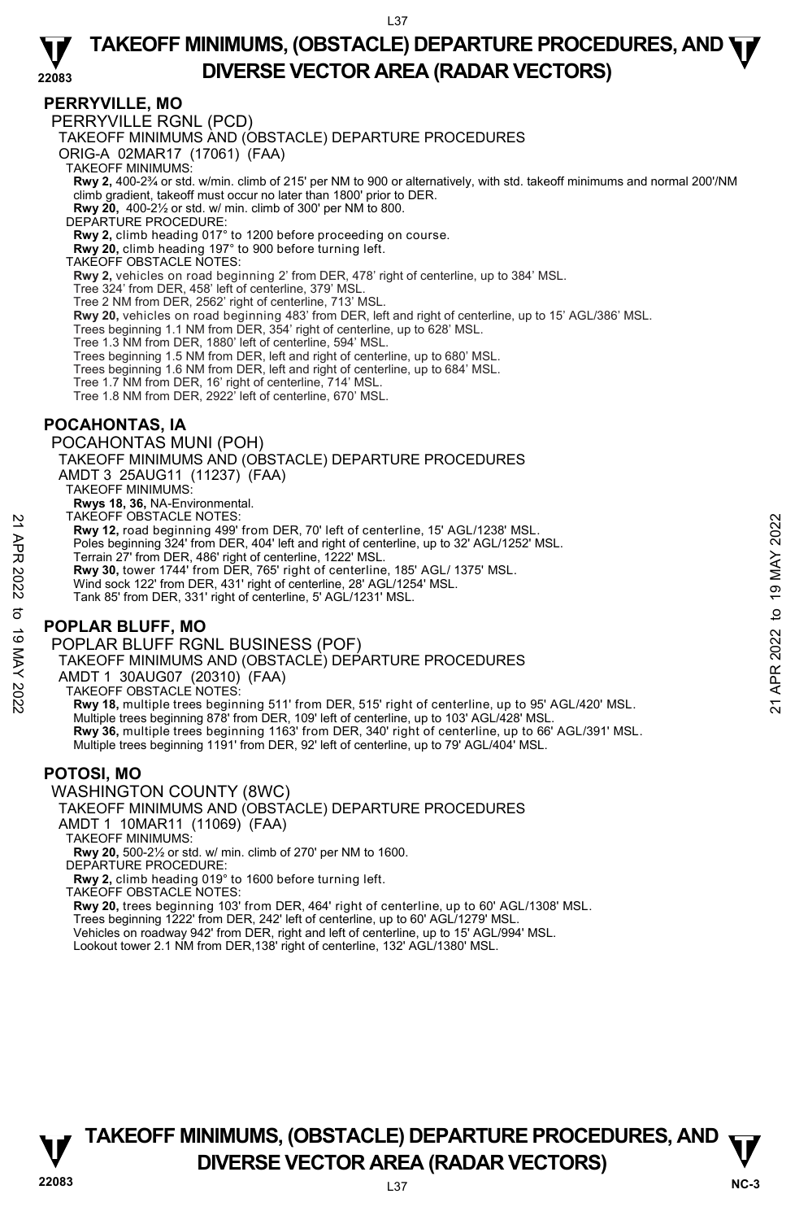## PERRYVILLE, MO

PERRYVILLE RGNL (PCD)

TAKEOFF MINIMUMS AND (OBSTACLE) DEPARTURE PROCEDURES

ORIG-A 02MAR17 (17061) (FAA)

TAKEOFF MINIMUMS:

**Rwy 2,** 400-2¾ or std. w/min. climb of 215' per NM to 900 or alternatively, with std. takeoff minimums and normal 200'/NM climb gradient, takeoff must occur no later than 1800' prior to DER.

**Rwy 20,** 400-2½ or std. w/ min. climb of 300' per NM to 800.

DEPARTURE PROCEDURE:

**Rwy 2,** climb heading 017° to 1200 before proceeding on course.

**Rwy 20,** climb heading 197° to 900 before turning left.

TAKEOFF OBSTACLE NOTES:

**Rwy 2,** vehicles on road beginning 2' from DER, 478' right of centerline, up to 384' MSL.

Tree 324' from DER, 458' left of centerline, 379' MSL.

Tree 2 NM from DER, 2562' right of centerline, 713' MSL.

**Rwy 20,** vehicles on road beginning 483' from DER, left and right of centerline, up to 15' AGL/386' MSL.

Trees beginning 1.1 NM from DER, 354' right of centerline, up to 628' MSL.

Tree 1.3 NM from DER, 1880' left of centerline, 594' MSL.

Trees beginning 1.5 NM from DER, left and right of centerline, up to 680' MSL.

Trees beginning 1.6 NM from DER, left and right of centerline, up to 684' MSL.

Tree 1.7 NM from DER, 16' right of centerline, 714' MSL.

Tree 1.8 NM from DER, 2922' left of centerline, 670' MSL.

## POCAHONTAS, IA

POCAHONTAS MUNI (POH)

TAKEOFF MINIMUMS AND (OBSTACLE) DEPARTURE PROCEDURES

AMDT 3 25AUG11 (11237) (FAA)

TAKEOFF MINIMUMS:

**Rwys 18, 36,** NA-Environmental.

TAKEOFF OBSTACLE NOTES:

**Rwy 12,** road beginning 499' from DER, 70' left of centerline, 15' AGL/1238' MSL.

Poles beginning 324' from DER, 404' left and right of centerline, up to 32' AGL/1252' MSL.

Terrain 27' from DER, 486' right of centerline, 1222' MSL.

**Rwy 30,** tower 1744' from DER, 765' right of centerline, 185' AGL/ 1375' MSL.

Wind sock 122' from DER, 431' right of centerline, 28' AGL/1254' MSL.

Tank 85' from DER, 331' right of centerline, 5' AGL/1231' MSL.

## POPLAR BLUFF, MO

POPLAR BLUFF RGNL BUSINESS (POF)

TAKEOFF MINIMUMS AND (OBSTACLE) DEPARTURE PROCEDURES

AMDT 1 30AUG07 (20310) (FAA)

TAKEOFF OBSTACLE NOTES:

**Rwy 18,** multiple trees beginning 511' from DER, 515' right of centerline, up to 95' AGL/420' MSL.

Multiple trees beginning 878' from DER, 109' left of centerline, up to 103' AGL/428' MSL.

**Rwy 36,** multiple trees beginning 1163' from DER, 340' right of centerline, up to 66' AGL/391' MSL.

Multiple trees beginning 1191' from DER, 92' left of centerline, up to 79' AGL/404' MSL.

## POTOSI, MO

WASHINGTON COUNTY (8WC)

TAKEOFF MINIMUMS AND (OBSTACLE) DEPARTURE PROCEDURES

AMDT 1 10MAR11 (11069) (FAA)

TAKEOFF MINIMUMS:

**Rwy 20,** 500-2½ or std. w/ min. climb of 270' per NM to 1600.

DEPARTURE PROCEDURE:

**Rwy 2,** climb heading 019° to 1600 before turning left.

TAKEOFF OBSTACLE NOTES:

**Rwy 20,** trees beginning 103' from DER, 464' right of centerline, up to 60' AGL/1308' MSL.

Trees beginning 1222' from DER, 242' left of centerline, up to 60' AGL/1279' MSL.

Vehicles on roadway 942' from DER, right and left of centerline, up to 15' AGL/994' MSL.

Lookout tower 2.1 NM from DER,138' right of centerline, 132' AGL/1380' MSL.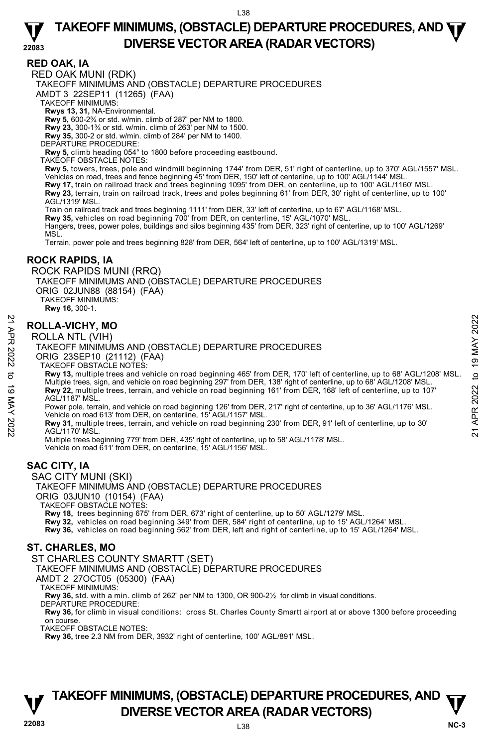## RED OAK, IA

RED OAK MUNI (RDK)

TAKEOFF MINIMUMS AND (OBSTACLE) DEPARTURE PROCEDURES

AMDT 3 22SEP11 (11265) (FAA)

TAKEOFF MINIMUMS:

**Rwys 13, 31,** NA-Environmental.

**Rwy 5,** 600-2¾ or std. w/min. climb of 287' per NM to 1800.

**Rwy 23,** 300-1¾ or std. w/min. climb of 263' per NM to 1500.

**Rwy 35,** 300-2 or std. w/min. climb of 284' per NM to 1400.

DEPARTURE PROCEDURE:

**Rwy 5,** climb heading 054° to 1800 before proceeding eastbound.

TAKEOFF OBSTACLE NOTES:

**Rwy 5,** towers, trees, pole and windmill beginning 1744' from DER, 51' right of centerline, up to 370' AGL/1557' MSL. Vehicles on road, trees and fence beginning 45' from DER, 150' left of centerline, up to 100' AGL/1144' MSL.

**Rwy 17,** train on railroad track and trees beginning 1095' from DER, on centerline, up to 100' AGL/1160' MSL.

**Rwy 23,** terrain, train on railroad track, trees and poles beginning 61' from DER, 30' right of centerline, up to 100' AGL/1319' MSL.

Train on railroad track and trees beginning 1111' from DER, 33' left of centerline, up to 67' AGL/1168' MSL.

**Rwy 35,** vehicles on road beginning 700' from DER, on centerline, 15' AGL/1070' MSL.

Hangers, trees, power poles, buildings and silos beginning 435' from DER, 323' right of centerline, up to 100' AGL/1269' MSL.

Terrain, power pole and trees beginning 828' from DER, 564' left of centerline, up to 100' AGL/1319' MSL.

## ROCK RAPIDS, IA

ROCK RAPIDS MUNI (RRQ)

TAKEOFF MINIMUMS AND (OBSTACLE) DEPARTURE PROCEDURES

ORIG 02JUN88 (88154) (FAA)

TAKEOFF MINIMUMS:

**Rwy 16,** 300-1.

## ROLLA-VICHY, MO

ROLLA NTL (VIH)

TAKEOFF MINIMUMS AND (OBSTACLE) DEPARTURE PROCEDURES

ORIG 23SEP10 (21112) (FAA)

TAKEOFF OBSTACLE NOTES:

**Rwy 13,** multiple trees and vehicle on road beginning 465' from DER, 170' left of centerline, up to 68' AGL/1208' MSL. Multiple trees, sign, and vehicle on road beginning 297' from DER, 138' right of centerline, up to 68' AGL/1208' MSL.

**Rwy 22,** multiple trees, terrain, and vehicle on road beginning 161' from DER, 168' left of centerline, up to 107' AGL/1187' MSL.

Power pole, terrain, and vehicle on road beginning 126' from DER, 217' right of centerline, up to 36' AGL/1176' MSL.

Vehicle on road 613' from DER, on centerline, 15' AGL/1157' MSL.

**Rwy 31,** multiple trees, terrain, and vehicle on road beginning 230' from DER, 91' left of centerline, up to 30' AGL/1170' MSL.

Multiple trees beginning 779' from DER, 435' right of centerline, up to 58' AGL/1178' MSL.

Vehicle on road 611' from DER, on centerline, 15' AGL/1156' MSL.

## SAC CITY, IA

SAC CITY MUNI (SKI)

TAKEOFF MINIMUMS AND (OBSTACLE) DEPARTURE PROCEDURES

ORIG 03JUN10 (10154) (FAA)

TAKEOFF OBSTACLE NOTES:

**Rwy 18,** trees beginning 675' from DER, 673' right of centerline, up to 50' AGL/1279' MSL.

**Rwy 32,** vehicles on road beginning 349' from DER, 584' right of centerline, up to 15' AGL/1264' MSL.

**Rwy 36,** vehicles on road beginning 562' from DER, left and right of centerline, up to 15' AGL/1264' MSL.

## ST. CHARLES, MO

ST CHARLES COUNTY SMARTT (SET)

TAKEOFF MINIMUMS AND (OBSTACLE) DEPARTURE PROCEDURES

AMDT 2 27OCT05 (05300) (FAA)

TAKEOFF MINIMUMS:

**Rwy 36,** std. with a min. climb of 262' per NM to 1300, OR 900-2½ for climb in visual conditions.

DEPARTURE PROCEDURE:

**Rwy 36,** for climb in visual conditions: cross St. Charles County Smartt airport at or above 1300 before proceeding on course.

TAKEOFF OBSTACLE NOTES:

**Rwy 36,** tree 2.3 NM from DER, 3932' right of centerline, 100' AGL/891' MSL.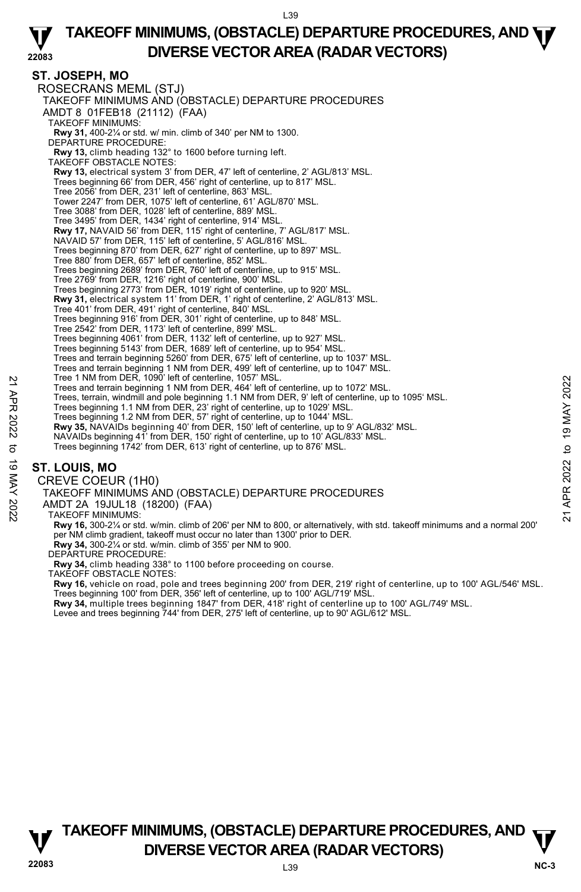## ST. JOSEPH, MO

ROSECRANS MEML (STJ)

TAKEOFF MINIMUMS AND (OBSTACLE) DEPARTURE PROCEDURES

AMDT 8 01FEB18 (21112) (FAA)

TAKEOFF MINIMUMS:

**Rwy 31,** 400-2¼ or std. w/ min. climb of 340' per NM to 1300.

DEPARTURE PROCEDURE:

**Rwy 13,** climb heading 132° to 1600 before turning left.

TAKEOFF OBSTACLE NOTES:

**Rwy 13,** electrical system 3' from DER, 47' left of centerline, 2' AGL/813' MSL.
Trees beginning 66' from DER, 456' right of centerline, up to 817' MSL.
Tree 2056' from DER, 231' left of centerline, 863' MSL.
Tower 2247' from DER, 1075' left of centerline, 61' AGL/870' MSL.
Tree 3088' from DER, 1028' left of centerline, 889' MSL.
Tree 3495' from DER, 1434' right of centerline, 914' MSL.
**Rwy 17,** NAVAID 56' from DER, 115' right of centerline, 7' AGL/817' MSL.
NAVAID 57' from DER, 115' left of centerline, 5' AGL/816' MSL.
Trees beginning 870' from DER, 627' right of centerline, up to 897' MSL.
Tree 880' from DER, 657' left of centerline, 852' MSL.
Trees beginning 2689' from DER, 760' left of centerline, up to 915' MSL.
Tree 2769' from DER, 1216' right of centerline, 900' MSL.
Trees beginning 2773' from DER, 1019' right of centerline, up to 920' MSL.
**Rwy 31,** electrical system 11' from DER, 1' right of centerline, 2' AGL/813' MSL.
Tree 401' from DER, 491' right of centerline, 840' MSL.
Trees beginning 916' from DER, 301' right of centerline, up to 848' MSL.
Tree 2542' from DER, 1173' left of centerline, 899' MSL.
Trees beginning 4061' from DER, 1132' left of centerline, up to 927' MSL.
Trees beginning 5143' from DER, 1689' left of centerline, up to 954' MSL.
Trees and terrain beginning 5260' from DER, 675' left of centerline, up to 1037' MSL.
Trees and terrain beginning 1 NM from DER, 499' left of centerline, up to 1047' MSL.
Tree 1 NM from DER, 1090' left of centerline, 1057' MSL.
Trees and terrain beginning 1 NM from DER, 464' left of centerline, up to 1072' MSL.
Trees, terrain, windmill and pole beginning 1.1 NM from DER, 9' left of centerline, up to 1095' MSL.
Trees beginning 1.1 NM from DER, 23' right of centerline, up to 1029' MSL.
Trees beginning 1.2 NM from DER, 57' right of centerline, up to 1044' MSL.
**Rwy 35,** NAVAIDs beginning 40' from DER, 150' left of centerline, up to 9' AGL/832' MSL.
NAVAIDs beginning 41' from DER, 150' right of centerline, up to 10' AGL/833' MSL.
Trees beginning 1742' from DER, 613' right of centerline, up to 876' MSL.

## ST. LOUIS, MO

CREVE COEUR (1H0)

TAKEOFF MINIMUMS AND (OBSTACLE) DEPARTURE PROCEDURES

AMDT 2A 19JUL18 (18200) (FAA)

TAKEOFF MINIMUMS:

**Rwy 16,** 300-2¼ or std. w/min. climb of 206' per NM to 800, or alternatively, with std. takeoff minimums and a normal 200' per NM climb gradient, takeoff must occur no later than 1300' prior to DER.
**Rwy 34,** 300-2¼ or std. w/min. climb of 355' per NM to 900.

DEPARTURE PROCEDURE:

**Rwy 34,** climb heading 338° to 1100 before proceeding on course.

TAKEOFF OBSTACLE NOTES:

**Rwy 16,** vehicle on road, pole and trees beginning 200' from DER, 219' right of centerline, up to 100' AGL/546' MSL.
Trees beginning 100' from DER, 356' left of centerline, up to 100' AGL/719' MSL.
**Rwy 34,** multiple trees beginning 1847' from DER, 418' right of centerline up to 100' AGL/749' MSL.
Levee and trees beginning 744' from DER, 275' left of centerline, up to 90' AGL/612' MSL.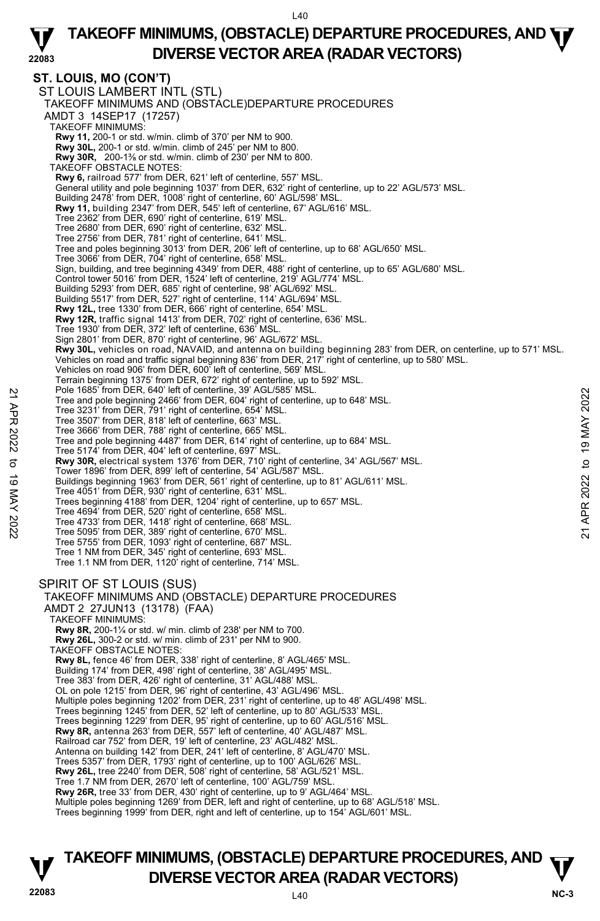## ST. LOUIS, MO (CON'T)

ST LOUIS LAMBERT INTL (STL)

TAKEOFF MINIMUMS AND (OBSTACLE)DEPARTURE PROCEDURES

AMDT 3 14SEP17 (17257)

TAKEOFF MINIMUMS:

**Rwy 11,** 200-1 or std. w/min. climb of 370' per NM to 900.
**Rwy 30L,** 200-1 or std. w/min. climb of 245' per NM to 800.
**Rwy 30R,** 200-1⅜ or std. w/min. climb of 230' per NM to 800.

TAKEOFF OBSTACLE NOTES:

**Rwy 6,** railroad 577' from DER, 621' left of centerline, 557' MSL.
General utility and pole beginning 1037' from DER, 632' right of centerline, up to 22' AGL/573' MSL.
Building 2478' from DER, 1008' right of centerline, 60' AGL/598' MSL.
**Rwy 11,** building 2347' from DER, 545' left of centerline, 67' AGL/616' MSL.
Tree 2362' from DER, 690' right of centerline, 619' MSL.
Tree 2680' from DER, 690' right of centerline, 632' MSL.
Tree 2756' from DER, 781' right of centerline, 641' MSL.
Tree and poles beginning 3013' from DER, 206' left of centerline, up to 68' AGL/650' MSL.
Tree 3066' from DER, 704' right of centerline, 658' MSL.
Sign, building, and tree beginning 4349' from DER, 488' right of centerline, up to 65' AGL/680' MSL.
Control tower 5016' from DER, 1524' left of centerline, 219' AGL/774' MSL.
Building 5293' from DER, 685' right of centerline, 98' AGL/692' MSL.
Building 5517' from DER, 527' right of centerline, 114' AGL/694' MSL.
**Rwy 12L,** tree 1330' from DER, 666' right of centerline, 654' MSL.
**Rwy 12R,** traffic signal 1413' from DER, 702' right of centerline, 636' MSL.
Tree 1930' from DER, 372' left of centerline, 636' MSL.
Sign 2801' from DER, 870' right of centerline, 96' AGL/672' MSL.
**Rwy 30L,** vehicles on road, NAVAID, and antenna on building beginning 283' from DER, on centerline, up to 571' MSL.
Vehicles on road and traffic signal beginning 836' from DER, 217' right of centerline, up to 580' MSL.
Vehicles on road 906' from DER, 600' left of centerline, 569' MSL.
Terrain beginning 1375' from DER, 672' right of centerline, up to 592' MSL.
Pole 1685' from DER, 640' left of centerline, 39' AGL/585' MSL.
Tree and pole beginning 2466' from DER, 604' right of centerline, up to 648' MSL.
Tree 3231' from DER, 791' right of centerline, 654' MSL.
Tree 3507' from DER, 818' left of centerline, 663' MSL.
Tree 3666' from DER, 788' right of centerline, 665' MSL.
Tree and pole beginning 4487' from DER, 614' right of centerline, up to 684' MSL.
Tree 5174' from DER, 404' left of centerline, 697' MSL.
**Rwy 30R,** electrical system 1376' from DER, 710' right of centerline, 34' AGL/567' MSL.
Tower 1896' from DER, 899' left of centerline, 54' AGL/587' MSL.
Buildings beginning 1963' from DER, 561' right of centerline, up to 81' AGL/611' MSL.
Tree 4051' from DER, 930' right of centerline, 631' MSL.
Trees beginning 4188' from DER, 1204' right of centerline, up to 657' MSL.
Tree 4694' from DER, 520' right of centerline, 658' MSL.
Tree 4733' from DER, 1418' right of centerline, 668' MSL.
Tree 5095' from DER, 389' right of centerline, 670' MSL.
Tree 5755' from DER, 1093' right of centerline, 687' MSL.
Tree 1 NM from DER, 345' right of centerline, 693' MSL.
Tree 1.1 NM from DER, 1120' right of centerline, 714' MSL.

SPIRIT OF ST LOUIS (SUS)

TAKEOFF MINIMUMS AND (OBSTACLE) DEPARTURE PROCEDURES

AMDT 2 27JUN13 (13178) (FAA)

TAKEOFF MINIMUMS:

**Rwy 8R,** 200-1¼ or std. w/ min. climb of 238' per NM to 700.
**Rwy 26L,** 300-2 or std. w/ min. climb of 231' per NM to 900.

TAKEOFF OBSTACLE NOTES:

**Rwy 8L,** fence 46' from DER, 338' right of centerline, 8' AGL/465' MSL.
Building 174' from DER, 498' right of centerline, 38' AGL/495' MSL.
Tree 383' from DER, 426' right of centerline, 31' AGL/488' MSL.
OL on pole 1215' from DER, 96' right of centerline, 43' AGL/496' MSL.
Multiple poles beginning 1202' from DER, 231' right of centerline, up to 48' AGL/498' MSL.
Trees beginning 1245' from DER, 52' left of centerline, up to 80' AGL/533' MSL.
Trees beginning 1229' from DER, 95' right of centerline, up to 60' AGL/516' MSL.
**Rwy 8R,** antenna 263' from DER, 557' left of centerline, 40' AGL/487' MSL.
Railroad car 752' from DER, 19' left of centerline, 23' AGL/482' MSL.
Antenna on building 142' from DER, 241' left of centerline, 8' AGL/470' MSL.
Trees 5357' from DER, 1793' right of centerline, up to 100' AGL/626' MSL.
**Rwy 26L,** tree 2240' from DER, 508' right of centerline, 58' AGL/521' MSL.
Tree 1.7 NM from DER, 2670' left of centerline, 100' AGL/759' MSL.
**Rwy 26R,** tree 33' from DER, 430' right of centerline, up to 9' AGL/464' MSL.
Multiple poles beginning 1269' from DER, left and right of centerline, up to 68' AGL/518' MSL.
Trees beginning 1999' from DER, right and left of centerline, up to 154' AGL/601' MSL.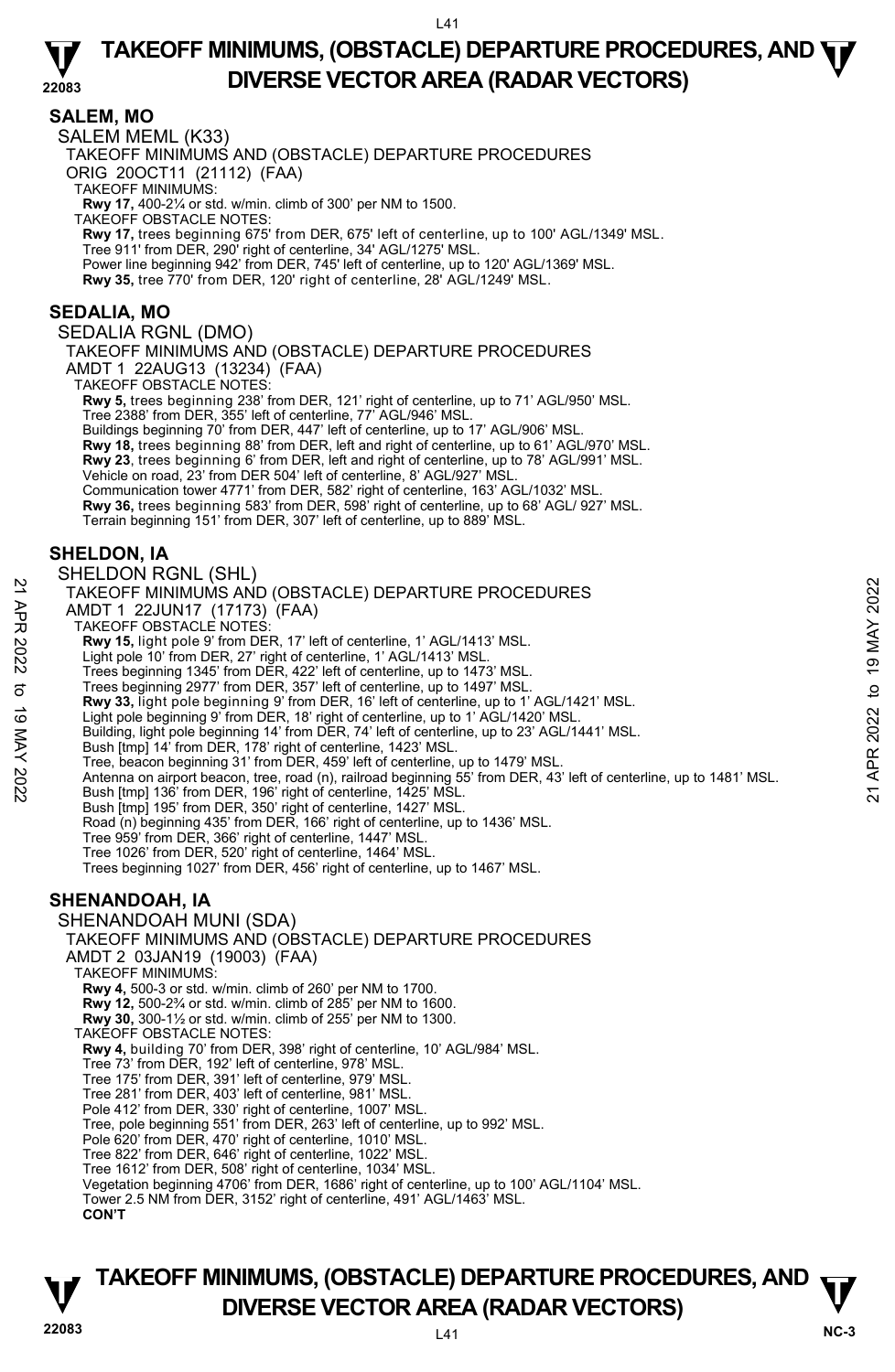## SALEM, MO

SALEM MEML (K33)

TAKEOFF MINIMUMS AND (OBSTACLE) DEPARTURE PROCEDURES

ORIG 20OCT11 (21112) (FAA)

TAKEOFF MINIMUMS:

**Rwy 17,** 400-2¼ or std. w/min. climb of 300' per NM to 1500.

TAKEOFF OBSTACLE NOTES:

**Rwy 17,** trees beginning 675' from DER, 675' left of centerline, up to 100' AGL/1349' MSL.
Tree 911' from DER, 290' right of centerline, 34' AGL/1275' MSL.
Power line beginning 942' from DER, 745' left of centerline, up to 120' AGL/1369' MSL.
**Rwy 35,** tree 770' from DER, 120' right of centerline, 28' AGL/1249' MSL.

## SEDALIA, MO

SEDALIA RGNL (DMO)

TAKEOFF MINIMUMS AND (OBSTACLE) DEPARTURE PROCEDURES

AMDT 1 22AUG13 (13234) (FAA)

TAKEOFF OBSTACLE NOTES:

**Rwy 5,** trees beginning 238' from DER, 121' right of centerline, up to 71' AGL/950' MSL.
Tree 2388' from DER, 355' left of centerline, 77' AGL/946' MSL.
Buildings beginning 70' from DER, 447' left of centerline, up to 17' AGL/906' MSL.
**Rwy 18,** trees beginning 88' from DER, left and right of centerline, up to 61' AGL/970' MSL.
**Rwy 23**, trees beginning 6' from DER, left and right of centerline, up to 78' AGL/991' MSL.
Vehicle on road, 23' from DER 504' left of centerline, 8' AGL/927' MSL.
Communication tower 4771' from DER, 582' right of centerline, 163' AGL/1032' MSL.
**Rwy 36,** trees beginning 583' from DER, 598' right of centerline, up to 68' AGL/ 927' MSL.
Terrain beginning 151' from DER, 307' left of centerline, up to 889' MSL.

## SHELDON, IA

SHELDON RGNL (SHL)

TAKEOFF MINIMUMS AND (OBSTACLE) DEPARTURE PROCEDURES

AMDT 1 22JUN17 (17173) (FAA)

TAKEOFF OBSTACLE NOTES:

**Rwy 15,** light pole 9' from DER, 17' left of centerline, 1' AGL/1413' MSL.
Light pole 10' from DER, 27' right of centerline, 1' AGL/1413' MSL.
Trees beginning 1345' from DER, 422' left of centerline, up to 1473' MSL.
Trees beginning 2977' from DER, 357' left of centerline, up to 1497' MSL.
**Rwy 33,** light pole beginning 9' from DER, 16' left of centerline, up to 1' AGL/1421' MSL.
Light pole beginning 9' from DER, 18' right of centerline, up to 1' AGL/1420' MSL.
Building, light pole beginning 14' from DER, 74' left of centerline, up to 23' AGL/1441' MSL.
Bush [tmp] 14' from DER, 178' right of centerline, 1423' MSL.
Tree, beacon beginning 31' from DER, 459' left of centerline, up to 1479' MSL.
Antenna on airport beacon, tree, road (n), railroad beginning 55' from DER, 43' left of centerline, up to 1481' MSL.
Bush [tmp] 136' from DER, 196' right of centerline, 1425' MSL.
Bush [tmp] 195' from DER, 350' right of centerline, 1427' MSL.
Road (n) beginning 435' from DER, 166' right of centerline, up to 1436' MSL.
Tree 959' from DER, 366' right of centerline, 1447' MSL.
Tree 1026' from DER, 520' right of centerline, 1464' MSL.
Trees beginning 1027' from DER, 456' right of centerline, up to 1467' MSL.

## SHENANDOAH, IA

SHENANDOAH MUNI (SDA)

TAKEOFF MINIMUMS AND (OBSTACLE) DEPARTURE PROCEDURES

AMDT 2 03JAN19 (19003) (FAA)

TAKEOFF MINIMUMS:

**Rwy 4,** 500-3 or std. w/min. climb of 260' per NM to 1700.
**Rwy 12,** 500-2¾ or std. w/min. climb of 285' per NM to 1600.
**Rwy 30,** 300-1½ or std. w/min. climb of 255' per NM to 1300.

TAKEOFF OBSTACLE NOTES:

**Rwy 4,** building 70' from DER, 398' right of centerline, 10' AGL/984' MSL.
Tree 73' from DER, 192' left of centerline, 978' MSL.
Tree 175' from DER, 391' left of centerline, 979' MSL.
Tree 281' from DER, 403' left of centerline, 981' MSL.
Pole 412' from DER, 330' right of centerline, 1007' MSL.
Tree, pole beginning 551' from DER, 263' left of centerline, up to 992' MSL.
Pole 620' from DER, 470' right of centerline, 1010' MSL.
Tree 822' from DER, 646' right of centerline, 1022' MSL.
Tree 1612' from DER, 508' right of centerline, 1034' MSL.
Vegetation beginning 4706' from DER, 1686' right of centerline, up to 100' AGL/1104' MSL.
Tower 2.5 NM from DER, 3152' right of centerline, 491' AGL/1463' MSL.

**CON'T**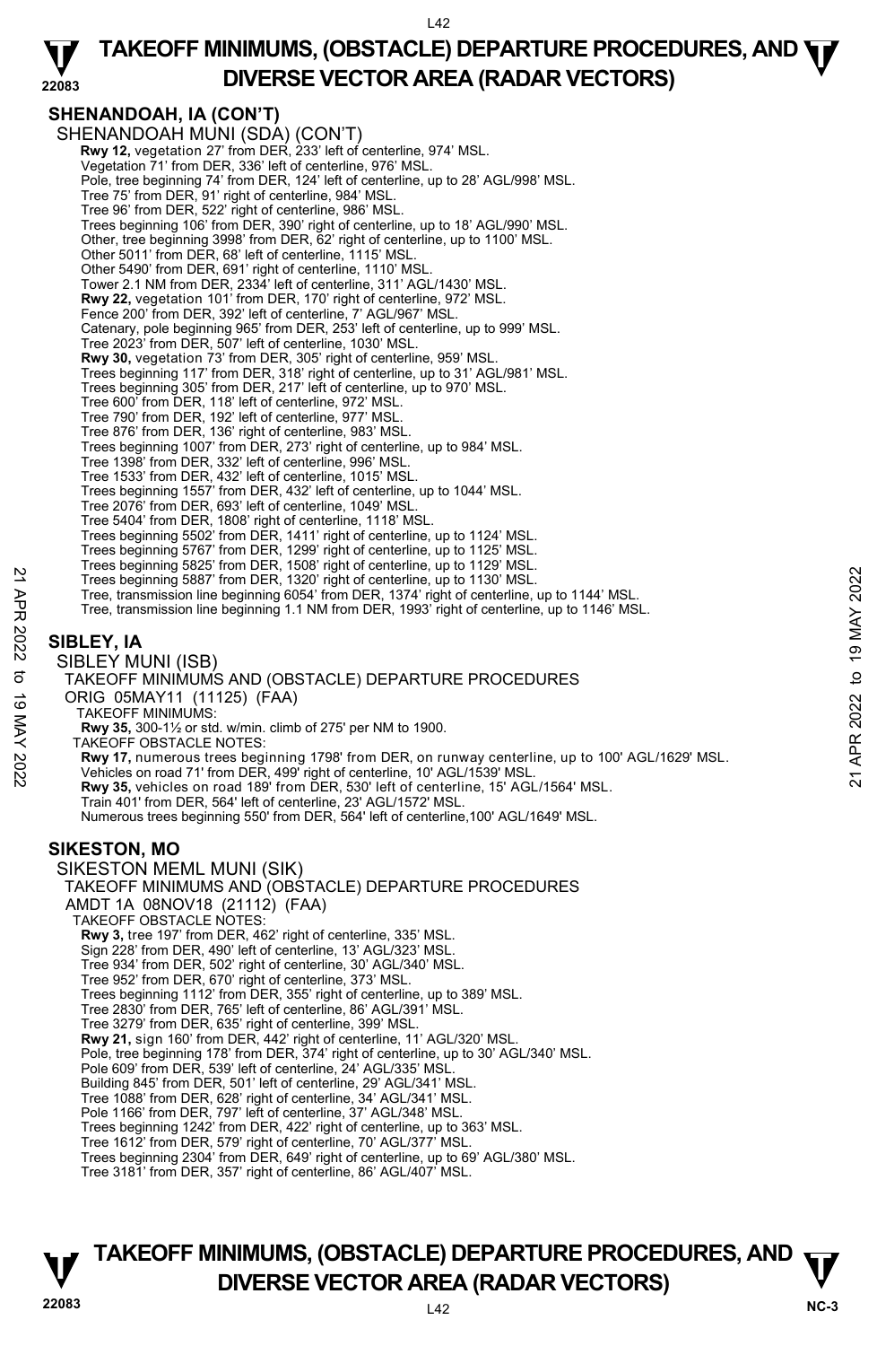## SHENANDOAH, IA (CON'T)

SHENANDOAH MUNI (SDA) (CON'T)

**Rwy 12,** vegetation 27' from DER, 233' left of centerline, 974' MSL.
Vegetation 71' from DER, 336' left of centerline, 976' MSL.
Pole, tree beginning 74' from DER, 124' left of centerline, up to 28' AGL/998' MSL.
Tree 75' from DER, 91' right of centerline, 984' MSL.
Tree 96' from DER, 522' right of centerline, 986' MSL.
Trees beginning 106' from DER, 390' right of centerline, up to 18' AGL/990' MSL.
Other, tree beginning 3998' from DER, 62' right of centerline, up to 1100' MSL.
Other 5011' from DER, 68' left of centerline, 1115' MSL.
Other 5490' from DER, 691' right of centerline, 1110' MSL.
Tower 2.1 NM from DER, 2334' left of centerline, 311' AGL/1430' MSL.
**Rwy 22,** vegetation 101' from DER, 170' right of centerline, 972' MSL.
Fence 200' from DER, 392' left of centerline, 7' AGL/967' MSL.
Catenary, pole beginning 965' from DER, 253' left of centerline, up to 999' MSL.
Tree 2023' from DER, 507' left of centerline, 1030' MSL.
**Rwy 30,** vegetation 73' from DER, 305' right of centerline, 959' MSL.
Trees beginning 117' from DER, 318' right of centerline, up to 31' AGL/981' MSL.
Trees beginning 305' from DER, 217' left of centerline, up to 970' MSL.
Tree 600' from DER, 118' left of centerline, 972' MSL.
Tree 790' from DER, 192' left of centerline, 977' MSL.
Tree 876' from DER, 136' right of centerline, 983' MSL.
Trees beginning 1007' from DER, 273' right of centerline, up to 984' MSL.
Tree 1398' from DER, 332' left of centerline, 996' MSL.
Tree 1533' from DER, 432' left of centerline, 1015' MSL.
Trees beginning 1557' from DER, 432' left of centerline, up to 1044' MSL.
Tree 2076' from DER, 693' left of centerline, 1049' MSL.
Tree 5404' from DER, 1808' right of centerline, 1118' MSL.
Trees beginning 5502' from DER, 1411' right of centerline, up to 1124' MSL.
Trees beginning 5767' from DER, 1299' right of centerline, up to 1125' MSL.
Trees beginning 5825' from DER, 1508' right of centerline, up to 1129' MSL.
Trees beginning 5887' from DER, 1320' right of centerline, up to 1130' MSL.
Tree, transmission line beginning 6054' from DER, 1374' right of centerline, up to 1144' MSL.
Tree, transmission line beginning 1.1 NM from DER, 1993' right of centerline, up to 1146' MSL.

## SIBLEY, IA

SIBLEY MUNI (ISB)
TAKEOFF MINIMUMS AND (OBSTACLE) DEPARTURE PROCEDURES
ORIG 05MAY11 (11125) (FAA)

TAKEOFF MINIMUMS:
**Rwy 35,** 300-1½ or std. w/min. climb of 275' per NM to 1900.

TAKEOFF OBSTACLE NOTES:
**Rwy 17,** numerous trees beginning 1798' from DER, on runway centerline, up to 100' AGL/1629' MSL.
Vehicles on road 71' from DER, 499' right of centerline, 10' AGL/1539' MSL.
**Rwy 35,** vehicles on road 189' from DER, 530' left of centerline, 15' AGL/1564' MSL.
Train 401' from DER, 564' left of centerline, 23' AGL/1572' MSL.
Numerous trees beginning 550' from DER, 564' left of centerline,100' AGL/1649' MSL.

## SIKESTON, MO

SIKESTON MEML MUNI (SIK)
TAKEOFF MINIMUMS AND (OBSTACLE) DEPARTURE PROCEDURES
AMDT 1A 08NOV18 (21112) (FAA)

TAKEOFF OBSTACLE NOTES:
**Rwy 3,** tree 197' from DER, 462' right of centerline, 335' MSL.
Sign 228' from DER, 490' left of centerline, 13' AGL/323' MSL.
Tree 934' from DER, 502' right of centerline, 30' AGL/340' MSL.
Tree 952' from DER, 670' right of centerline, 373' MSL.
Trees beginning 1112' from DER, 355' right of centerline, up to 389' MSL.
Tree 2830' from DER, 765' left of centerline, 86' AGL/391' MSL.
Tree 3279' from DER, 635' right of centerline, 399' MSL.
**Rwy 21,** sign 160' from DER, 442' right of centerline, 11' AGL/320' MSL.
Pole, tree beginning 178' from DER, 374' right of centerline, up to 30' AGL/340' MSL.
Pole 609' from DER, 539' left of centerline, 24' AGL/335' MSL.
Building 845' from DER, 501' left of centerline, 29' AGL/341' MSL.
Tree 1088' from DER, 628' right of centerline, 34' AGL/341' MSL.
Pole 1166' from DER, 797' left of centerline, 37' AGL/348' MSL.
Trees beginning 1242' from DER, 422' right of centerline, up to 363' MSL.
Tree 1612' from DER, 579' right of centerline, 70' AGL/377' MSL.
Trees beginning 2304' from DER, 649' right of centerline, up to 69' AGL/380' MSL.
Tree 3181' from DER, 357' right of centerline, 86' AGL/407' MSL.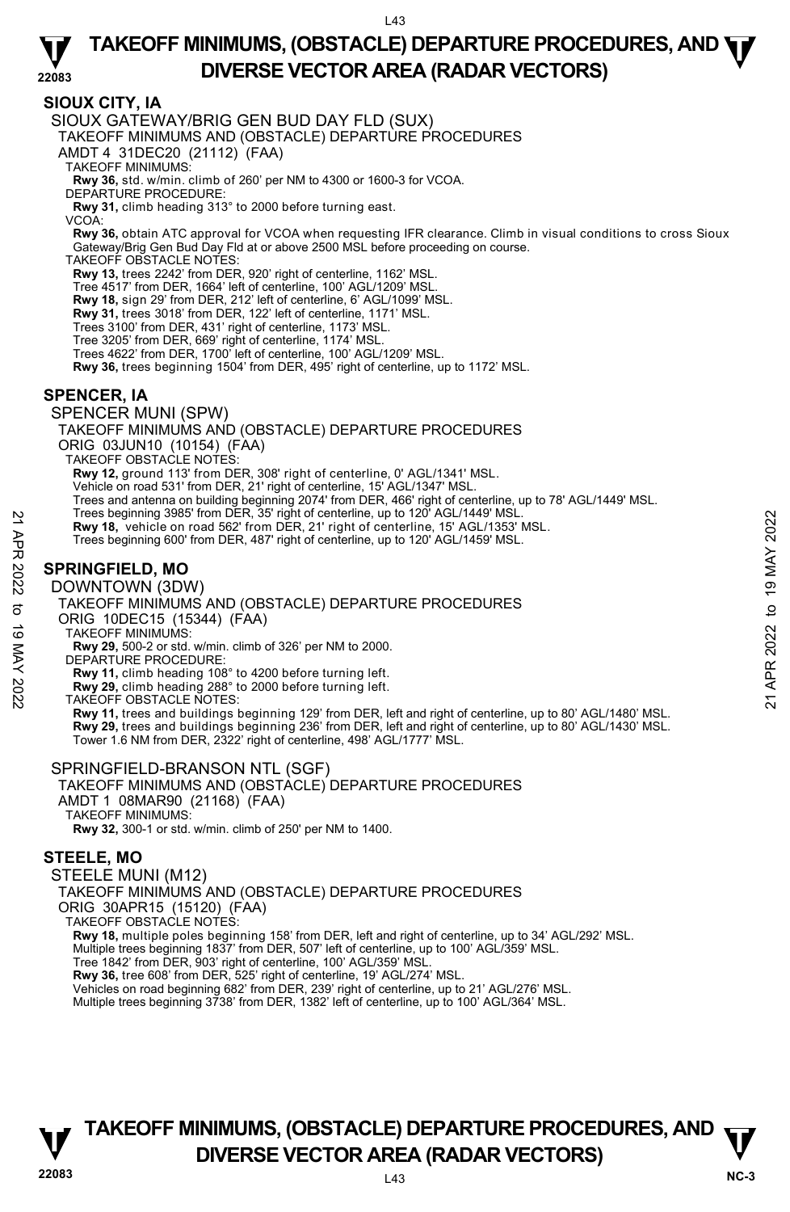## SIOUX CITY, IA

SIOUX GATEWAY/BRIG GEN BUD DAY FLD (SUX)
TAKEOFF MINIMUMS AND (OBSTACLE) DEPARTURE PROCEDURES
AMDT 4 31DEC20 (21112) (FAA)
TAKEOFF MINIMUMS:
**Rwy 36,** std. w/min. climb of 260' per NM to 4300 or 1600-3 for VCOA.
DEPARTURE PROCEDURE:
**Rwy 31,** climb heading 313° to 2000 before turning east.
VCOA:
**Rwy 36,** obtain ATC approval for VCOA when requesting IFR clearance. Climb in visual conditions to cross Sioux Gateway/Brig Gen Bud Day Fld at or above 2500 MSL before proceeding on course.
TAKEOFF OBSTACLE NOTES:
**Rwy 13,** trees 2242' from DER, 920' right of centerline, 1162' MSL.
Tree 4517' from DER, 1664' left of centerline, 100' AGL/1209' MSL.
**Rwy 18,** sign 29' from DER, 212' left of centerline, 6' AGL/1099' MSL.
**Rwy 31,** trees 3018' from DER, 122' left of centerline, 1171' MSL.
Trees 3100' from DER, 431' right of centerline, 1173' MSL.
Tree 3205' from DER, 669' right of centerline, 1174' MSL.
Trees 4622' from DER, 1700' left of centerline, 100' AGL/1209' MSL.
**Rwy 36,** trees beginning 1504' from DER, 495' right of centerline, up to 1172' MSL.

## SPENCER, IA

SPENCER MUNI (SPW)
TAKEOFF MINIMUMS AND (OBSTACLE) DEPARTURE PROCEDURES
ORIG 03JUN10 (10154) (FAA)
TAKEOFF OBSTACLE NOTES:
**Rwy 12,** ground 113' from DER, 308' right of centerline, 0' AGL/1341' MSL.
Vehicle on road 531' from DER, 21' right of centerline, 15' AGL/1347' MSL.
Trees and antenna on building beginning 2074' from DER, 466' right of centerline, up to 78' AGL/1449' MSL.
Trees beginning 3985' from DER, 35' right of centerline, up to 120' AGL/1449' MSL.
**Rwy 18,** vehicle on road 562' from DER, 21' right of centerline, 15' AGL/1353' MSL.
Trees beginning 600' from DER, 487' right of centerline, up to 120' AGL/1459' MSL.

## SPRINGFIELD, MO

DOWNTOWN (3DW)
TAKEOFF MINIMUMS AND (OBSTACLE) DEPARTURE PROCEDURES
ORIG 10DEC15 (15344) (FAA)
TAKEOFF MINIMUMS:
**Rwy 29,** 500-2 or std. w/min. climb of 326' per NM to 2000.
DEPARTURE PROCEDURE:
**Rwy 11,** climb heading 108° to 4200 before turning left.
**Rwy 29,** climb heading 288° to 2000 before turning left.
TAKEOFF OBSTACLE NOTES:
**Rwy 11,** trees and buildings beginning 129' from DER, left and right of centerline, up to 80' AGL/1480' MSL.
**Rwy 29,** trees and buildings beginning 236' from DER, left and right of centerline, up to 80' AGL/1430' MSL.
Tower 1.6 NM from DER, 2322' right of centerline, 498' AGL/1777' MSL.

SPRINGFIELD-BRANSON NTL (SGF)
TAKEOFF MINIMUMS AND (OBSTACLE) DEPARTURE PROCEDURES
AMDT 1 08MAR90 (21168) (FAA)
TAKEOFF MINIMUMS:
**Rwy 32,** 300-1 or std. w/min. climb of 250' per NM to 1400.

## STEELE, MO

STEELE MUNI (M12)
TAKEOFF MINIMUMS AND (OBSTACLE) DEPARTURE PROCEDURES
ORIG 30APR15 (15120) (FAA)
TAKEOFF OBSTACLE NOTES:
**Rwy 18,** multiple poles beginning 158' from DER, left and right of centerline, up to 34' AGL/292' MSL.
Multiple trees beginning 1837' from DER, 507' left of centerline, up to 100' AGL/359' MSL.
Tree 1842' from DER, 903' right of centerline, 100' AGL/359' MSL.
**Rwy 36,** tree 608' from DER, 525' right of centerline, 19' AGL/274' MSL.
Vehicles on road beginning 682' from DER, 239' right of centerline, up to 21' AGL/276' MSL.
Multiple trees beginning 3738' from DER, 1382' left of centerline, up to 100' AGL/364' MSL.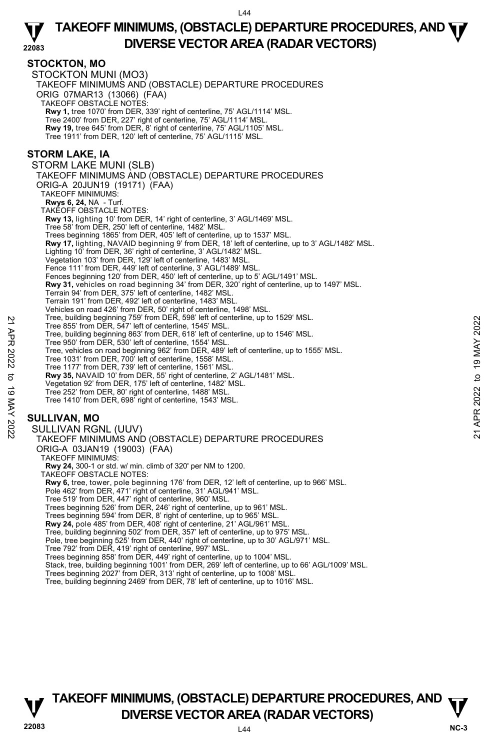## STOCKTON, MO

STOCKTON MUNI (MO3)
TAKEOFF MINIMUMS AND (OBSTACLE) DEPARTURE PROCEDURES
ORIG 07MAR13 (13066) (FAA)
TAKEOFF OBSTACLE NOTES:
**Rwy 1,** tree 1070' from DER, 339' right of centerline, 75' AGL/1114' MSL.
Tree 2400' from DER, 227' right of centerline, 75' AGL/1114' MSL.
**Rwy 19,** tree 645' from DER, 8' right of centerline, 75' AGL/1105' MSL.
Tree 1911' from DER, 120' left of centerline, 75' AGL/1115' MSL.

## STORM LAKE, IA

STORM LAKE MUNI (SLB)
TAKEOFF MINIMUMS AND (OBSTACLE) DEPARTURE PROCEDURES
ORIG-A 20JUN19 (19171) (FAA)
TAKEOFF MINIMUMS:
**Rwys 6, 24,** NA - Turf.
TAKEOFF OBSTACLE NOTES:
**Rwy 13,** lighting 10' from DER, 14' right of centerline, 3' AGL/1469' MSL.
Tree 58' from DER, 250' left of centerline, 1482' MSL.
Trees beginning 1865' from DER, 405' left of centerline, up to 1537' MSL.
**Rwy 17,** lighting, NAVAID beginning 9' from DER, 18' left of centerline, up to 3' AGL/1482' MSL.
Lighting 10' from DER, 36' right of centerline, 3' AGL/1482' MSL.
Vegetation 103' from DER, 129' left of centerline, 1483' MSL.
Fence 111' from DER, 449' left of centerline, 3' AGL/1489' MSL.
Fences beginning 120' from DER, 450' left of centerline, up to 5' AGL/1491' MSL.
**Rwy 31,** vehicles on road beginning 34' from DER, 320' right of centerline, up to 1497' MSL.
Terrain 94' from DER, 375' left of centerline, 1482' MSL.
Terrain 191' from DER, 492' left of centerline, 1483' MSL.
Vehicles on road 426' from DER, 50' right of centerline, 1498' MSL.
Tree, building beginning 759' from DER, 598' left of centerline, up to 1529' MSL.
Tree 855' from DER, 547' left of centerline, 1545' MSL.
Tree, building beginning 863' from DER, 618' left of centerline, up to 1546' MSL.
Tree 950' from DER, 530' left of centerline, 1554' MSL.
Tree, vehicles on road beginning 962' from DER, 489' left of centerline, up to 1555' MSL.
Tree 1031' from DER, 700' left of centerline, 1558' MSL.
Tree 1177' from DER, 739' left of centerline, 1561' MSL.
**Rwy 35,** NAVAID 10' from DER, 55' right of centerline, 2' AGL/1481' MSL.
Vegetation 92' from DER, 175' left of centerline, 1482' MSL.
Tree 252' from DER, 80' right of centerline, 1488' MSL.
Tree 1410' from DER, 698' right of centerline, 1543' MSL.

## SULLIVAN, MO

SULLIVAN RGNL (UUV)
TAKEOFF MINIMUMS AND (OBSTACLE) DEPARTURE PROCEDURES
ORIG-A 03JAN19 (19003) (FAA)
TAKEOFF MINIMUMS:
**Rwy 24,** 300-1 or std. w/ min. climb of 320' per NM to 1200.
TAKEOFF OBSTACLE NOTES:
**Rwy 6,** tree, tower, pole beginning 176' from DER, 12' left of centerline, up to 966' MSL.
Pole 462' from DER, 471' right of centerline, 31' AGL/941' MSL.
Tree 519' from DER, 447' right of centerline, 960' MSL.
Trees beginning 526' from DER, 246' right of centerline, up to 961' MSL.
Trees beginning 594' from DER, 8' right of centerline, up to 965' MSL.
**Rwy 24,** pole 485' from DER, 408' right of centerline, 21' AGL/961' MSL.
Tree, building beginning 502' from DER, 357' left of centerline, up to 975' MSL.
Pole, tree beginning 525' from DER, 440' right of centerline, up to 30' AGL/971' MSL.
Tree 792' from DER, 419' right of centerline, 997' MSL.
Trees beginning 858' from DER, 449' right of centerline, up to 1004' MSL.
Stack, tree, building beginning 1001' from DER, 269' left of centerline, up to 66' AGL/1009' MSL.
Trees beginning 2027' from DER, 313' right of centerline, up to 1008' MSL.
Tree, building beginning 2469' from DER, 78' left of centerline, up to 1016' MSL.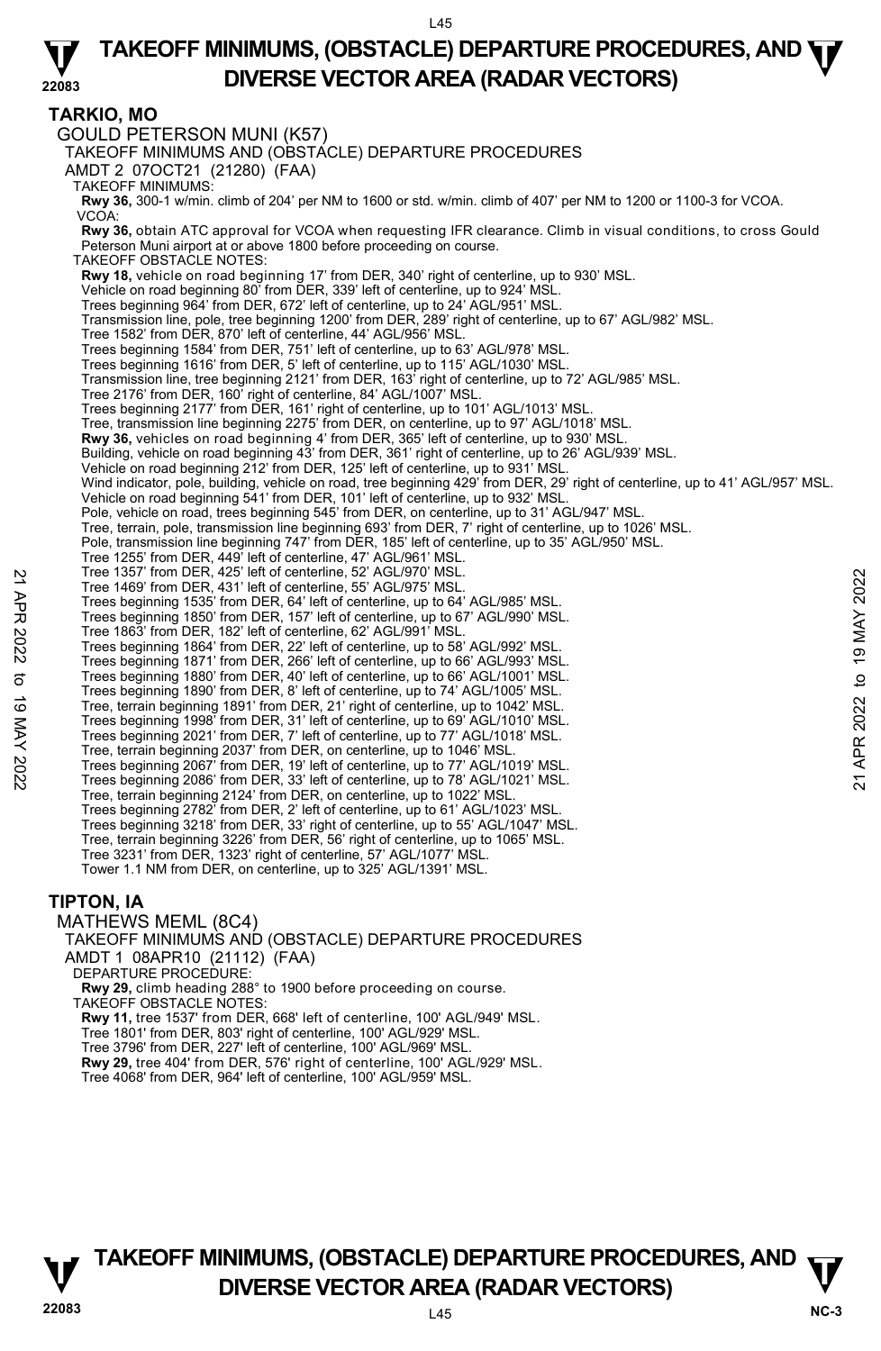## TARKIO, MO

GOULD PETERSON MUNI (K57)
TAKEOFF MINIMUMS AND (OBSTACLE) DEPARTURE PROCEDURES
AMDT 2 07OCT21 (21280) (FAA)

TAKEOFF MINIMUMS:
**Rwy 36,** 300-1 w/min. climb of 204' per NM to 1600 or std. w/min. climb of 407' per NM to 1200 or 1100-3 for VCOA.

VCOA:
**Rwy 36,** obtain ATC approval for VCOA when requesting IFR clearance. Climb in visual conditions, to cross Gould Peterson Muni airport at or above 1800 before proceeding on course.

TAKEOFF OBSTACLE NOTES:
**Rwy 18,** vehicle on road beginning 17' from DER, 340' right of centerline, up to 930' MSL.
Vehicle on road beginning 80' from DER, 339' left of centerline, up to 924' MSL.
Trees beginning 964' from DER, 672' left of centerline, up to 24' AGL/951' MSL.
Transmission line, pole, tree beginning 1200' from DER, 289' right of centerline, up to 67' AGL/982' MSL.
Tree 1582' from DER, 870' left of centerline, 44' AGL/956' MSL.
Trees beginning 1584' from DER, 751' left of centerline, up to 63' AGL/978' MSL.
Trees beginning 1616' from DER, 5' left of centerline, up to 115' AGL/1030' MSL.
Transmission line, tree beginning 2121' from DER, 163' right of centerline, up to 72' AGL/985' MSL.
Tree 2176' from DER, 160' right of centerline, 84' AGL/1007' MSL.
Trees beginning 2177' from DER, 161' right of centerline, up to 101' AGL/1013' MSL.
Tree, transmission line beginning 2275' from DER, on centerline, up to 97' AGL/1018' MSL.
**Rwy 36,** vehicles on road beginning 4' from DER, 365' left of centerline, up to 930' MSL.
Building, vehicle on road beginning 43' from DER, 361' right of centerline, up to 26' AGL/939' MSL.
Vehicle on road beginning 212' from DER, 125' left of centerline, up to 931' MSL.
Wind indicator, pole, building, vehicle on road, tree beginning 429' from DER, 29' right of centerline, up to 41' AGL/957' MSL.
Vehicle on road beginning 541' from DER, 101' left of centerline, up to 932' MSL.
Pole, vehicle on road, trees beginning 545' from DER, on centerline, up to 31' AGL/947' MSL.
Tree, terrain, pole, transmission line beginning 693' from DER, 7' right of centerline, up to 1026' MSL.
Pole, transmission line beginning 747' from DER, 185' left of centerline, up to 35' AGL/950' MSL.
Tree 1255' from DER, 449' left of centerline, 47' AGL/961' MSL.
Tree 1357' from DER, 425' left of centerline, 52' AGL/970' MSL.
Tree 1469' from DER, 431' left of centerline, 55' AGL/975' MSL.
Trees beginning 1535' from DER, 64' left of centerline, up to 64' AGL/985' MSL.
Trees beginning 1850' from DER, 157' left of centerline, up to 67' AGL/990' MSL.
Tree 1863' from DER, 182' left of centerline, 62' AGL/991' MSL.
Trees beginning 1864' from DER, 22' left of centerline, up to 58' AGL/992' MSL.
Trees beginning 1871' from DER, 266' left of centerline, up to 66' AGL/993' MSL.
Trees beginning 1880' from DER, 40' left of centerline, up to 66' AGL/1001' MSL.
Trees beginning 1890' from DER, 8' left of centerline, up to 74' AGL/1005' MSL.
Tree, terrain beginning 1891' from DER, 21' right of centerline, up to 1042' MSL.
Trees beginning 1998' from DER, 31' left of centerline, up to 69' AGL/1010' MSL.
Trees beginning 2021' from DER, 7' left of centerline, up to 77' AGL/1018' MSL.
Tree, terrain beginning 2037' from DER, on centerline, up to 1046' MSL.
Trees beginning 2067' from DER, 19' left of centerline, up to 77' AGL/1019' MSL.
Trees beginning 2086' from DER, 33' left of centerline, up to 78' AGL/1021' MSL.
Tree, terrain beginning 2124' from DER, on centerline, up to 1022' MSL.
Trees beginning 2782' from DER, 2' left of centerline, up to 61' AGL/1023' MSL.
Trees beginning 3218' from DER, 33' right of centerline, up to 55' AGL/1047' MSL.
Tree, terrain beginning 3226' from DER, 56' right of centerline, up to 1065' MSL.
Tree 3231' from DER, 1323' right of centerline, 57' AGL/1077' MSL.
Tower 1.1 NM from DER, on centerline, up to 325' AGL/1391' MSL.

## TIPTON, IA

MATHEWS MEML (8C4)
TAKEOFF MINIMUMS AND (OBSTACLE) DEPARTURE PROCEDURES
AMDT 1 08APR10 (21112) (FAA)

DEPARTURE PROCEDURE:
**Rwy 29,** climb heading 288° to 1900 before proceeding on course.

TAKEOFF OBSTACLE NOTES:
**Rwy 11,** tree 1537' from DER, 668' left of centerline, 100' AGL/949' MSL.
Tree 1801' from DER, 803' right of centerline, 100' AGL/929' MSL.
Tree 3796' from DER, 227' left of centerline, 100' AGL/969' MSL.
**Rwy 29,** tree 404' from DER, 576' right of centerline, 100' AGL/929' MSL.
Tree 4068' from DER, 964' left of centerline, 100' AGL/959' MSL.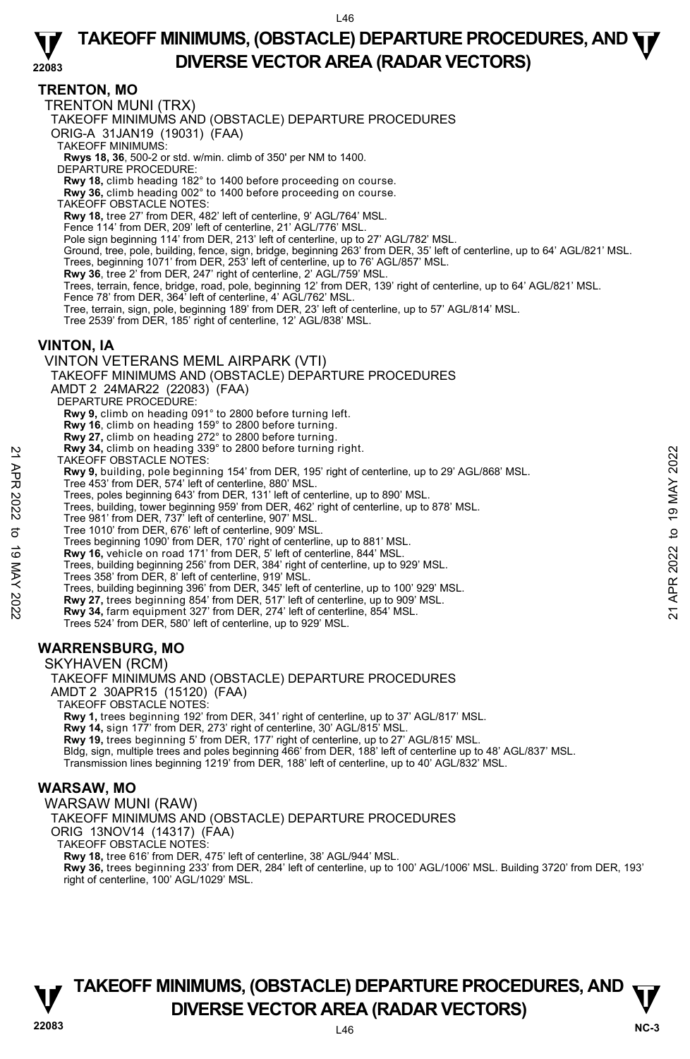## TRENTON, MO

TRENTON MUNI (TRX)

TAKEOFF MINIMUMS AND (OBSTACLE) DEPARTURE PROCEDURES

ORIG-A 31JAN19 (19031) (FAA)

TAKEOFF MINIMUMS:

**Rwys 18, 36**, 500-2 or std. w/min. climb of 350' per NM to 1400.

DEPARTURE PROCEDURE:

**Rwy 18,** climb heading 182° to 1400 before proceeding on course.

**Rwy 36,** climb heading 002° to 1400 before proceeding on course.

TAKEOFF OBSTACLE NOTES:

**Rwy 18,** tree 27' from DER, 482' left of centerline, 9' AGL/764' MSL.

Fence 114' from DER, 209' left of centerline, 21' AGL/776' MSL.

Pole sign beginning 114' from DER, 213' left of centerline, up to 27' AGL/782' MSL.

Ground, tree, pole, building, fence, sign, bridge, beginning 263' from DER, 35' left of centerline, up to 64' AGL/821' MSL.

Trees, beginning 1071' from DER, 253' left of centerline, up to 76' AGL/857' MSL.

**Rwy 36**, tree 2' from DER, 247' right of centerline, 2' AGL/759' MSL.

Trees, terrain, fence, bridge, road, pole, beginning 12' from DER, 139' right of centerline, up to 64' AGL/821' MSL.

Fence 78' from DER, 364' left of centerline, 4' AGL/762' MSL.

Tree, terrain, sign, pole, beginning 189' from DER, 23' left of centerline, up to 57' AGL/814' MSL.

Tree 2539' from DER, 185' right of centerline, 12' AGL/838' MSL.

## VINTON, IA

VINTON VETERANS MEML AIRPARK (VTI)

TAKEOFF MINIMUMS AND (OBSTACLE) DEPARTURE PROCEDURES

AMDT 2 24MAR22 (22083) (FAA)

DEPARTURE PROCEDURE:

**Rwy 9,** climb on heading 091° to 2800 before turning left.

**Rwy 16**, climb on heading 159° to 2800 before turning.

**Rwy 27,** climb on heading 272° to 2800 before turning.

**Rwy 34,** climb on heading 339° to 2800 before turning right.

TAKEOFF OBSTACLE NOTES:

**Rwy 9,** building, pole beginning 154' from DER, 195' right of centerline, up to 29' AGL/868' MSL.

Tree 453' from DER, 574' left of centerline, 880' MSL.

Trees, poles beginning 643' from DER, 131' left of centerline, up to 890' MSL.

Trees, building, tower beginning 959' from DER, 462' right of centerline, up to 878' MSL.

Tree 981' from DER, 737' left of centerline, 907' MSL.

Tree 1010' from DER, 676' left of centerline, 909' MSL.

Trees beginning 1090' from DER, 170' right of centerline, up to 881' MSL.

**Rwy 16,** vehicle on road 171' from DER, 5' left of centerline, 844' MSL.

Trees, building beginning 256' from DER, 384' right of centerline, up to 929' MSL.

Trees 358' from DER, 8' left of centerline, 919' MSL.

Trees, building beginning 396' from DER, 345' left of centerline, up to 100' 929' MSL.

**Rwy 27,** trees beginning 854' from DER, 517' left of centerline, up to 909' MSL.

**Rwy 34,** farm equipment 327' from DER, 274' left of centerline, 854' MSL.

Trees 524' from DER, 580' left of centerline, up to 929' MSL.

## WARRENSBURG, MO

SKYHAVEN (RCM)

TAKEOFF MINIMUMS AND (OBSTACLE) DEPARTURE PROCEDURES

AMDT 2 30APR15 (15120) (FAA)

TAKEOFF OBSTACLE NOTES:

**Rwy 1,** trees beginning 192' from DER, 341' right of centerline, up to 37' AGL/817' MSL.

**Rwy 14,** sign 177' from DER, 273' right of centerline, 30' AGL/815' MSL.

**Rwy 19,** trees beginning 5' from DER, 177' right of centerline, up to 27' AGL/815' MSL.

Bldg, sign, multiple trees and poles beginning 466' from DER, 188' left of centerline up to 48' AGL/837' MSL.

Transmission lines beginning 1219' from DER, 188' left of centerline, up to 40' AGL/832' MSL.

## WARSAW, MO

WARSAW MUNI (RAW)

TAKEOFF MINIMUMS AND (OBSTACLE) DEPARTURE PROCEDURES

ORIG 13NOV14 (14317) (FAA)

TAKEOFF OBSTACLE NOTES:

**Rwy 18,** tree 616' from DER, 475' left of centerline, 38' AGL/944' MSL.

**Rwy 36,** trees beginning 233' from DER, 284' left of centerline, up to 100' AGL/1006' MSL. Building 3720' from DER, 193' right of centerline, 100' AGL/1029' MSL.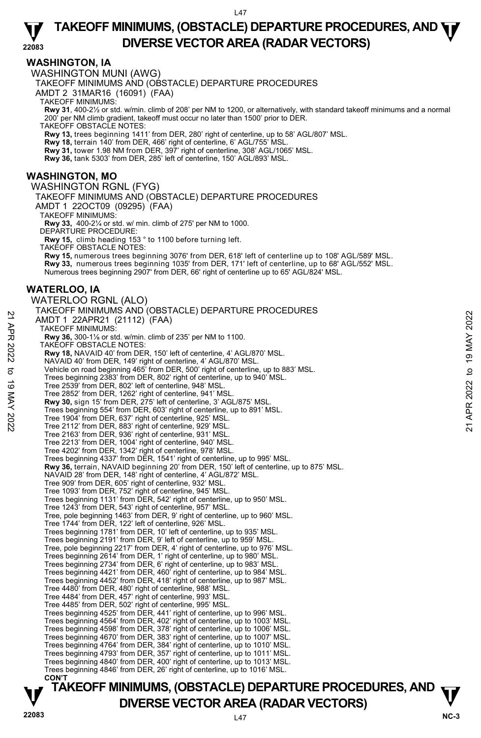## WASHINGTON, IA

WASHINGTON MUNI (AWG)

TAKEOFF MINIMUMS AND (OBSTACLE) DEPARTURE PROCEDURES

AMDT 2 31MAR16 (16091) (FAA)

TAKEOFF MINIMUMS:

**Rwy 31**, 400-2½ or std. w/min. climb of 208' per NM to 1200, or alternatively, with standard takeoff minimums and a normal 200' per NM climb gradient, takeoff must occur no later than 1500' prior to DER.

TAKEOFF OBSTACLE NOTES:

**Rwy 13,** trees beginning 1411' from DER, 280' right of centerline, up to 58' AGL/807' MSL.
**Rwy 18,** terrain 140' from DER, 466' right of centerline, 6' AGL/755' MSL.
**Rwy 31,** tower 1.98 NM from DER, 397' right of centerline, 308' AGL/1065' MSL.
**Rwy 36,** tank 5303' from DER, 285' left of centerline, 150' AGL/893' MSL.

## WASHINGTON, MO

WASHINGTON RGNL (FYG)

TAKEOFF MINIMUMS AND (OBSTACLE) DEPARTURE PROCEDURES

AMDT 1 22OCT09 (09295) (FAA)

TAKEOFF MINIMUMS:

**Rwy 33,** 400-2¼ or std. w/ min. climb of 275' per NM to 1000.

DEPARTURE PROCEDURE:

**Rwy 15,** climb heading 153 ° to 1100 before turning left.

TAKEOFF OBSTACLE NOTES:

**Rwy 15,** numerous trees beginning 3076' from DER, 618' left of centerline up to 108' AGL/589' MSL.
**Rwy 33,** numerous trees beginning 1035' from DER, 171' left of centerline, up to 68' AGL/552' MSL.
Numerous trees beginning 2907' from DER, 66' right of centerline up to 65' AGL/824' MSL.

## WATERLOO, IA

WATERLOO RGNL (ALO)

TAKEOFF MINIMUMS AND (OBSTACLE) DEPARTURE PROCEDURES

AMDT 1 22APR21 (21112) (FAA)

TAKEOFF MINIMUMS:

**Rwy 36,** 300-1⅛ or std. w/min. climb of 235' per NM to 1100.

TAKEOFF OBSTACLE NOTES:

**Rwy 18,** NAVAID 40' from DER, 150' left of centerline, 4' AGL/870' MSL.
NAVAID 40' from DER, 149' right of centerline, 4' AGL/870' MSL.
Vehicle on road beginning 465' from DER, 500' right of centerline, up to 883' MSL.
Trees beginning 2383' from DER, 802' right of centerline, up to 940' MSL.
Tree 2539' from DER, 802' left of centerline, 948' MSL.
Tree 2852' from DER, 1262' right of centerline, 941' MSL.
**Rwy 30,** sign 15' from DER, 275' left of centerline, 3' AGL/875' MSL.
Trees beginning 554' from DER, 603' right of centerline, up to 891' MSL.
Tree 1904' from DER, 637' right of centerline, 925' MSL.
Tree 2112' from DER, 883' right of centerline, 929' MSL.
Tree 2163' from DER, 936' right of centerline, 931' MSL.
Tree 2213' from DER, 1004' right of centerline, 940' MSL.
Tree 4202' from DER, 1342' right of centerline, 978' MSL.
Trees beginning 4337' from DER, 1541' right of centerline, up to 995' MSL.
**Rwy 36,** terrain, NAVAID beginning 20' from DER, 150' left of centerline, up to 875' MSL.
NAVAID 28' from DER, 148' right of centerline, 4' AGL/872' MSL.
Tree 909' from DER, 605' right of centerline, 932' MSL.
Tree 1093' from DER, 752' right of centerline, 945' MSL.
Trees beginning 1131' from DER, 542' right of centerline, up to 950' MSL.
Tree 1243' from DER, 543' right of centerline, 957' MSL.
Tree, pole beginning 1463' from DER, 9' right of centerline, up to 960' MSL.
Tree 1744' from DER, 122' left of centerline, 926' MSL.
Trees beginning 1781' from DER, 10' left of centerline, up to 935' MSL.
Trees beginning 2191' from DER, 9' left of centerline, up to 959' MSL.
Tree, pole beginning 2217' from DER, 4' right of centerline, up to 976' MSL.
Trees beginning 2614' from DER, 1' right of centerline, up to 980' MSL.
Trees beginning 2734' from DER, 6' right of centerline, up to 983' MSL.
Trees beginning 4421' from DER, 460' right of centerline, up to 984' MSL.
Trees beginning 4452' from DER, 418' right of centerline, up to 987' MSL.
Tree 4480' from DER, 480' right of centerline, 988' MSL.
Tree 4484' from DER, 457' right of centerline, 993' MSL.
Tree 4485' from DER, 502' right of centerline, 995' MSL.
Trees beginning 4525' from DER, 441' right of centerline, up to 996' MSL.
Trees beginning 4564' from DER, 402' right of centerline, up to 1003' MSL.
Trees beginning 4598' from DER, 378' right of centerline, up to 1006' MSL.
Trees beginning 4670' from DER, 383' right of centerline, up to 1007' MSL.
Trees beginning 4764' from DER, 384' right of centerline, up to 1010' MSL.
Trees beginning 4793' from DER, 357' right of centerline, up to 1011' MSL.
Trees beginning 4840' from DER, 400' right of centerline, up to 1013' MSL.
Trees beginning 4846' from DER, 26' right of centerline, up to 1016' MSL.

**CON'T**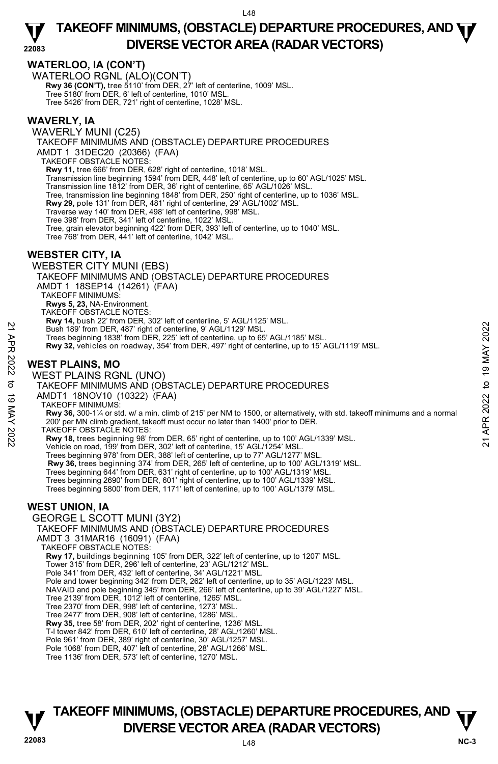## WATERLOO, IA (CON'T)

WATERLOO RGNL (ALO)(CON'T)

**Rwy 36 (CON'T),** tree 5110' from DER, 27' left of centerline, 1009' MSL.
Tree 5180' from DER, 6' left of centerline, 1010' MSL.
Tree 5426' from DER, 721' right of centerline, 1028' MSL.

## WAVERLY, IA

WAVERLY MUNI (C25)

TAKEOFF MINIMUMS AND (OBSTACLE) DEPARTURE PROCEDURES

AMDT 1 31DEC20 (20366) (FAA)

TAKEOFF OBSTACLE NOTES:

**Rwy 11,** tree 666' from DER, 628' right of centerline, 1018' MSL.
Transmission line beginning 1594' from DER, 448' left of centerline, up to 60' AGL/1025' MSL.
Transmission line 1812' from DER, 36' right of centerline, 65' AGL/1026' MSL.
Tree, transmission line beginning 1848' from DER, 250' right of centerline, up to 1036' MSL.
**Rwy 29,** pole 131' from DER, 481' right of centerline, 29' AGL/1002' MSL.
Traverse way 140' from DER, 498' left of centerline, 998' MSL.
Tree 398' from DER, 341' left of centerline, 1022' MSL.
Tree, grain elevator beginning 422' from DER, 393' left of centerline, up to 1040' MSL.
Tree 768' from DER, 441' left of centerline, 1042' MSL.

## WEBSTER CITY, IA

WEBSTER CITY MUNI (EBS)

TAKEOFF MINIMUMS AND (OBSTACLE) DEPARTURE PROCEDURES

AMDT 1 18SEP14 (14261) (FAA)

TAKEOFF MINIMUMS:

**Rwys 5, 23,** NA-Environment.

TAKEOFF OBSTACLE NOTES:

**Rwy 14,** bush 22' from DER, 302' left of centerline, 5' AGL/1125' MSL.
Bush 189' from DER, 487' right of centerline, 9' AGL/1129' MSL.
Trees beginning 1838' from DER, 225' left of centerline, up to 65' AGL/1185' MSL.
**Rwy 32,** vehicles on roadway, 354' from DER, 497' right of centerline, up to 15' AGL/1119' MSL.

## WEST PLAINS, MO

WEST PLAINS RGNL (UNO)

TAKEOFF MINIMUMS AND (OBSTACLE) DEPARTURE PROCEDURES

AMDT1 18NOV10 (10322) (FAA)

TAKEOFF MINIMUMS:

**Rwy 36,** 300-1¼ or std. w/ a min. climb of 215' per NM to 1500, or alternatively, with std. takeoff minimums and a normal 200' per MN climb gradient, takeoff must occur no later than 1400' prior to DER.

TAKEOFF OBSTACLE NOTES:

**Rwy 18,** trees beginning 98' from DER, 65' right of centerline, up to 100' AGL/1339' MSL.
Vehicle on road, 199' from DER, 302' left of centerline, 15' AGL/1254' MSL.
Trees beginning 978' from DER, 388' left of centerline, up to 77' AGL/1277' MSL.
**Rwy 36,** trees beginning 374' from DER, 265' left of centerline, up to 100' AGL/1319' MSL.
Trees beginning 644' from DER, 631' right of centerline, up to 100' AGL/1319' MSL.
Trees beginning 2690' from DER, 601' right of centerline, up to 100' AGL/1339' MSL.
Trees beginning 5800' from DER, 1171' left of centerline, up to 100' AGL/1379' MSL.

## WEST UNION, IA

GEORGE L SCOTT MUNI (3Y2)

TAKEOFF MINIMUMS AND (OBSTACLE) DEPARTURE PROCEDURES

AMDT 3 31MAR16 (16091) (FAA)

TAKEOFF OBSTACLE NOTES:

**Rwy 17,** buildings beginning 105' from DER, 322' left of centerline, up to 1207' MSL.
Tower 315' from DER, 296' left of centerline, 23' AGL/1212' MSL.
Pole 341' from DER, 432' left of centerline, 34' AGL/1221' MSL.
Pole and tower beginning 342' from DER, 262' left of centerline, up to 35' AGL/1223' MSL.
NAVAID and pole beginning 345' from DER, 266' left of centerline, up to 39' AGL/1227' MSL.
Tree 2139' from DER, 1012' left of centerline, 1265' MSL.
Tree 2370' from DER, 998' left of centerline, 1273' MSL.
Tree 2477' from DER, 908' left of centerline, 1286' MSL.
**Rwy 35,** tree 58' from DER, 202' right of centerline, 1236' MSL.
T-l tower 842' from DER, 610' left of centerline, 28' AGL/1260' MSL.
Pole 961' from DER, 389' right of centerline, 30' AGL/1257' MSL.
Pole 1068' from DER, 407' left of centerline, 28' AGL/1266' MSL.
Tree 1136' from DER, 573' left of centerline, 1270' MSL.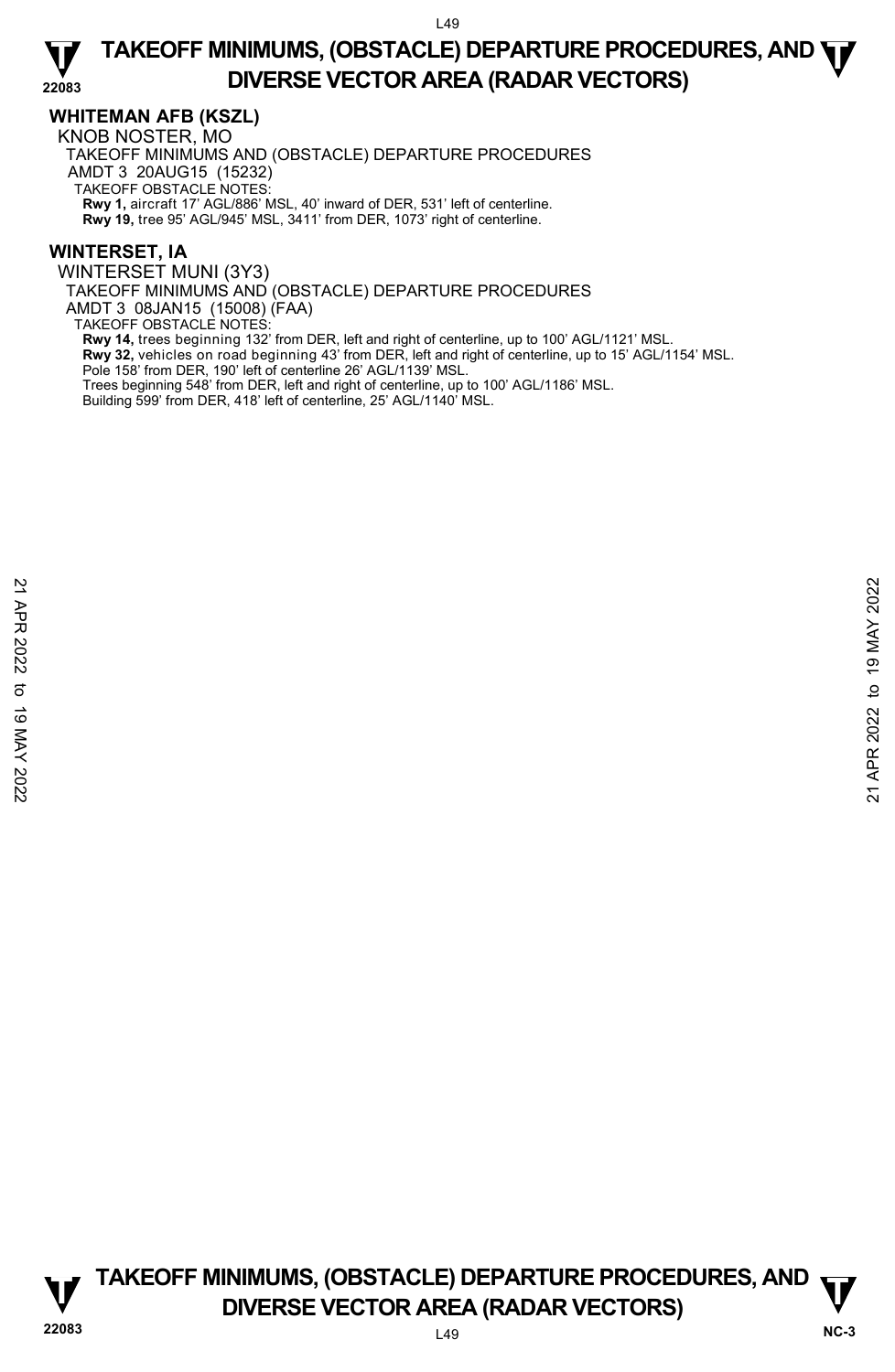## WHITEMAN AFB (KSZL)

KNOB NOSTER, MO

TAKEOFF MINIMUMS AND (OBSTACLE) DEPARTURE PROCEDURES

AMDT 3 20AUG15 (15232)

TAKEOFF OBSTACLE NOTES:

**Rwy 1,** aircraft 17' AGL/886' MSL, 40' inward of DER, 531' left of centerline.

**Rwy 19,** tree 95' AGL/945' MSL, 3411' from DER, 1073' right of centerline.

## WINTERSET, IA

WINTERSET MUNI (3Y3)

TAKEOFF MINIMUMS AND (OBSTACLE) DEPARTURE PROCEDURES

AMDT 3 08JAN15 (15008) (FAA)

TAKEOFF OBSTACLE NOTES:

**Rwy 14,** trees beginning 132' from DER, left and right of centerline, up to 100' AGL/1121' MSL.

**Rwy 32,** vehicles on road beginning 43' from DER, left and right of centerline, up to 15' AGL/1154' MSL.

Pole 158' from DER, 190' left of centerline 26' AGL/1139' MSL.

Trees beginning 548' from DER, left and right of centerline, up to 100' AGL/1186' MSL.

Building 599' from DER, 418' left of centerline, 25' AGL/1140' MSL.